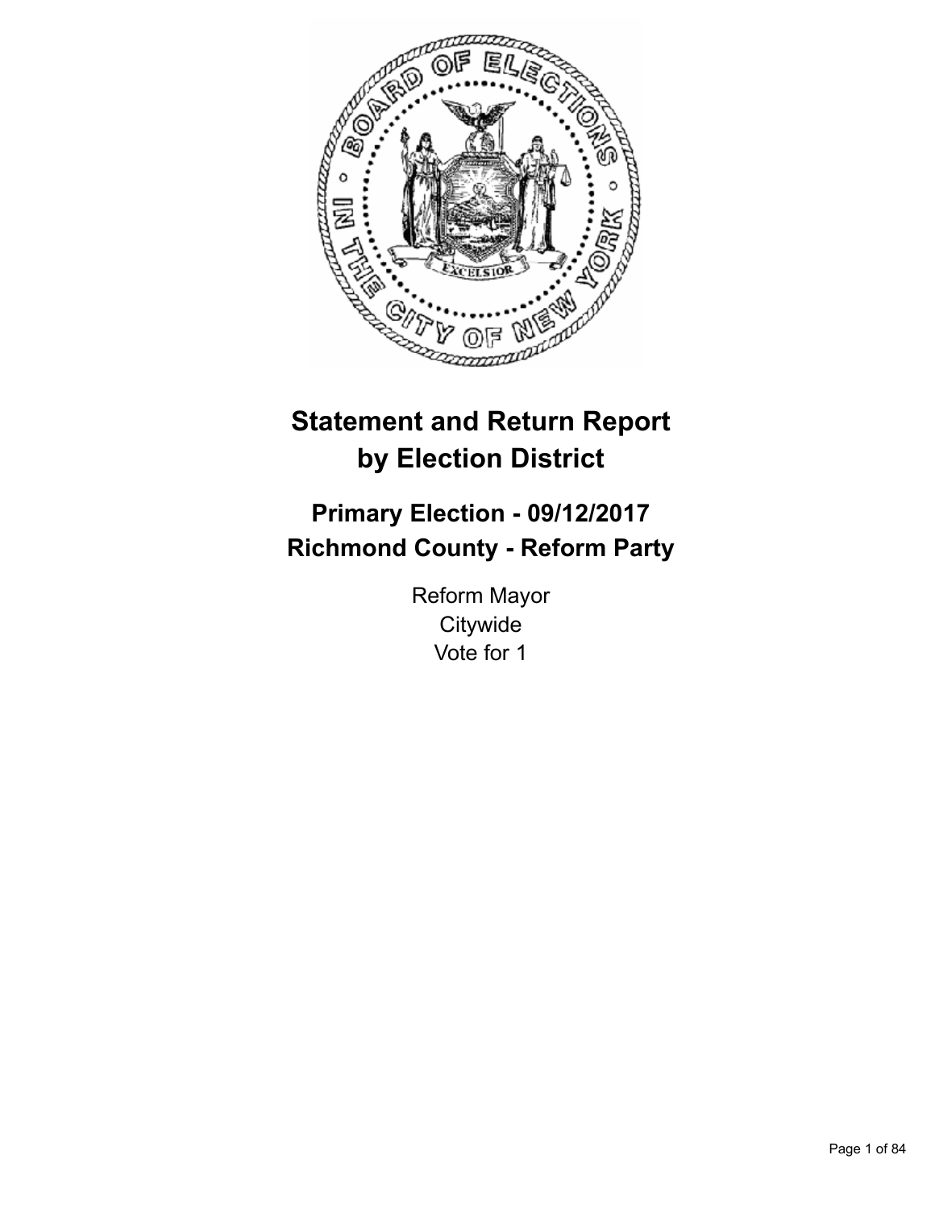# Statement and Return Report by Election District

## Primary Election - 09/12/2017
## Richmond County - Reform Party

Reform Mayor
Citywide
Vote for 1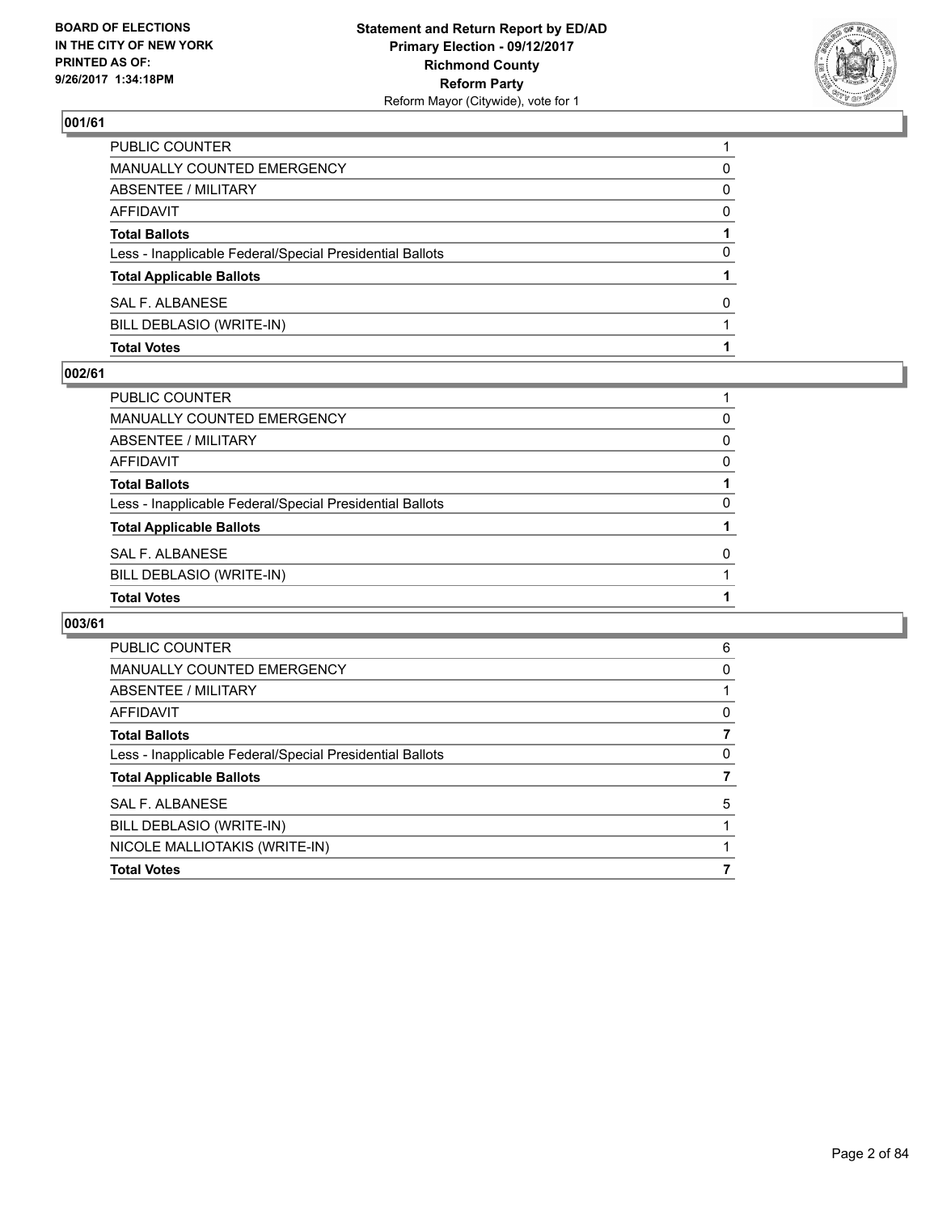## 001/61

| | |
|---|---|
| PUBLIC COUNTER | 1 |
| MANUALLY COUNTED EMERGENCY | 0 |
| ABSENTEE / MILITARY | 0 |
| AFFIDAVIT | 0 |
| **Total Ballots** | **1** |
| Less - Inapplicable Federal/Special Presidential Ballots | 0 |
| **Total Applicable Ballots** | **1** |
| SAL F. ALBANESE | 0 |
| BILL DEBLASIO (WRITE-IN) | 1 |
| **Total Votes** | **1** |

## 002/61

| | |
|---|---|
| PUBLIC COUNTER | 1 |
| MANUALLY COUNTED EMERGENCY | 0 |
| ABSENTEE / MILITARY | 0 |
| AFFIDAVIT | 0 |
| **Total Ballots** | **1** |
| Less - Inapplicable Federal/Special Presidential Ballots | 0 |
| **Total Applicable Ballots** | **1** |
| SAL F. ALBANESE | 0 |
| BILL DEBLASIO (WRITE-IN) | 1 |
| **Total Votes** | **1** |

## 003/61

| | |
|---|---|
| PUBLIC COUNTER | 6 |
| MANUALLY COUNTED EMERGENCY | 0 |
| ABSENTEE / MILITARY | 1 |
| AFFIDAVIT | 0 |
| **Total Ballots** | **7** |
| Less - Inapplicable Federal/Special Presidential Ballots | 0 |
| **Total Applicable Ballots** | **7** |
| SAL F. ALBANESE | 5 |
| BILL DEBLASIO (WRITE-IN) | 1 |
| NICOLE MALLIOTAKIS (WRITE-IN) | 1 |
| **Total Votes** | **7** |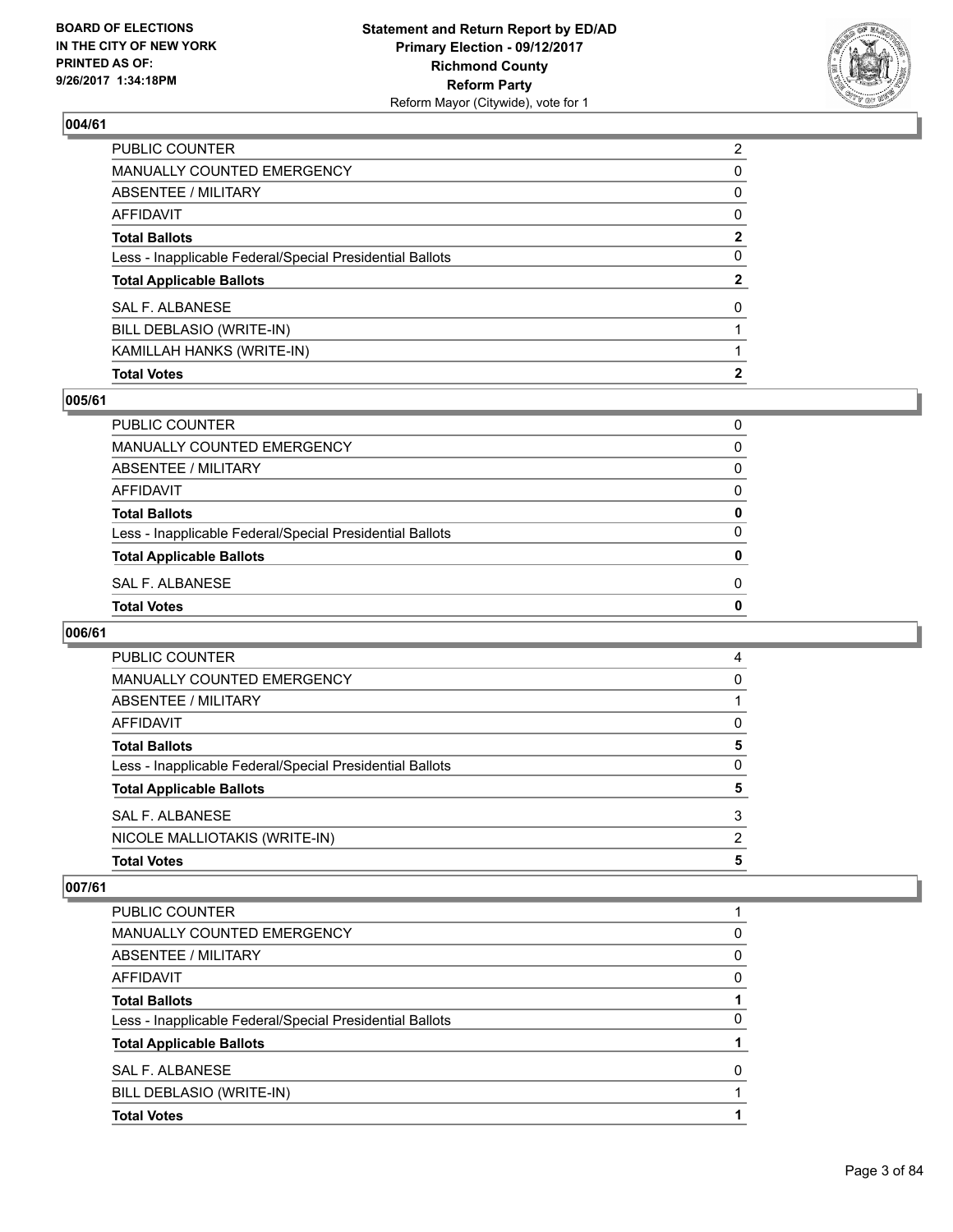## 004/61

| | |
|---|---|
| PUBLIC COUNTER | 2 |
| MANUALLY COUNTED EMERGENCY | 0 |
| ABSENTEE / MILITARY | 0 |
| AFFIDAVIT | 0 |
| **Total Ballots** | **2** |
| Less - Inapplicable Federal/Special Presidential Ballots | 0 |
| **Total Applicable Ballots** | **2** |
| SAL F. ALBANESE | 0 |
| BILL DEBLASIO (WRITE-IN) | 1 |
| KAMILLAH HANKS (WRITE-IN) | 1 |
| **Total Votes** | **2** |

## 005/61

| | |
|---|---|
| PUBLIC COUNTER | 0 |
| MANUALLY COUNTED EMERGENCY | 0 |
| ABSENTEE / MILITARY | 0 |
| AFFIDAVIT | 0 |
| **Total Ballots** | **0** |
| Less - Inapplicable Federal/Special Presidential Ballots | 0 |
| **Total Applicable Ballots** | **0** |
| SAL F. ALBANESE | 0 |
| **Total Votes** | **0** |

## 006/61

| | |
|---|---|
| PUBLIC COUNTER | 4 |
| MANUALLY COUNTED EMERGENCY | 0 |
| ABSENTEE / MILITARY | 1 |
| AFFIDAVIT | 0 |
| **Total Ballots** | **5** |
| Less - Inapplicable Federal/Special Presidential Ballots | 0 |
| **Total Applicable Ballots** | **5** |
| SAL F. ALBANESE | 3 |
| NICOLE MALLIOTAKIS (WRITE-IN) | 2 |
| **Total Votes** | **5** |

## 007/61

| | |
|---|---|
| PUBLIC COUNTER | 1 |
| MANUALLY COUNTED EMERGENCY | 0 |
| ABSENTEE / MILITARY | 0 |
| AFFIDAVIT | 0 |
| **Total Ballots** | **1** |
| Less - Inapplicable Federal/Special Presidential Ballots | 0 |
| **Total Applicable Ballots** | **1** |
| SAL F. ALBANESE | 0 |
| BILL DEBLASIO (WRITE-IN) | 1 |
| **Total Votes** | **1** |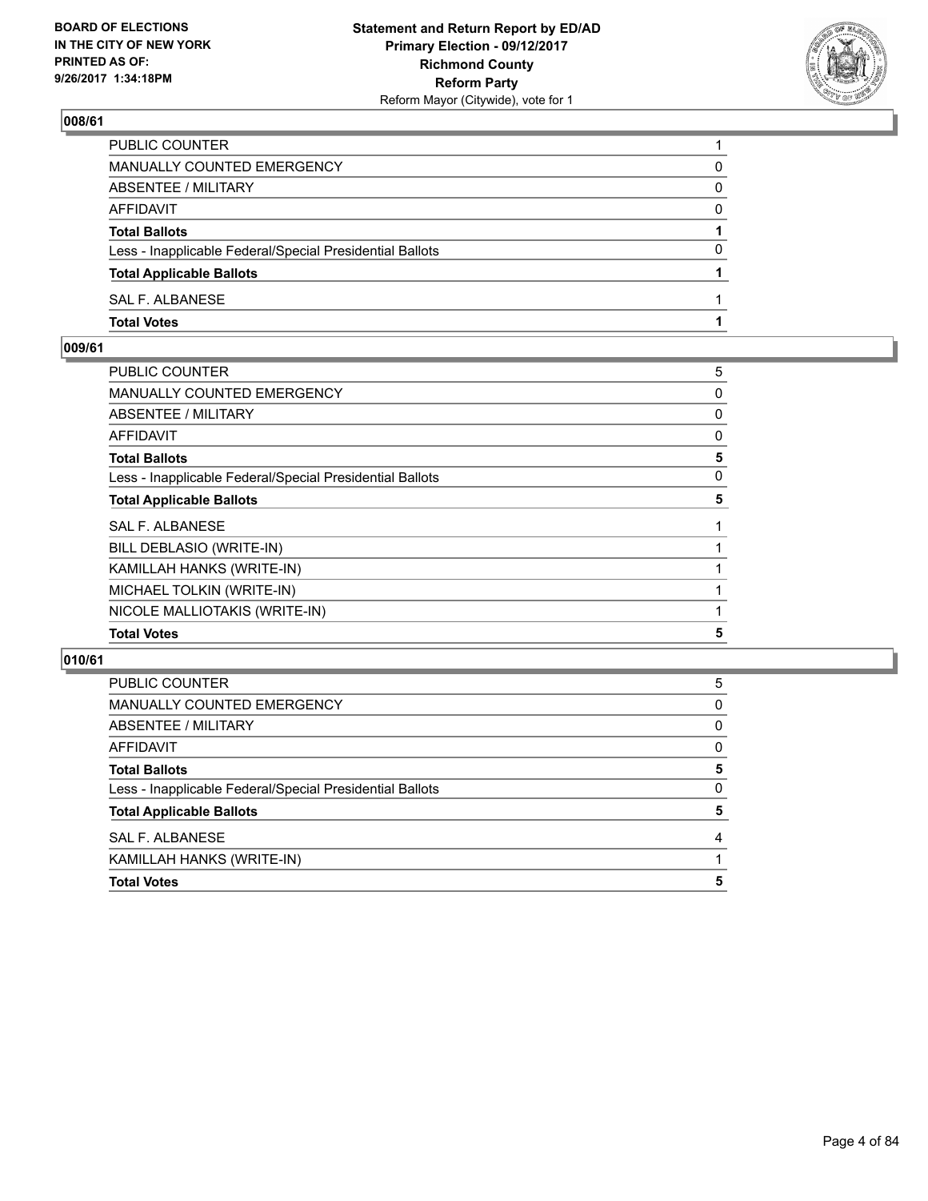BOARD OF ELECTIONS
IN THE CITY OF NEW YORK
PRINTED AS OF:
9/26/2017 1:34:18PM

**Statement and Return Report by ED/AD**
**Primary Election - 09/12/2017**
**Richmond County**
**Reform Party**
Reform Mayor (Citywide), vote for 1

## 008/61

| | |
|---|---|
| PUBLIC COUNTER | 1 |
| MANUALLY COUNTED EMERGENCY | 0 |
| ABSENTEE / MILITARY | 0 |
| AFFIDAVIT | 0 |
| **Total Ballots** | **1** |
| Less - Inapplicable Federal/Special Presidential Ballots | 0 |
| **Total Applicable Ballots** | **1** |
| SAL F. ALBANESE | 1 |
| **Total Votes** | **1** |

## 009/61

| | |
|---|---|
| PUBLIC COUNTER | 5 |
| MANUALLY COUNTED EMERGENCY | 0 |
| ABSENTEE / MILITARY | 0 |
| AFFIDAVIT | 0 |
| **Total Ballots** | **5** |
| Less - Inapplicable Federal/Special Presidential Ballots | 0 |
| **Total Applicable Ballots** | **5** |
| SAL F. ALBANESE | 1 |
| BILL DEBLASIO (WRITE-IN) | 1 |
| KAMILLAH HANKS (WRITE-IN) | 1 |
| MICHAEL TOLKIN (WRITE-IN) | 1 |
| NICOLE MALLIOTAKIS (WRITE-IN) | 1 |
| **Total Votes** | **5** |

## 010/61

| | |
|---|---|
| PUBLIC COUNTER | 5 |
| MANUALLY COUNTED EMERGENCY | 0 |
| ABSENTEE / MILITARY | 0 |
| AFFIDAVIT | 0 |
| **Total Ballots** | **5** |
| Less - Inapplicable Federal/Special Presidential Ballots | 0 |
| **Total Applicable Ballots** | **5** |
| SAL F. ALBANESE | 4 |
| KAMILLAH HANKS (WRITE-IN) | 1 |
| **Total Votes** | **5** |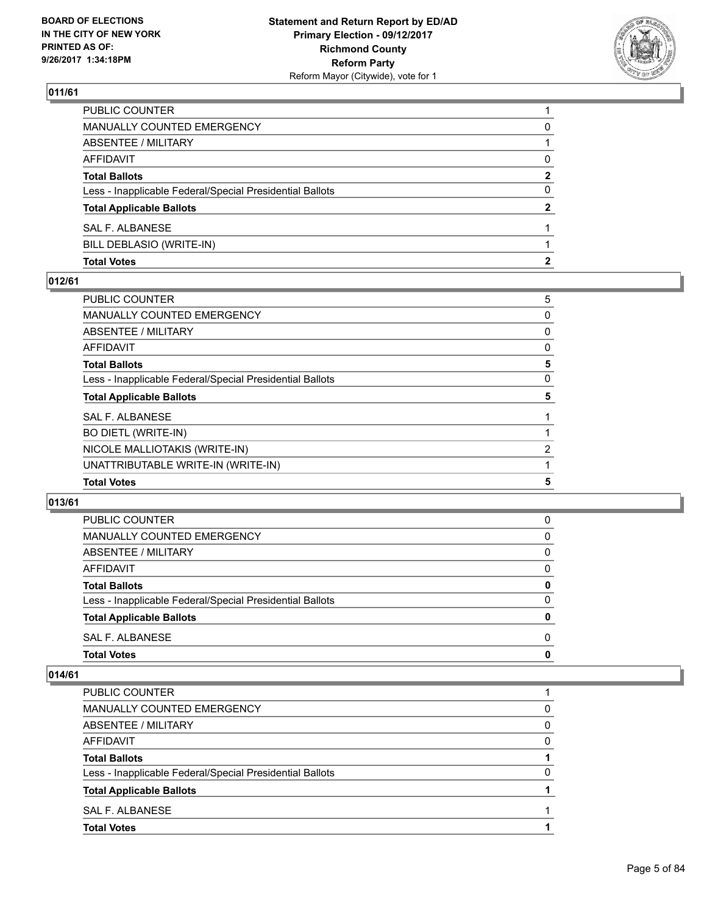## 011/61

| | |
|---|---|
| PUBLIC COUNTER | 1 |
| MANUALLY COUNTED EMERGENCY | 0 |
| ABSENTEE / MILITARY | 1 |
| AFFIDAVIT | 0 |
| **Total Ballots** | **2** |
| Less - Inapplicable Federal/Special Presidential Ballots | 0 |
| **Total Applicable Ballots** | **2** |
| SAL F. ALBANESE | 1 |
| BILL DEBLASIO (WRITE-IN) | 1 |
| **Total Votes** | **2** |

## 012/61

| | |
|---|---|
| PUBLIC COUNTER | 5 |
| MANUALLY COUNTED EMERGENCY | 0 |
| ABSENTEE / MILITARY | 0 |
| AFFIDAVIT | 0 |
| **Total Ballots** | **5** |
| Less - Inapplicable Federal/Special Presidential Ballots | 0 |
| **Total Applicable Ballots** | **5** |
| SAL F. ALBANESE | 1 |
| BO DIETL (WRITE-IN) | 1 |
| NICOLE MALLIOTAKIS (WRITE-IN) | 2 |
| UNATTRIBUTABLE WRITE-IN (WRITE-IN) | 1 |
| **Total Votes** | **5** |

## 013/61

| | |
|---|---|
| PUBLIC COUNTER | 0 |
| MANUALLY COUNTED EMERGENCY | 0 |
| ABSENTEE / MILITARY | 0 |
| AFFIDAVIT | 0 |
| **Total Ballots** | **0** |
| Less - Inapplicable Federal/Special Presidential Ballots | 0 |
| **Total Applicable Ballots** | **0** |
| SAL F. ALBANESE | 0 |
| **Total Votes** | **0** |

## 014/61

| | |
|---|---|
| PUBLIC COUNTER | 1 |
| MANUALLY COUNTED EMERGENCY | 0 |
| ABSENTEE / MILITARY | 0 |
| AFFIDAVIT | 0 |
| **Total Ballots** | **1** |
| Less - Inapplicable Federal/Special Presidential Ballots | 0 |
| **Total Applicable Ballots** | **1** |
| SAL F. ALBANESE | 1 |
| **Total Votes** | **1** |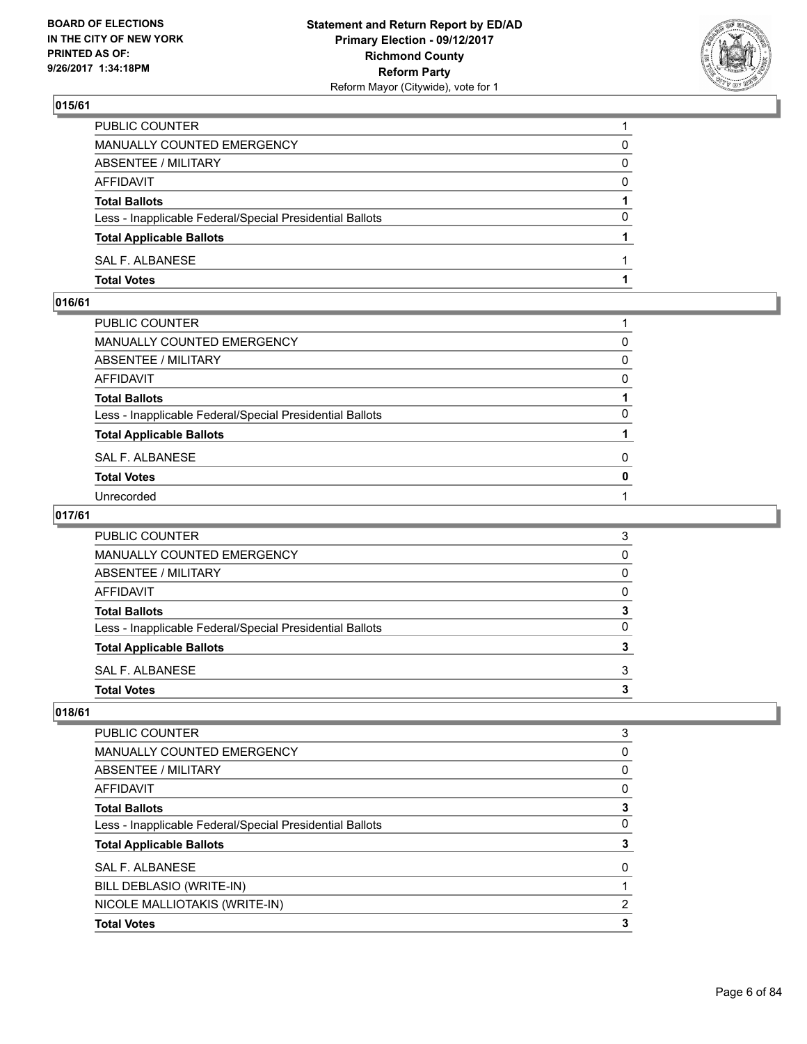## 015/61

| | |
|---|---|
| PUBLIC COUNTER | 1 |
| MANUALLY COUNTED EMERGENCY | 0 |
| ABSENTEE / MILITARY | 0 |
| AFFIDAVIT | 0 |
| **Total Ballots** | **1** |
| Less - Inapplicable Federal/Special Presidential Ballots | 0 |
| **Total Applicable Ballots** | **1** |
| SAL F. ALBANESE | 1 |
| **Total Votes** | **1** |

## 016/61

| | |
|---|---|
| PUBLIC COUNTER | 1 |
| MANUALLY COUNTED EMERGENCY | 0 |
| ABSENTEE / MILITARY | 0 |
| AFFIDAVIT | 0 |
| **Total Ballots** | **1** |
| Less - Inapplicable Federal/Special Presidential Ballots | 0 |
| **Total Applicable Ballots** | **1** |
| SAL F. ALBANESE | 0 |
| **Total Votes** | **0** |
| Unrecorded | 1 |

## 017/61

| | |
|---|---|
| PUBLIC COUNTER | 3 |
| MANUALLY COUNTED EMERGENCY | 0 |
| ABSENTEE / MILITARY | 0 |
| AFFIDAVIT | 0 |
| **Total Ballots** | **3** |
| Less - Inapplicable Federal/Special Presidential Ballots | 0 |
| **Total Applicable Ballots** | **3** |
| SAL F. ALBANESE | 3 |
| **Total Votes** | **3** |

## 018/61

| | |
|---|---|
| PUBLIC COUNTER | 3 |
| MANUALLY COUNTED EMERGENCY | 0 |
| ABSENTEE / MILITARY | 0 |
| AFFIDAVIT | 0 |
| **Total Ballots** | **3** |
| Less - Inapplicable Federal/Special Presidential Ballots | 0 |
| **Total Applicable Ballots** | **3** |
| SAL F. ALBANESE | 0 |
| BILL DEBLASIO (WRITE-IN) | 1 |
| NICOLE MALLIOTAKIS (WRITE-IN) | 2 |
| **Total Votes** | **3** |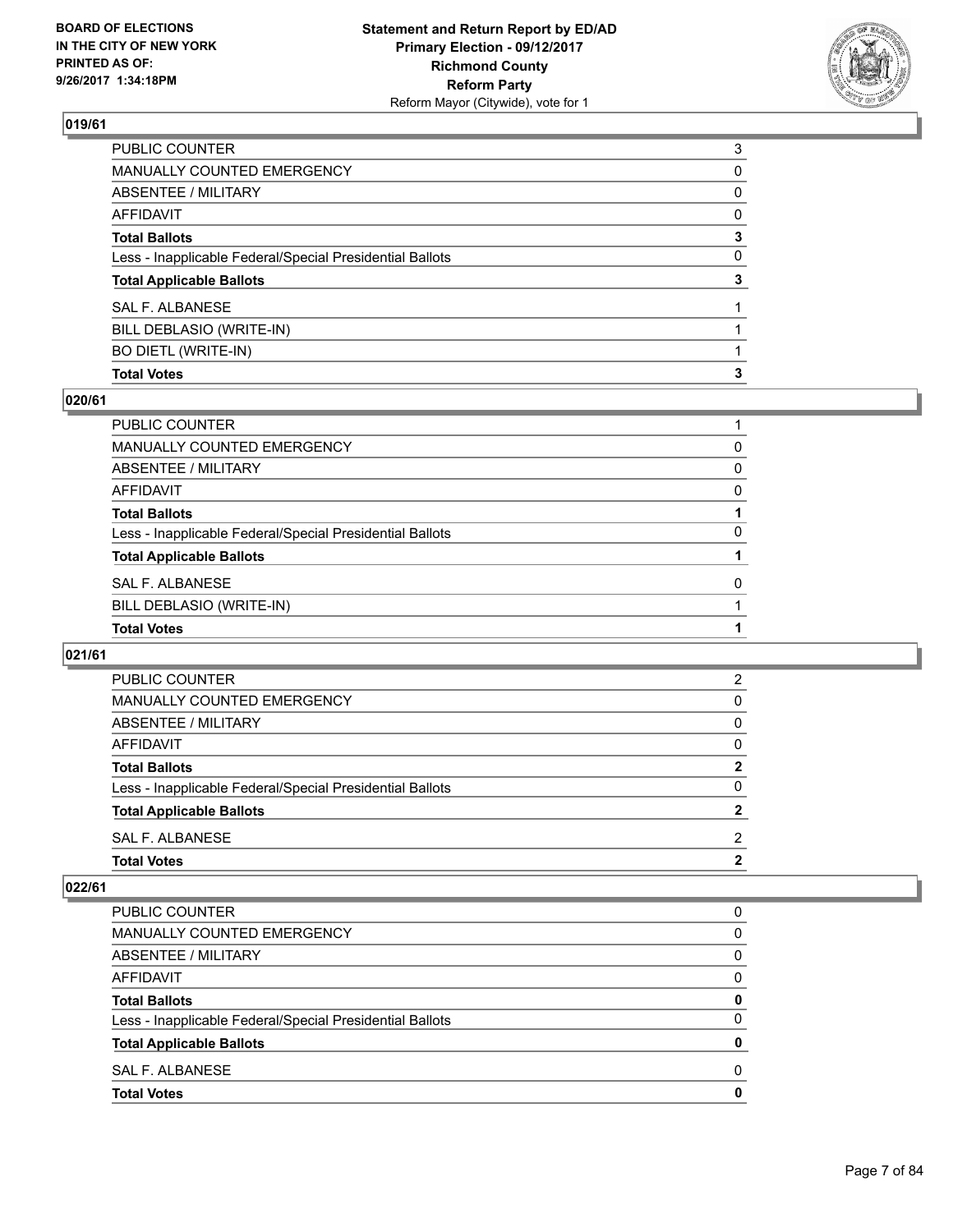## 019/61

| | |
|---|---|
| PUBLIC COUNTER | 3 |
| MANUALLY COUNTED EMERGENCY | 0 |
| ABSENTEE / MILITARY | 0 |
| AFFIDAVIT | 0 |
| **Total Ballots** | **3** |
| Less - Inapplicable Federal/Special Presidential Ballots | 0 |
| **Total Applicable Ballots** | **3** |
| SAL F. ALBANESE | 1 |
| BILL DEBLASIO (WRITE-IN) | 1 |
| BO DIETL (WRITE-IN) | 1 |
| **Total Votes** | **3** |

## 020/61

| | |
|---|---|
| PUBLIC COUNTER | 1 |
| MANUALLY COUNTED EMERGENCY | 0 |
| ABSENTEE / MILITARY | 0 |
| AFFIDAVIT | 0 |
| **Total Ballots** | **1** |
| Less - Inapplicable Federal/Special Presidential Ballots | 0 |
| **Total Applicable Ballots** | **1** |
| SAL F. ALBANESE | 0 |
| BILL DEBLASIO (WRITE-IN) | 1 |
| **Total Votes** | **1** |

## 021/61

| | |
|---|---|
| PUBLIC COUNTER | 2 |
| MANUALLY COUNTED EMERGENCY | 0 |
| ABSENTEE / MILITARY | 0 |
| AFFIDAVIT | 0 |
| **Total Ballots** | **2** |
| Less - Inapplicable Federal/Special Presidential Ballots | 0 |
| **Total Applicable Ballots** | **2** |
| SAL F. ALBANESE | 2 |
| **Total Votes** | **2** |

## 022/61

| | |
|---|---|
| PUBLIC COUNTER | 0 |
| MANUALLY COUNTED EMERGENCY | 0 |
| ABSENTEE / MILITARY | 0 |
| AFFIDAVIT | 0 |
| **Total Ballots** | **0** |
| Less - Inapplicable Federal/Special Presidential Ballots | 0 |
| **Total Applicable Ballots** | **0** |
| SAL F. ALBANESE | 0 |
| **Total Votes** | **0** |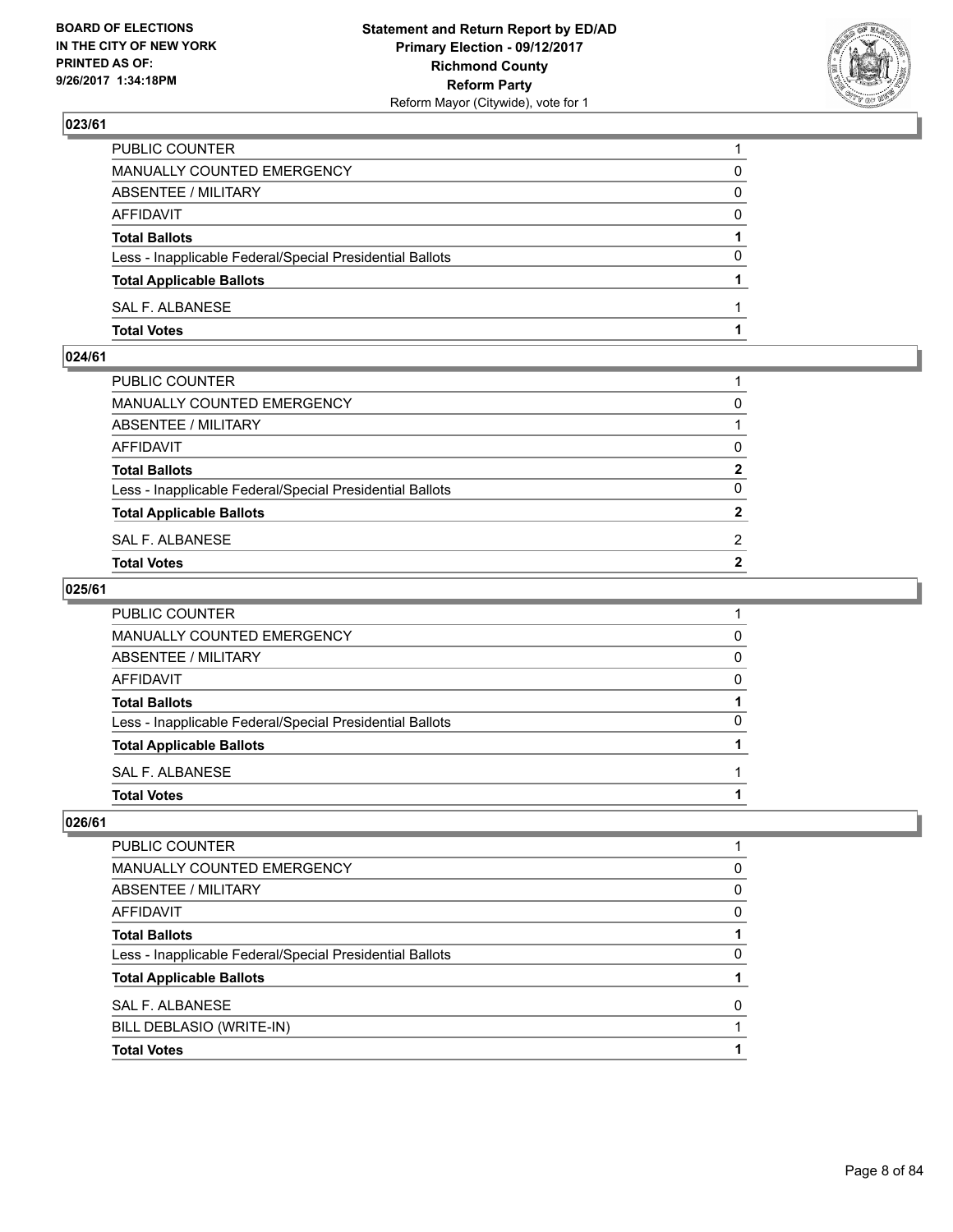## 023/61

| | |
|---|---|
| PUBLIC COUNTER | 1 |
| MANUALLY COUNTED EMERGENCY | 0 |
| ABSENTEE / MILITARY | 0 |
| AFFIDAVIT | 0 |
| **Total Ballots** | **1** |
| Less - Inapplicable Federal/Special Presidential Ballots | 0 |
| **Total Applicable Ballots** | **1** |
| SAL F. ALBANESE | 1 |
| **Total Votes** | **1** |

## 024/61

| | |
|---|---|
| PUBLIC COUNTER | 1 |
| MANUALLY COUNTED EMERGENCY | 0 |
| ABSENTEE / MILITARY | 1 |
| AFFIDAVIT | 0 |
| **Total Ballots** | **2** |
| Less - Inapplicable Federal/Special Presidential Ballots | 0 |
| **Total Applicable Ballots** | **2** |
| SAL F. ALBANESE | 2 |
| **Total Votes** | **2** |

## 025/61

| | |
|---|---|
| PUBLIC COUNTER | 1 |
| MANUALLY COUNTED EMERGENCY | 0 |
| ABSENTEE / MILITARY | 0 |
| AFFIDAVIT | 0 |
| **Total Ballots** | **1** |
| Less - Inapplicable Federal/Special Presidential Ballots | 0 |
| **Total Applicable Ballots** | **1** |
| SAL F. ALBANESE | 1 |
| **Total Votes** | **1** |

## 026/61

| | |
|---|---|
| PUBLIC COUNTER | 1 |
| MANUALLY COUNTED EMERGENCY | 0 |
| ABSENTEE / MILITARY | 0 |
| AFFIDAVIT | 0 |
| **Total Ballots** | **1** |
| Less - Inapplicable Federal/Special Presidential Ballots | 0 |
| **Total Applicable Ballots** | **1** |
| SAL F. ALBANESE | 0 |
| BILL DEBLASIO (WRITE-IN) | 1 |
| **Total Votes** | **1** |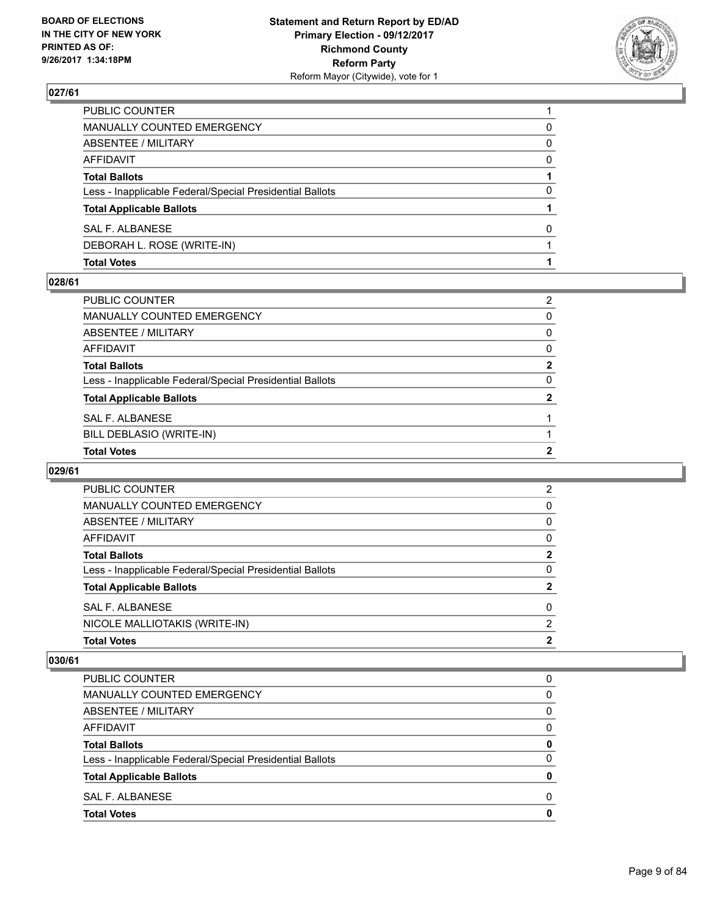## 027/61

| | |
|---|---|
| PUBLIC COUNTER | 1 |
| MANUALLY COUNTED EMERGENCY | 0 |
| ABSENTEE / MILITARY | 0 |
| AFFIDAVIT | 0 |
| **Total Ballots** | **1** |
| Less - Inapplicable Federal/Special Presidential Ballots | 0 |
| **Total Applicable Ballots** | **1** |
| SAL F. ALBANESE | 0 |
| DEBORAH L. ROSE (WRITE-IN) | 1 |
| **Total Votes** | **1** |

## 028/61

| | |
|---|---|
| PUBLIC COUNTER | 2 |
| MANUALLY COUNTED EMERGENCY | 0 |
| ABSENTEE / MILITARY | 0 |
| AFFIDAVIT | 0 |
| **Total Ballots** | **2** |
| Less - Inapplicable Federal/Special Presidential Ballots | 0 |
| **Total Applicable Ballots** | **2** |
| SAL F. ALBANESE | 1 |
| BILL DEBLASIO (WRITE-IN) | 1 |
| **Total Votes** | **2** |

## 029/61

| | |
|---|---|
| PUBLIC COUNTER | 2 |
| MANUALLY COUNTED EMERGENCY | 0 |
| ABSENTEE / MILITARY | 0 |
| AFFIDAVIT | 0 |
| **Total Ballots** | **2** |
| Less - Inapplicable Federal/Special Presidential Ballots | 0 |
| **Total Applicable Ballots** | **2** |
| SAL F. ALBANESE | 0 |
| NICOLE MALLIOTAKIS (WRITE-IN) | 2 |
| **Total Votes** | **2** |

## 030/61

| | |
|---|---|
| PUBLIC COUNTER | 0 |
| MANUALLY COUNTED EMERGENCY | 0 |
| ABSENTEE / MILITARY | 0 |
| AFFIDAVIT | 0 |
| **Total Ballots** | **0** |
| Less - Inapplicable Federal/Special Presidential Ballots | 0 |
| **Total Applicable Ballots** | **0** |
| SAL F. ALBANESE | 0 |
| **Total Votes** | **0** |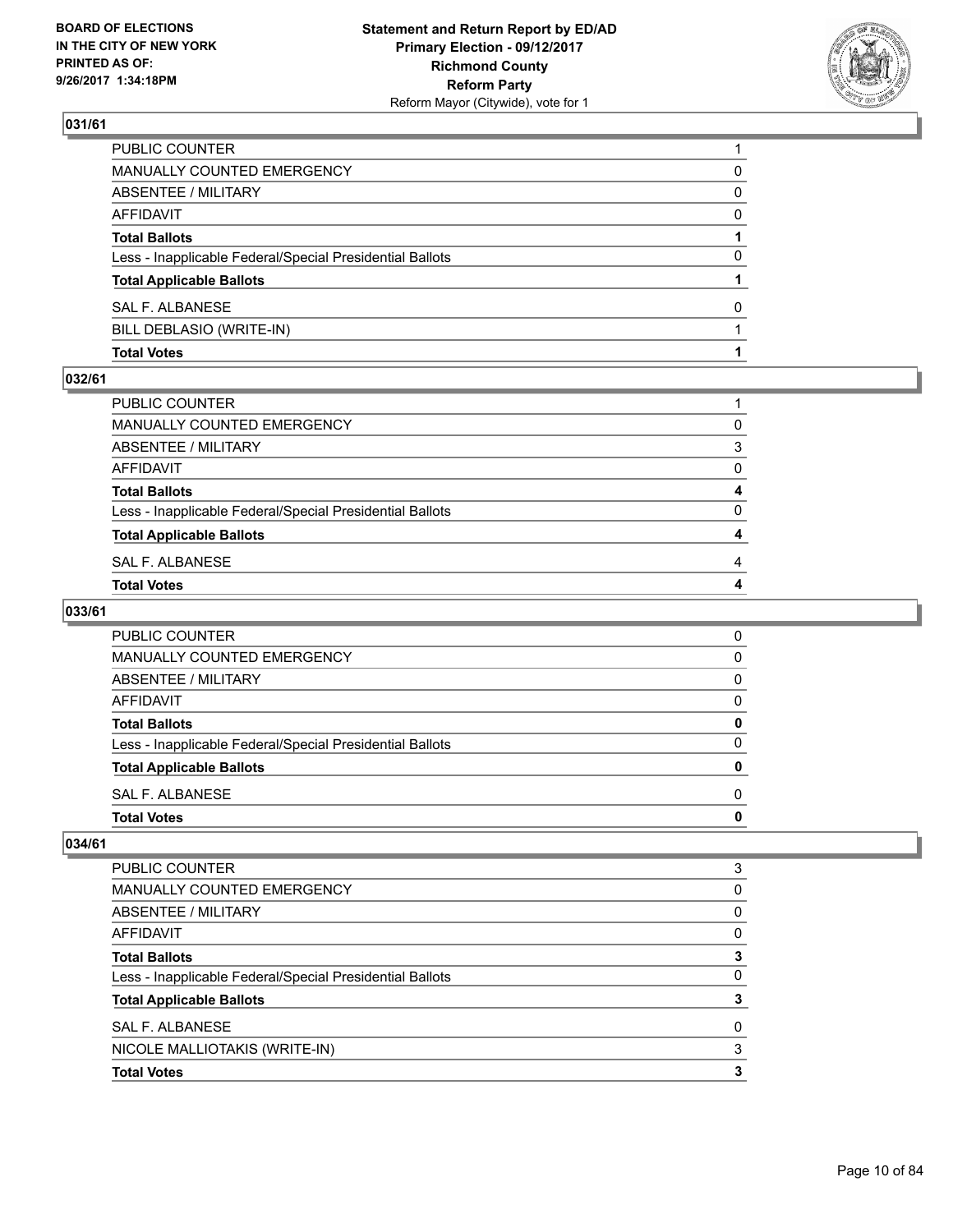## 031/61

| | |
|---|---|
| PUBLIC COUNTER | 1 |
| MANUALLY COUNTED EMERGENCY | 0 |
| ABSENTEE / MILITARY | 0 |
| AFFIDAVIT | 0 |
| **Total Ballots** | **1** |
| Less - Inapplicable Federal/Special Presidential Ballots | 0 |
| **Total Applicable Ballots** | **1** |
| SAL F. ALBANESE | 0 |
| BILL DEBLASIO (WRITE-IN) | 1 |
| **Total Votes** | **1** |

## 032/61

| | |
|---|---|
| PUBLIC COUNTER | 1 |
| MANUALLY COUNTED EMERGENCY | 0 |
| ABSENTEE / MILITARY | 3 |
| AFFIDAVIT | 0 |
| **Total Ballots** | **4** |
| Less - Inapplicable Federal/Special Presidential Ballots | 0 |
| **Total Applicable Ballots** | **4** |
| SAL F. ALBANESE | 4 |
| **Total Votes** | **4** |

## 033/61

| | |
|---|---|
| PUBLIC COUNTER | 0 |
| MANUALLY COUNTED EMERGENCY | 0 |
| ABSENTEE / MILITARY | 0 |
| AFFIDAVIT | 0 |
| **Total Ballots** | **0** |
| Less - Inapplicable Federal/Special Presidential Ballots | 0 |
| **Total Applicable Ballots** | **0** |
| SAL F. ALBANESE | 0 |
| **Total Votes** | **0** |

## 034/61

| | |
|---|---|
| PUBLIC COUNTER | 3 |
| MANUALLY COUNTED EMERGENCY | 0 |
| ABSENTEE / MILITARY | 0 |
| AFFIDAVIT | 0 |
| **Total Ballots** | **3** |
| Less - Inapplicable Federal/Special Presidential Ballots | 0 |
| **Total Applicable Ballots** | **3** |
| SAL F. ALBANESE | 0 |
| NICOLE MALLIOTAKIS (WRITE-IN) | 3 |
| **Total Votes** | **3** |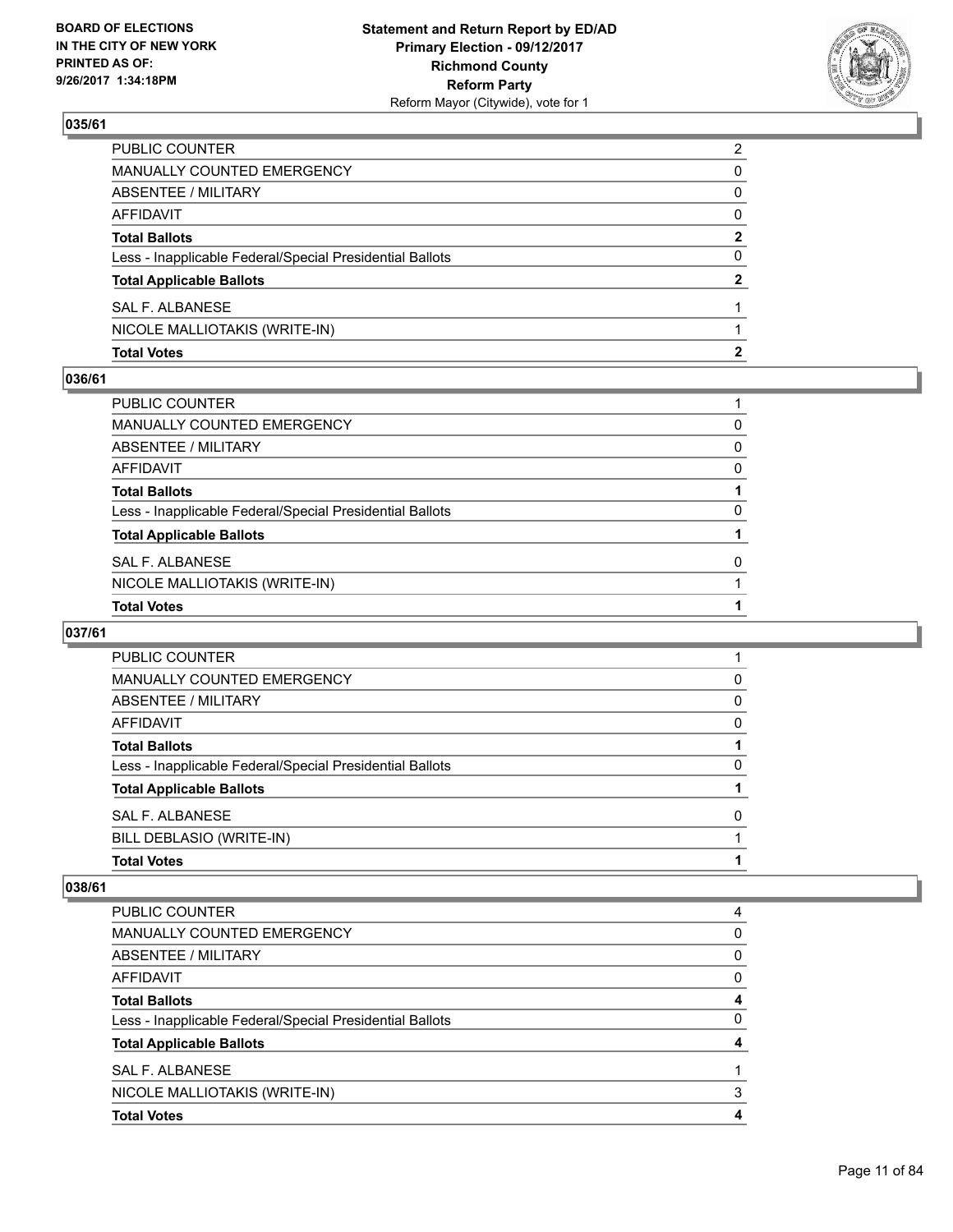## 035/61

| | |
|---|---|
| PUBLIC COUNTER | 2 |
| MANUALLY COUNTED EMERGENCY | 0 |
| ABSENTEE / MILITARY | 0 |
| AFFIDAVIT | 0 |
| **Total Ballots** | **2** |
| Less - Inapplicable Federal/Special Presidential Ballots | 0 |
| **Total Applicable Ballots** | **2** |
| SAL F. ALBANESE | 1 |
| NICOLE MALLIOTAKIS (WRITE-IN) | 1 |
| **Total Votes** | **2** |

## 036/61

| | |
|---|---|
| PUBLIC COUNTER | 1 |
| MANUALLY COUNTED EMERGENCY | 0 |
| ABSENTEE / MILITARY | 0 |
| AFFIDAVIT | 0 |
| **Total Ballots** | **1** |
| Less - Inapplicable Federal/Special Presidential Ballots | 0 |
| **Total Applicable Ballots** | **1** |
| SAL F. ALBANESE | 0 |
| NICOLE MALLIOTAKIS (WRITE-IN) | 1 |
| **Total Votes** | **1** |

## 037/61

| | |
|---|---|
| PUBLIC COUNTER | 1 |
| MANUALLY COUNTED EMERGENCY | 0 |
| ABSENTEE / MILITARY | 0 |
| AFFIDAVIT | 0 |
| **Total Ballots** | **1** |
| Less - Inapplicable Federal/Special Presidential Ballots | 0 |
| **Total Applicable Ballots** | **1** |
| SAL F. ALBANESE | 0 |
| BILL DEBLASIO (WRITE-IN) | 1 |
| **Total Votes** | **1** |

## 038/61

| | |
|---|---|
| PUBLIC COUNTER | 4 |
| MANUALLY COUNTED EMERGENCY | 0 |
| ABSENTEE / MILITARY | 0 |
| AFFIDAVIT | 0 |
| **Total Ballots** | **4** |
| Less - Inapplicable Federal/Special Presidential Ballots | 0 |
| **Total Applicable Ballots** | **4** |
| SAL F. ALBANESE | 1 |
| NICOLE MALLIOTAKIS (WRITE-IN) | 3 |
| **Total Votes** | **4** |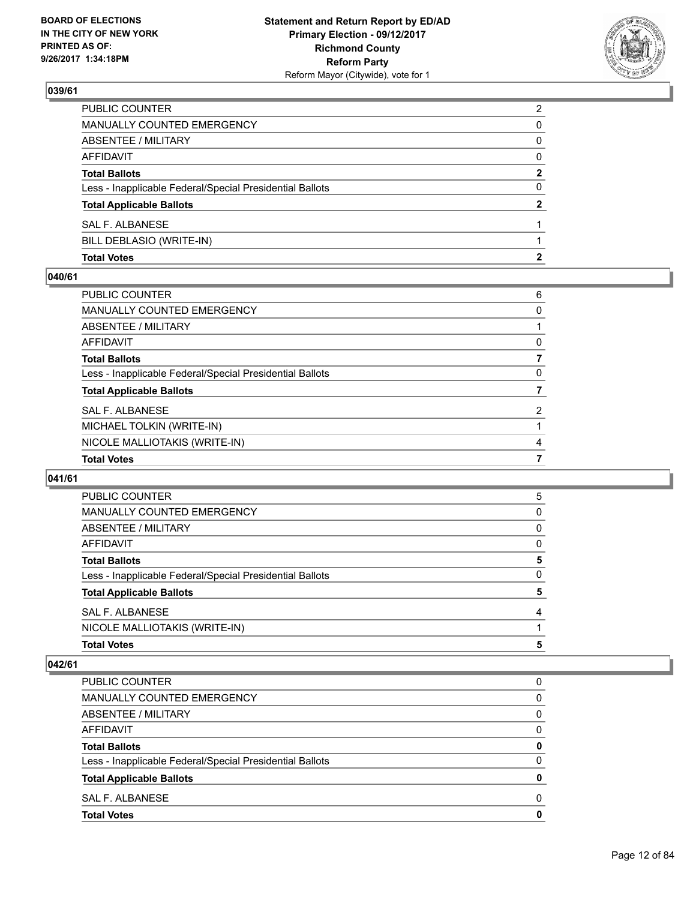## 039/61

| | |
|---|---|
| PUBLIC COUNTER | 2 |
| MANUALLY COUNTED EMERGENCY | 0 |
| ABSENTEE / MILITARY | 0 |
| AFFIDAVIT | 0 |
| **Total Ballots** | **2** |
| Less - Inapplicable Federal/Special Presidential Ballots | 0 |
| **Total Applicable Ballots** | **2** |
| SAL F. ALBANESE | 1 |
| BILL DEBLASIO (WRITE-IN) | 1 |
| **Total Votes** | **2** |

## 040/61

| | |
|---|---|
| PUBLIC COUNTER | 6 |
| MANUALLY COUNTED EMERGENCY | 0 |
| ABSENTEE / MILITARY | 1 |
| AFFIDAVIT | 0 |
| **Total Ballots** | **7** |
| Less - Inapplicable Federal/Special Presidential Ballots | 0 |
| **Total Applicable Ballots** | **7** |
| SAL F. ALBANESE | 2 |
| MICHAEL TOLKIN (WRITE-IN) | 1 |
| NICOLE MALLIOTAKIS (WRITE-IN) | 4 |
| **Total Votes** | **7** |

## 041/61

| | |
|---|---|
| PUBLIC COUNTER | 5 |
| MANUALLY COUNTED EMERGENCY | 0 |
| ABSENTEE / MILITARY | 0 |
| AFFIDAVIT | 0 |
| **Total Ballots** | **5** |
| Less - Inapplicable Federal/Special Presidential Ballots | 0 |
| **Total Applicable Ballots** | **5** |
| SAL F. ALBANESE | 4 |
| NICOLE MALLIOTAKIS (WRITE-IN) | 1 |
| **Total Votes** | **5** |

## 042/61

| | |
|---|---|
| PUBLIC COUNTER | 0 |
| MANUALLY COUNTED EMERGENCY | 0 |
| ABSENTEE / MILITARY | 0 |
| AFFIDAVIT | 0 |
| **Total Ballots** | **0** |
| Less - Inapplicable Federal/Special Presidential Ballots | 0 |
| **Total Applicable Ballots** | **0** |
| SAL F. ALBANESE | 0 |
| **Total Votes** | **0** |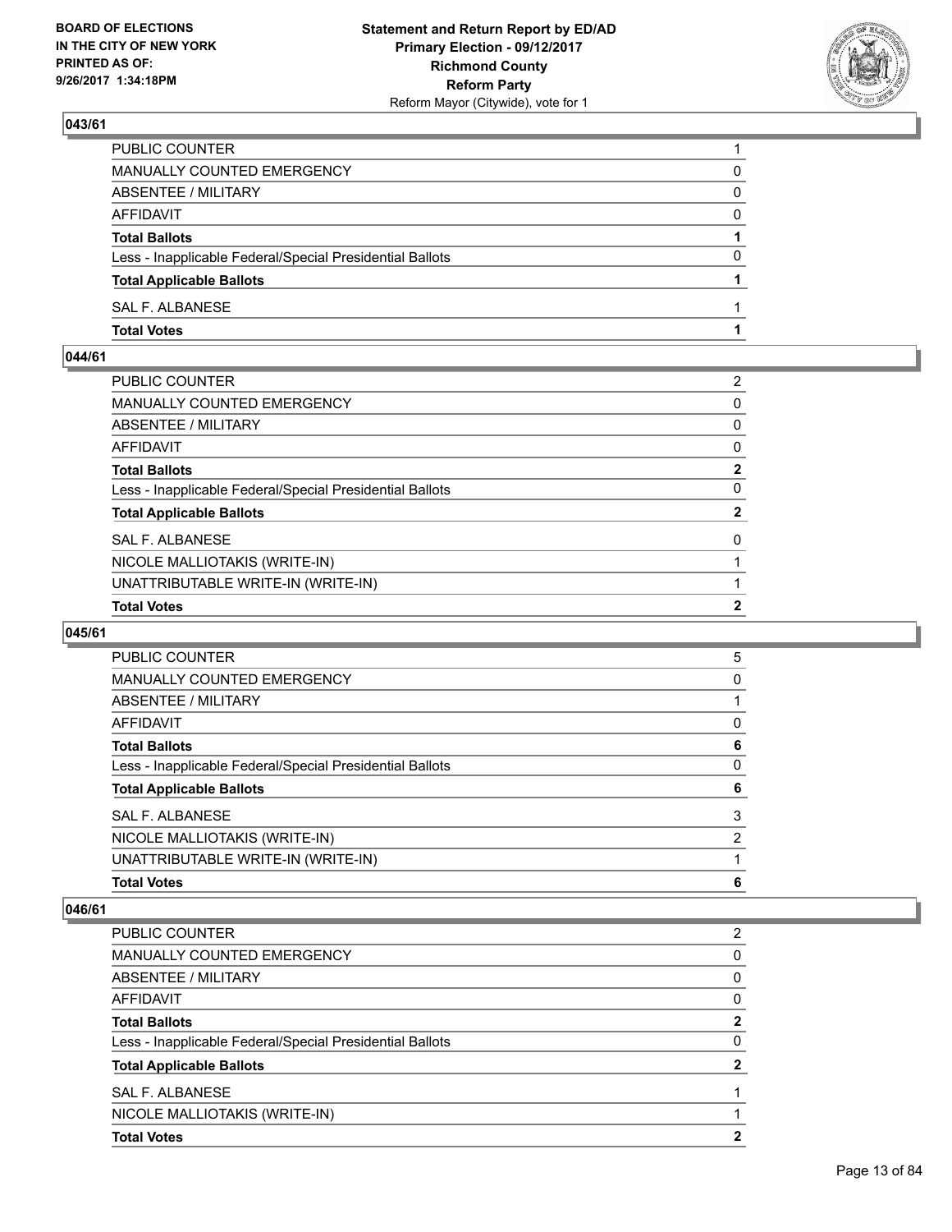## 043/61

| | |
|---|---|
| PUBLIC COUNTER | 1 |
| MANUALLY COUNTED EMERGENCY | 0 |
| ABSENTEE / MILITARY | 0 |
| AFFIDAVIT | 0 |
| **Total Ballots** | **1** |
| Less - Inapplicable Federal/Special Presidential Ballots | 0 |
| **Total Applicable Ballots** | **1** |
| SAL F. ALBANESE | 1 |
| **Total Votes** | **1** |

## 044/61

| | |
|---|---|
| PUBLIC COUNTER | 2 |
| MANUALLY COUNTED EMERGENCY | 0 |
| ABSENTEE / MILITARY | 0 |
| AFFIDAVIT | 0 |
| **Total Ballots** | **2** |
| Less - Inapplicable Federal/Special Presidential Ballots | 0 |
| **Total Applicable Ballots** | **2** |
| SAL F. ALBANESE | 0 |
| NICOLE MALLIOTAKIS (WRITE-IN) | 1 |
| UNATTRIBUTABLE WRITE-IN (WRITE-IN) | 1 |
| **Total Votes** | **2** |

## 045/61

| | |
|---|---|
| PUBLIC COUNTER | 5 |
| MANUALLY COUNTED EMERGENCY | 0 |
| ABSENTEE / MILITARY | 1 |
| AFFIDAVIT | 0 |
| **Total Ballots** | **6** |
| Less - Inapplicable Federal/Special Presidential Ballots | 0 |
| **Total Applicable Ballots** | **6** |
| SAL F. ALBANESE | 3 |
| NICOLE MALLIOTAKIS (WRITE-IN) | 2 |
| UNATTRIBUTABLE WRITE-IN (WRITE-IN) | 1 |
| **Total Votes** | **6** |

## 046/61

| | |
|---|---|
| PUBLIC COUNTER | 2 |
| MANUALLY COUNTED EMERGENCY | 0 |
| ABSENTEE / MILITARY | 0 |
| AFFIDAVIT | 0 |
| **Total Ballots** | **2** |
| Less - Inapplicable Federal/Special Presidential Ballots | 0 |
| **Total Applicable Ballots** | **2** |
| SAL F. ALBANESE | 1 |
| NICOLE MALLIOTAKIS (WRITE-IN) | 1 |
| **Total Votes** | **2** |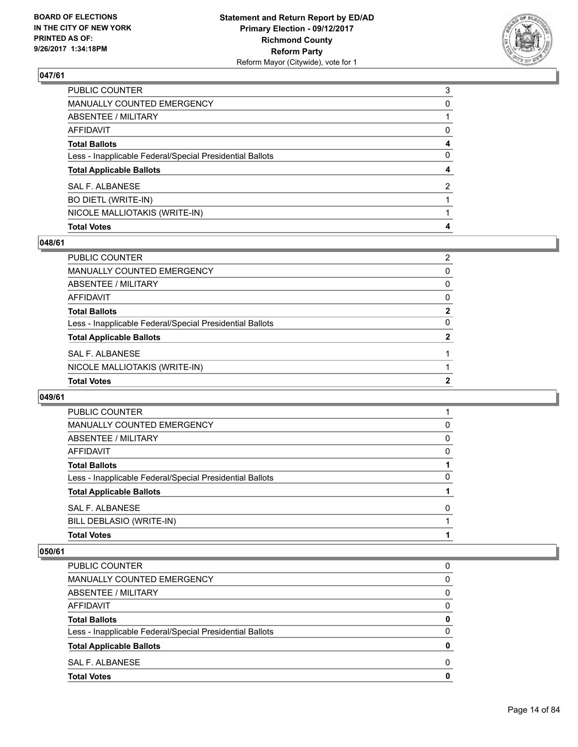## 047/61

| | |
|---|---|
| PUBLIC COUNTER | 3 |
| MANUALLY COUNTED EMERGENCY | 0 |
| ABSENTEE / MILITARY | 1 |
| AFFIDAVIT | 0 |
| **Total Ballots** | **4** |
| Less - Inapplicable Federal/Special Presidential Ballots | 0 |
| **Total Applicable Ballots** | **4** |
| SAL F. ALBANESE | 2 |
| BO DIETL (WRITE-IN) | 1 |
| NICOLE MALLIOTAKIS (WRITE-IN) | 1 |
| **Total Votes** | **4** |

## 048/61

| | |
|---|---|
| PUBLIC COUNTER | 2 |
| MANUALLY COUNTED EMERGENCY | 0 |
| ABSENTEE / MILITARY | 0 |
| AFFIDAVIT | 0 |
| **Total Ballots** | **2** |
| Less - Inapplicable Federal/Special Presidential Ballots | 0 |
| **Total Applicable Ballots** | **2** |
| SAL F. ALBANESE | 1 |
| NICOLE MALLIOTAKIS (WRITE-IN) | 1 |
| **Total Votes** | **2** |

## 049/61

| | |
|---|---|
| PUBLIC COUNTER | 1 |
| MANUALLY COUNTED EMERGENCY | 0 |
| ABSENTEE / MILITARY | 0 |
| AFFIDAVIT | 0 |
| **Total Ballots** | **1** |
| Less - Inapplicable Federal/Special Presidential Ballots | 0 |
| **Total Applicable Ballots** | **1** |
| SAL F. ALBANESE | 0 |
| BILL DEBLASIO (WRITE-IN) | 1 |
| **Total Votes** | **1** |

## 050/61

| | |
|---|---|
| PUBLIC COUNTER | 0 |
| MANUALLY COUNTED EMERGENCY | 0 |
| ABSENTEE / MILITARY | 0 |
| AFFIDAVIT | 0 |
| **Total Ballots** | **0** |
| Less - Inapplicable Federal/Special Presidential Ballots | 0 |
| **Total Applicable Ballots** | **0** |
| SAL F. ALBANESE | 0 |
| **Total Votes** | **0** |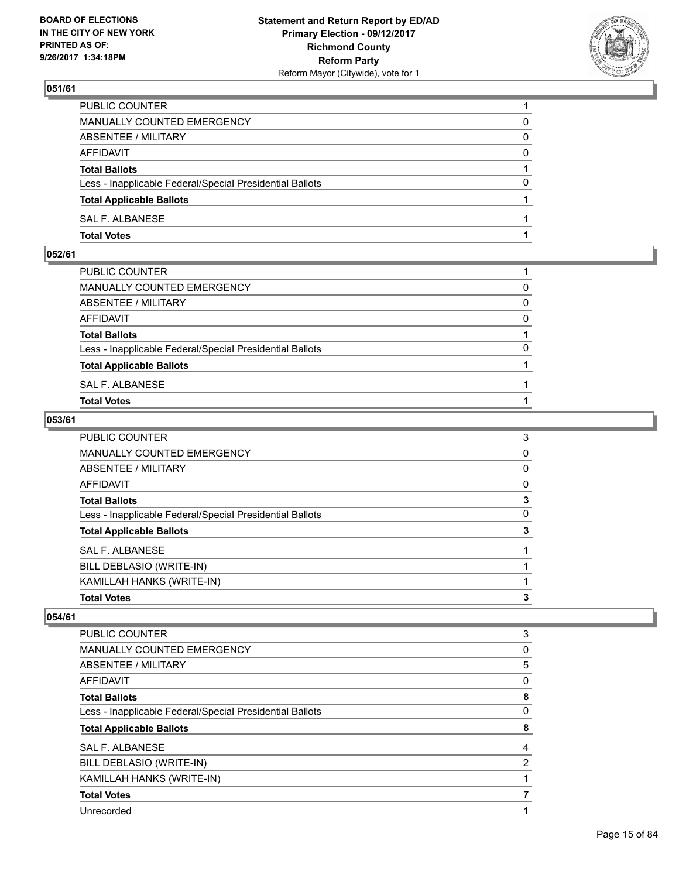## 051/61

| | |
|---|---|
| PUBLIC COUNTER | 1 |
| MANUALLY COUNTED EMERGENCY | 0 |
| ABSENTEE / MILITARY | 0 |
| AFFIDAVIT | 0 |
| **Total Ballots** | **1** |
| Less - Inapplicable Federal/Special Presidential Ballots | 0 |
| **Total Applicable Ballots** | **1** |
| SAL F. ALBANESE | 1 |
| **Total Votes** | **1** |

## 052/61

| | |
|---|---|
| PUBLIC COUNTER | 1 |
| MANUALLY COUNTED EMERGENCY | 0 |
| ABSENTEE / MILITARY | 0 |
| AFFIDAVIT | 0 |
| **Total Ballots** | **1** |
| Less - Inapplicable Federal/Special Presidential Ballots | 0 |
| **Total Applicable Ballots** | **1** |
| SAL F. ALBANESE | 1 |
| **Total Votes** | **1** |

## 053/61

| | |
|---|---|
| PUBLIC COUNTER | 3 |
| MANUALLY COUNTED EMERGENCY | 0 |
| ABSENTEE / MILITARY | 0 |
| AFFIDAVIT | 0 |
| **Total Ballots** | **3** |
| Less - Inapplicable Federal/Special Presidential Ballots | 0 |
| **Total Applicable Ballots** | **3** |
| SAL F. ALBANESE | 1 |
| BILL DEBLASIO (WRITE-IN) | 1 |
| KAMILLAH HANKS (WRITE-IN) | 1 |
| **Total Votes** | **3** |

## 054/61

| | |
|---|---|
| PUBLIC COUNTER | 3 |
| MANUALLY COUNTED EMERGENCY | 0 |
| ABSENTEE / MILITARY | 5 |
| AFFIDAVIT | 0 |
| **Total Ballots** | **8** |
| Less - Inapplicable Federal/Special Presidential Ballots | 0 |
| **Total Applicable Ballots** | **8** |
| SAL F. ALBANESE | 4 |
| BILL DEBLASIO (WRITE-IN) | 2 |
| KAMILLAH HANKS (WRITE-IN) | 1 |
| **Total Votes** | **7** |
| Unrecorded | 1 |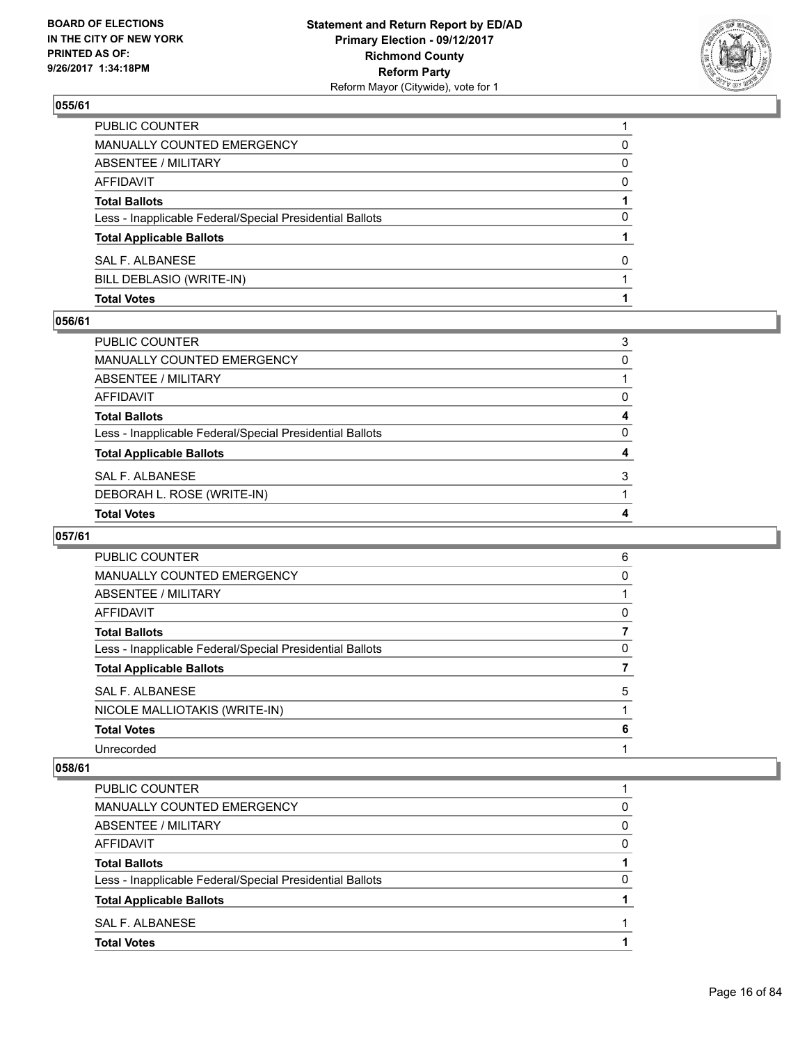BOARD OF ELECTIONS
IN THE CITY OF NEW YORK
PRINTED AS OF:
9/26/2017 1:34:18PM

**Statement and Return Report by ED/AD**
**Primary Election - 09/12/2017**
**Richmond County**
**Reform Party**
Reform Mayor (Citywide), vote for 1

## 055/61

| | |
|---|---|
| PUBLIC COUNTER | 1 |
| MANUALLY COUNTED EMERGENCY | 0 |
| ABSENTEE / MILITARY | 0 |
| AFFIDAVIT | 0 |
| **Total Ballots** | **1** |
| Less - Inapplicable Federal/Special Presidential Ballots | 0 |
| **Total Applicable Ballots** | **1** |
| SAL F. ALBANESE | 0 |
| BILL DEBLASIO (WRITE-IN) | 1 |
| **Total Votes** | **1** |

## 056/61

| | |
|---|---|
| PUBLIC COUNTER | 3 |
| MANUALLY COUNTED EMERGENCY | 0 |
| ABSENTEE / MILITARY | 1 |
| AFFIDAVIT | 0 |
| **Total Ballots** | **4** |
| Less - Inapplicable Federal/Special Presidential Ballots | 0 |
| **Total Applicable Ballots** | **4** |
| SAL F. ALBANESE | 3 |
| DEBORAH L. ROSE (WRITE-IN) | 1 |
| **Total Votes** | **4** |

## 057/61

| | |
|---|---|
| PUBLIC COUNTER | 6 |
| MANUALLY COUNTED EMERGENCY | 0 |
| ABSENTEE / MILITARY | 1 |
| AFFIDAVIT | 0 |
| **Total Ballots** | **7** |
| Less - Inapplicable Federal/Special Presidential Ballots | 0 |
| **Total Applicable Ballots** | **7** |
| SAL F. ALBANESE | 5 |
| NICOLE MALLIOTAKIS (WRITE-IN) | 1 |
| **Total Votes** | **6** |
| Unrecorded | 1 |

## 058/61

| | |
|---|---|
| PUBLIC COUNTER | 1 |
| MANUALLY COUNTED EMERGENCY | 0 |
| ABSENTEE / MILITARY | 0 |
| AFFIDAVIT | 0 |
| **Total Ballots** | **1** |
| Less - Inapplicable Federal/Special Presidential Ballots | 0 |
| **Total Applicable Ballots** | **1** |
| SAL F. ALBANESE | 1 |
| **Total Votes** | **1** |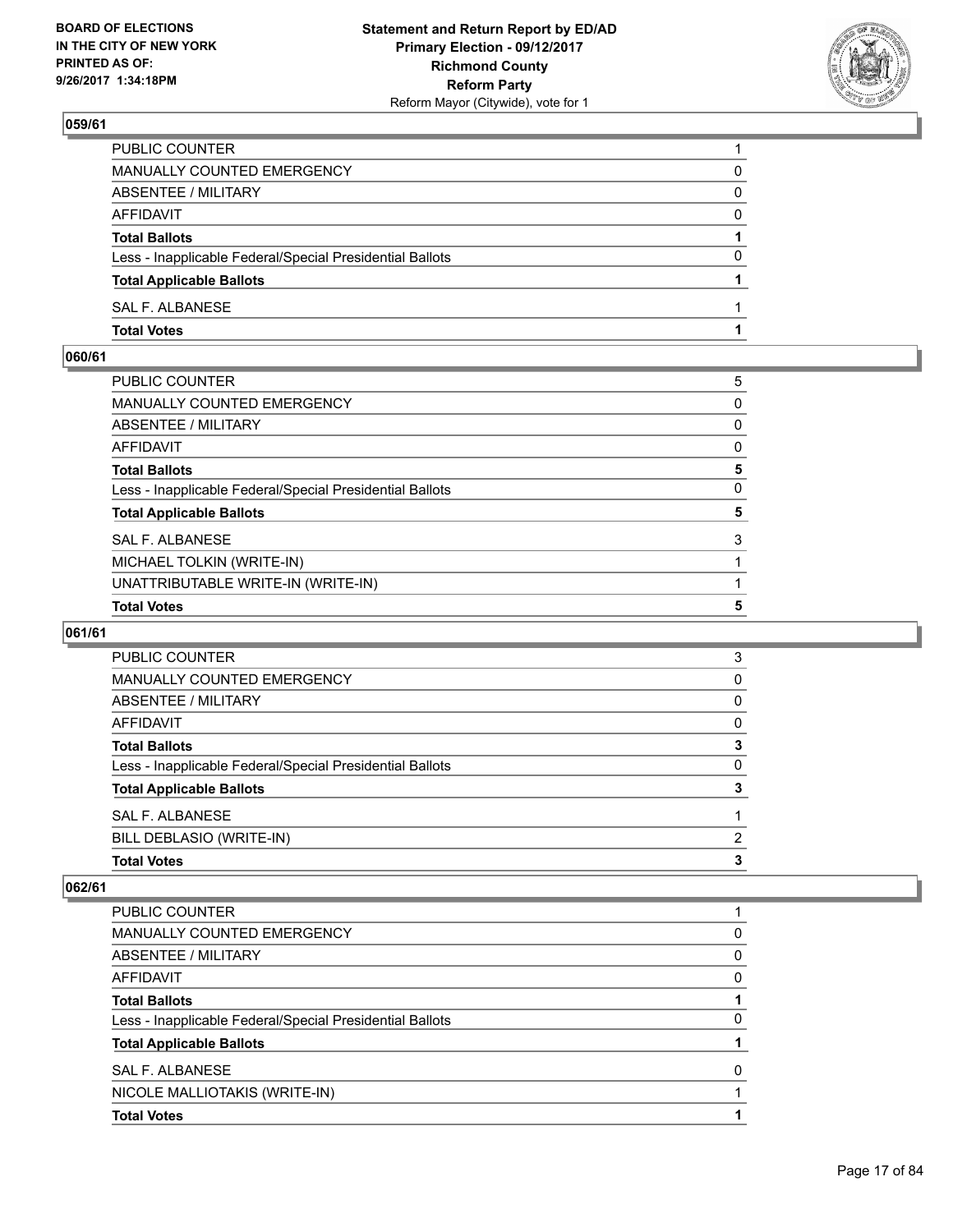## 059/61

| | |
|---|---|
| PUBLIC COUNTER | 1 |
| MANUALLY COUNTED EMERGENCY | 0 |
| ABSENTEE / MILITARY | 0 |
| AFFIDAVIT | 0 |
| **Total Ballots** | **1** |
| Less - Inapplicable Federal/Special Presidential Ballots | 0 |
| **Total Applicable Ballots** | **1** |
| SAL F. ALBANESE | 1 |
| **Total Votes** | **1** |

## 060/61

| | |
|---|---|
| PUBLIC COUNTER | 5 |
| MANUALLY COUNTED EMERGENCY | 0 |
| ABSENTEE / MILITARY | 0 |
| AFFIDAVIT | 0 |
| **Total Ballots** | **5** |
| Less - Inapplicable Federal/Special Presidential Ballots | 0 |
| **Total Applicable Ballots** | **5** |
| SAL F. ALBANESE | 3 |
| MICHAEL TOLKIN (WRITE-IN) | 1 |
| UNATTRIBUTABLE WRITE-IN (WRITE-IN) | 1 |
| **Total Votes** | **5** |

## 061/61

| | |
|---|---|
| PUBLIC COUNTER | 3 |
| MANUALLY COUNTED EMERGENCY | 0 |
| ABSENTEE / MILITARY | 0 |
| AFFIDAVIT | 0 |
| **Total Ballots** | **3** |
| Less - Inapplicable Federal/Special Presidential Ballots | 0 |
| **Total Applicable Ballots** | **3** |
| SAL F. ALBANESE | 1 |
| BILL DEBLASIO (WRITE-IN) | 2 |
| **Total Votes** | **3** |

## 062/61

| | |
|---|---|
| PUBLIC COUNTER | 1 |
| MANUALLY COUNTED EMERGENCY | 0 |
| ABSENTEE / MILITARY | 0 |
| AFFIDAVIT | 0 |
| **Total Ballots** | **1** |
| Less - Inapplicable Federal/Special Presidential Ballots | 0 |
| **Total Applicable Ballots** | **1** |
| SAL F. ALBANESE | 0 |
| NICOLE MALLIOTAKIS (WRITE-IN) | 1 |
| **Total Votes** | **1** |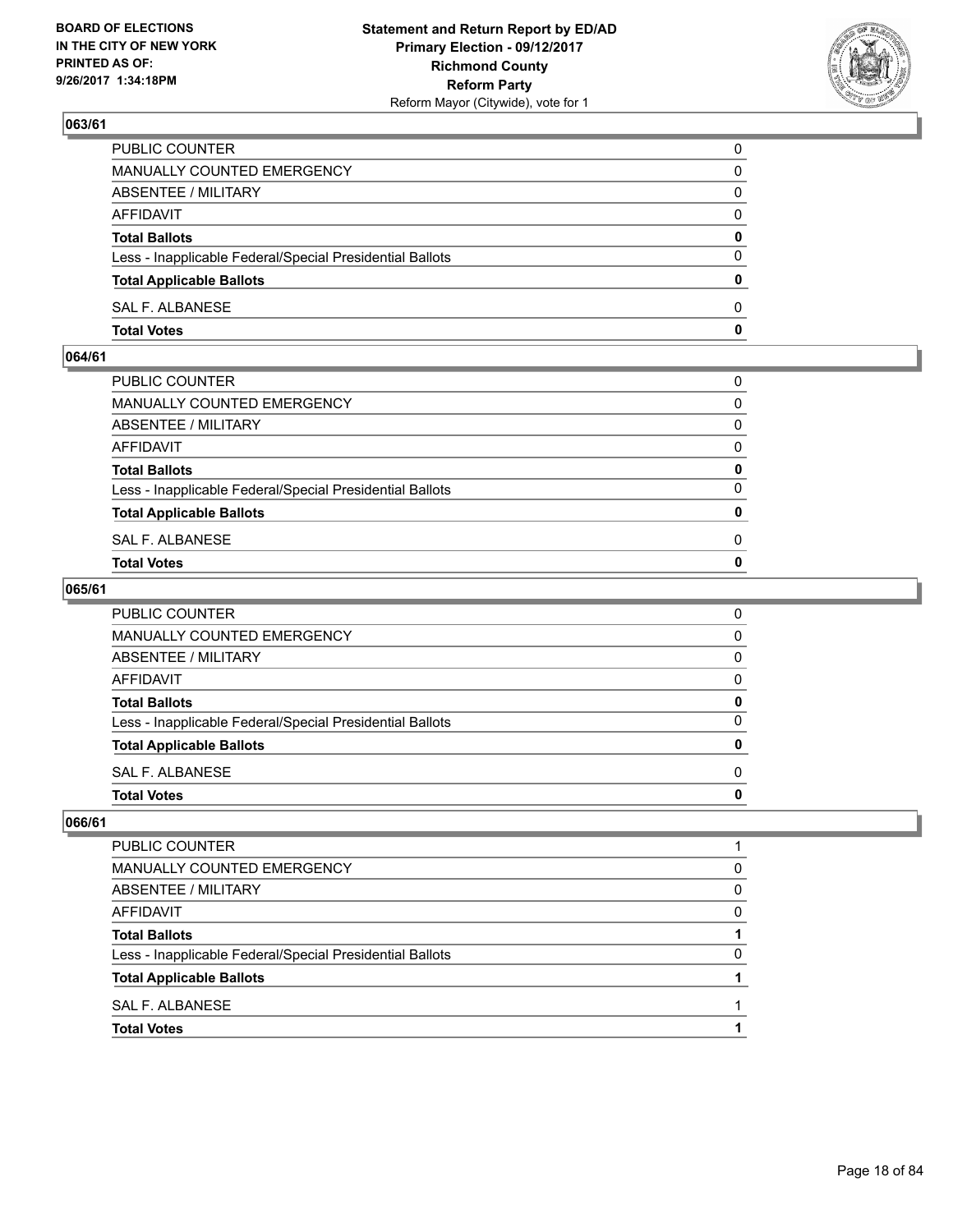## 063/61

| | |
|---|---|
| PUBLIC COUNTER | 0 |
| MANUALLY COUNTED EMERGENCY | 0 |
| ABSENTEE / MILITARY | 0 |
| AFFIDAVIT | 0 |
| **Total Ballots** | **0** |
| Less - Inapplicable Federal/Special Presidential Ballots | 0 |
| **Total Applicable Ballots** | **0** |
| SAL F. ALBANESE | 0 |
| **Total Votes** | **0** |

## 064/61

| | |
|---|---|
| PUBLIC COUNTER | 0 |
| MANUALLY COUNTED EMERGENCY | 0 |
| ABSENTEE / MILITARY | 0 |
| AFFIDAVIT | 0 |
| **Total Ballots** | **0** |
| Less - Inapplicable Federal/Special Presidential Ballots | 0 |
| **Total Applicable Ballots** | **0** |
| SAL F. ALBANESE | 0 |
| **Total Votes** | **0** |

## 065/61

| | |
|---|---|
| PUBLIC COUNTER | 0 |
| MANUALLY COUNTED EMERGENCY | 0 |
| ABSENTEE / MILITARY | 0 |
| AFFIDAVIT | 0 |
| **Total Ballots** | **0** |
| Less - Inapplicable Federal/Special Presidential Ballots | 0 |
| **Total Applicable Ballots** | **0** |
| SAL F. ALBANESE | 0 |
| **Total Votes** | **0** |

## 066/61

| | |
|---|---|
| PUBLIC COUNTER | 1 |
| MANUALLY COUNTED EMERGENCY | 0 |
| ABSENTEE / MILITARY | 0 |
| AFFIDAVIT | 0 |
| **Total Ballots** | **1** |
| Less - Inapplicable Federal/Special Presidential Ballots | 0 |
| **Total Applicable Ballots** | **1** |
| SAL F. ALBANESE | 1 |
| **Total Votes** | **1** |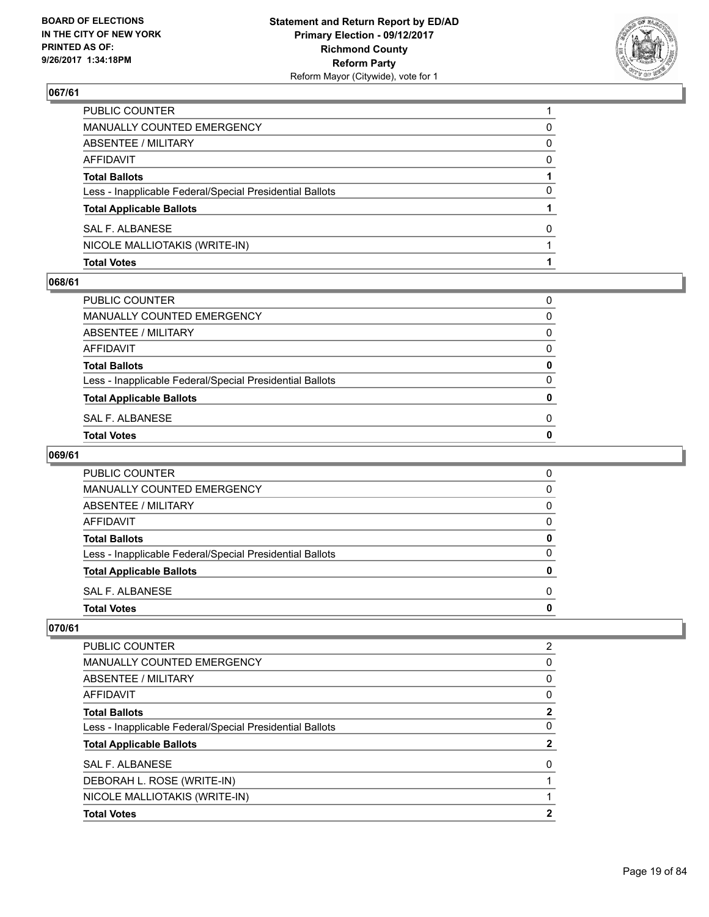### 067/61

| | |
|---|---|
| PUBLIC COUNTER | 1 |
| MANUALLY COUNTED EMERGENCY | 0 |
| ABSENTEE / MILITARY | 0 |
| AFFIDAVIT | 0 |
| **Total Ballots** | **1** |
| Less - Inapplicable Federal/Special Presidential Ballots | 0 |
| **Total Applicable Ballots** | **1** |
| SAL F. ALBANESE | 0 |
| NICOLE MALLIOTAKIS (WRITE-IN) | 1 |
| **Total Votes** | **1** |

### 068/61

| | |
|---|---|
| PUBLIC COUNTER | 0 |
| MANUALLY COUNTED EMERGENCY | 0 |
| ABSENTEE / MILITARY | 0 |
| AFFIDAVIT | 0 |
| **Total Ballots** | **0** |
| Less - Inapplicable Federal/Special Presidential Ballots | 0 |
| **Total Applicable Ballots** | **0** |
| SAL F. ALBANESE | 0 |
| **Total Votes** | **0** |

### 069/61

| | |
|---|---|
| PUBLIC COUNTER | 0 |
| MANUALLY COUNTED EMERGENCY | 0 |
| ABSENTEE / MILITARY | 0 |
| AFFIDAVIT | 0 |
| **Total Ballots** | **0** |
| Less - Inapplicable Federal/Special Presidential Ballots | 0 |
| **Total Applicable Ballots** | **0** |
| SAL F. ALBANESE | 0 |
| **Total Votes** | **0** |

### 070/61

| | |
|---|---|
| PUBLIC COUNTER | 2 |
| MANUALLY COUNTED EMERGENCY | 0 |
| ABSENTEE / MILITARY | 0 |
| AFFIDAVIT | 0 |
| **Total Ballots** | **2** |
| Less - Inapplicable Federal/Special Presidential Ballots | 0 |
| **Total Applicable Ballots** | **2** |
| SAL F. ALBANESE | 0 |
| DEBORAH L. ROSE (WRITE-IN) | 1 |
| NICOLE MALLIOTAKIS (WRITE-IN) | 1 |
| **Total Votes** | **2** |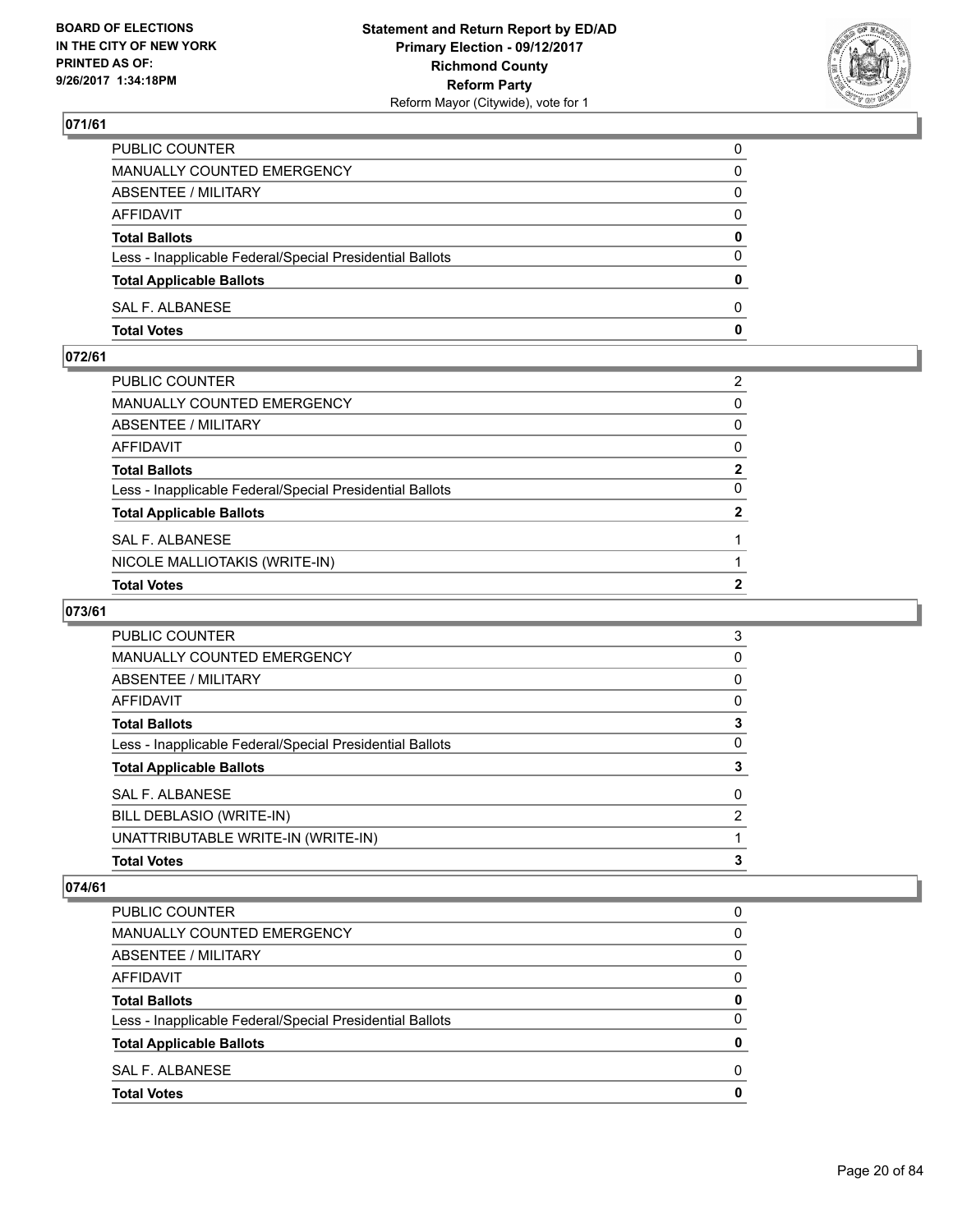BOARD OF ELECTIONS
IN THE CITY OF NEW YORK
PRINTED AS OF:
9/26/2017 1:34:18PM

**Statement and Return Report by ED/AD**
**Primary Election - 09/12/2017**
**Richmond County**
**Reform Party**
Reform Mayor (Citywide), vote for 1

## 071/61

| | |
|---|---|
| PUBLIC COUNTER | 0 |
| MANUALLY COUNTED EMERGENCY | 0 |
| ABSENTEE / MILITARY | 0 |
| AFFIDAVIT | 0 |
| **Total Ballots** | **0** |
| Less - Inapplicable Federal/Special Presidential Ballots | 0 |
| **Total Applicable Ballots** | **0** |
| SAL F. ALBANESE | 0 |
| **Total Votes** | **0** |

## 072/61

| | |
|---|---|
| PUBLIC COUNTER | 2 |
| MANUALLY COUNTED EMERGENCY | 0 |
| ABSENTEE / MILITARY | 0 |
| AFFIDAVIT | 0 |
| **Total Ballots** | **2** |
| Less - Inapplicable Federal/Special Presidential Ballots | 0 |
| **Total Applicable Ballots** | **2** |
| SAL F. ALBANESE | 1 |
| NICOLE MALLIOTAKIS (WRITE-IN) | 1 |
| **Total Votes** | **2** |

## 073/61

| | |
|---|---|
| PUBLIC COUNTER | 3 |
| MANUALLY COUNTED EMERGENCY | 0 |
| ABSENTEE / MILITARY | 0 |
| AFFIDAVIT | 0 |
| **Total Ballots** | **3** |
| Less - Inapplicable Federal/Special Presidential Ballots | 0 |
| **Total Applicable Ballots** | **3** |
| SAL F. ALBANESE | 0 |
| BILL DEBLASIO (WRITE-IN) | 2 |
| UNATTRIBUTABLE WRITE-IN (WRITE-IN) | 1 |
| **Total Votes** | **3** |

## 074/61

| | |
|---|---|
| PUBLIC COUNTER | 0 |
| MANUALLY COUNTED EMERGENCY | 0 |
| ABSENTEE / MILITARY | 0 |
| AFFIDAVIT | 0 |
| **Total Ballots** | **0** |
| Less - Inapplicable Federal/Special Presidential Ballots | 0 |
| **Total Applicable Ballots** | **0** |
| SAL F. ALBANESE | 0 |
| **Total Votes** | **0** |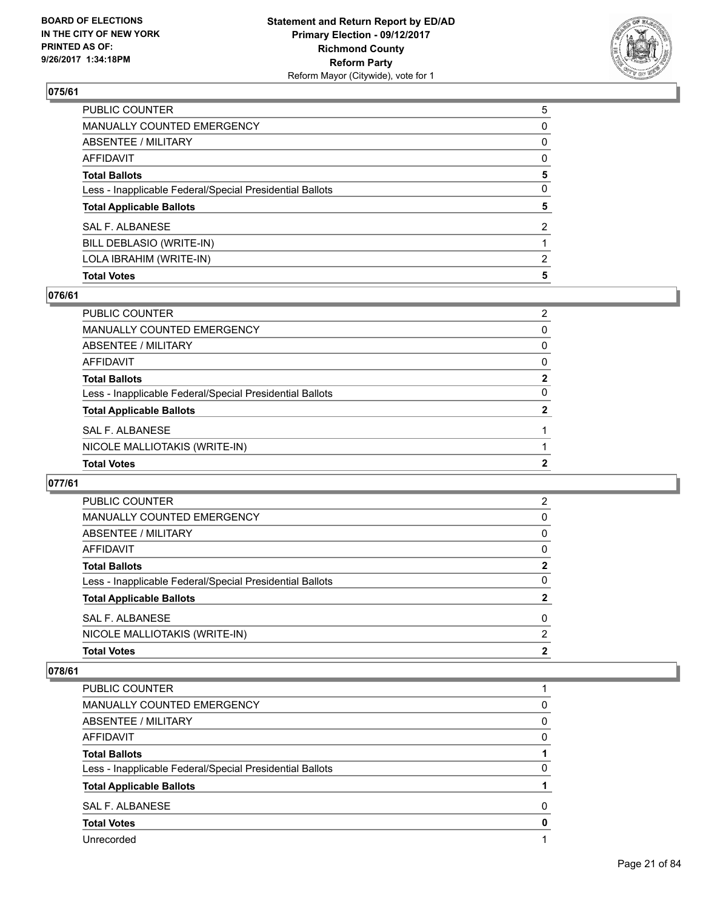**BOARD OF ELECTIONS IN THE CITY OF NEW YORK PRINTED AS OF: 9/26/2017 1:34:18PM**

**Statement and Return Report by ED/AD Primary Election - 09/12/2017 Richmond County Reform Party**
Reform Mayor (Citywide), vote for 1

## 075/61

| | |
|---|---|
| PUBLIC COUNTER | 5 |
| MANUALLY COUNTED EMERGENCY | 0 |
| ABSENTEE / MILITARY | 0 |
| AFFIDAVIT | 0 |
| **Total Ballots** | **5** |
| Less - Inapplicable Federal/Special Presidential Ballots | 0 |
| **Total Applicable Ballots** | **5** |
| SAL F. ALBANESE | 2 |
| BILL DEBLASIO (WRITE-IN) | 1 |
| LOLA IBRAHIM (WRITE-IN) | 2 |
| **Total Votes** | **5** |

## 076/61

| | |
|---|---|
| PUBLIC COUNTER | 2 |
| MANUALLY COUNTED EMERGENCY | 0 |
| ABSENTEE / MILITARY | 0 |
| AFFIDAVIT | 0 |
| **Total Ballots** | **2** |
| Less - Inapplicable Federal/Special Presidential Ballots | 0 |
| **Total Applicable Ballots** | **2** |
| SAL F. ALBANESE | 1 |
| NICOLE MALLIOTAKIS (WRITE-IN) | 1 |
| **Total Votes** | **2** |

## 077/61

| | |
|---|---|
| PUBLIC COUNTER | 2 |
| MANUALLY COUNTED EMERGENCY | 0 |
| ABSENTEE / MILITARY | 0 |
| AFFIDAVIT | 0 |
| **Total Ballots** | **2** |
| Less - Inapplicable Federal/Special Presidential Ballots | 0 |
| **Total Applicable Ballots** | **2** |
| SAL F. ALBANESE | 0 |
| NICOLE MALLIOTAKIS (WRITE-IN) | 2 |
| **Total Votes** | **2** |

## 078/61

| | |
|---|---|
| PUBLIC COUNTER | 1 |
| MANUALLY COUNTED EMERGENCY | 0 |
| ABSENTEE / MILITARY | 0 |
| AFFIDAVIT | 0 |
| **Total Ballots** | **1** |
| Less - Inapplicable Federal/Special Presidential Ballots | 0 |
| **Total Applicable Ballots** | **1** |
| SAL F. ALBANESE | 0 |
| **Total Votes** | **0** |
| Unrecorded | 1 |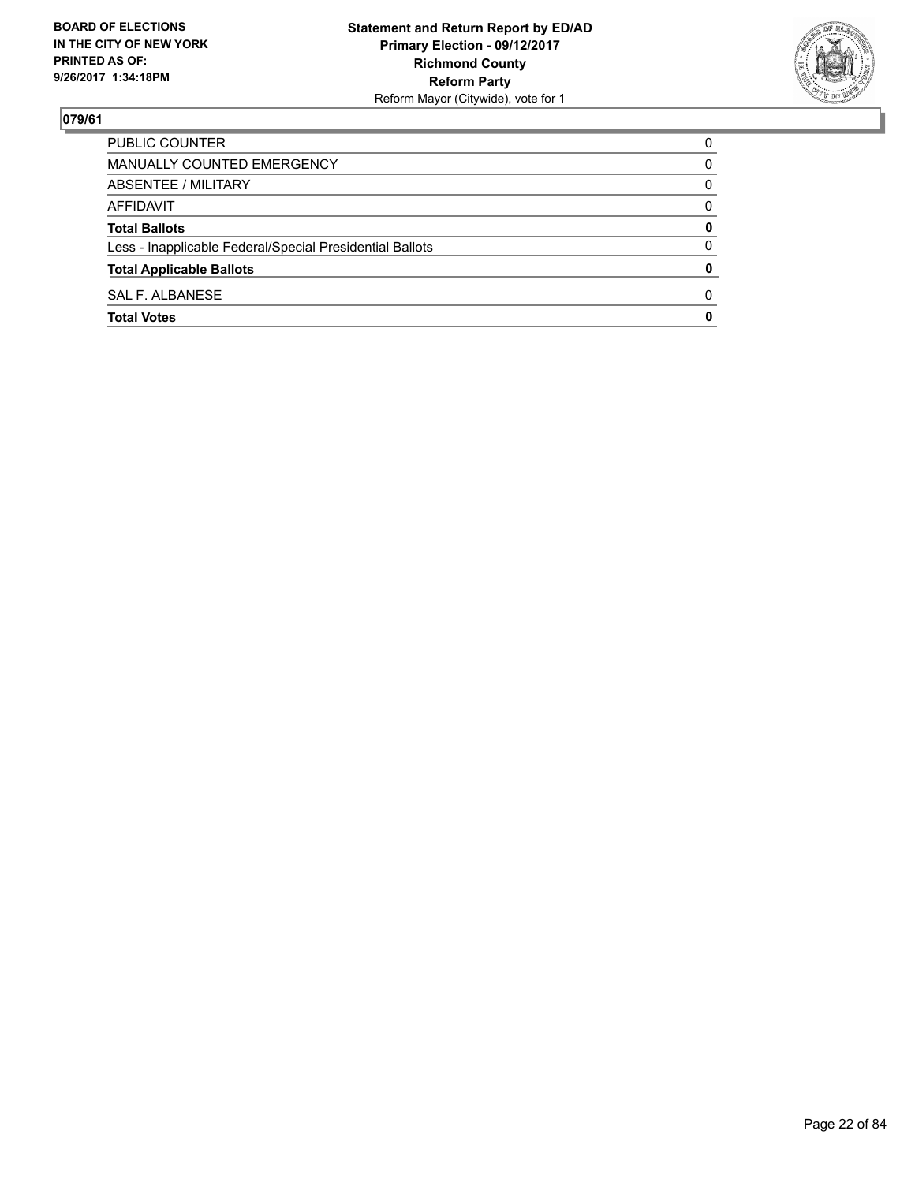BOARD OF ELECTIONS
IN THE CITY OF NEW YORK
PRINTED AS OF:
9/26/2017 1:34:18PM

**Statement and Return Report by ED/AD**
**Primary Election - 09/12/2017**
**Richmond County**
**Reform Party**
Reform Mayor (Citywide), vote for 1

## 079/61

| | |
|---|---|
| PUBLIC COUNTER | 0 |
| MANUALLY COUNTED EMERGENCY | 0 |
| ABSENTEE / MILITARY | 0 |
| AFFIDAVIT | 0 |
| **Total Ballots** | **0** |
| Less - Inapplicable Federal/Special Presidential Ballots | 0 |
| **Total Applicable Ballots** | **0** |
| SAL F. ALBANESE | 0 |
| **Total Votes** | **0** |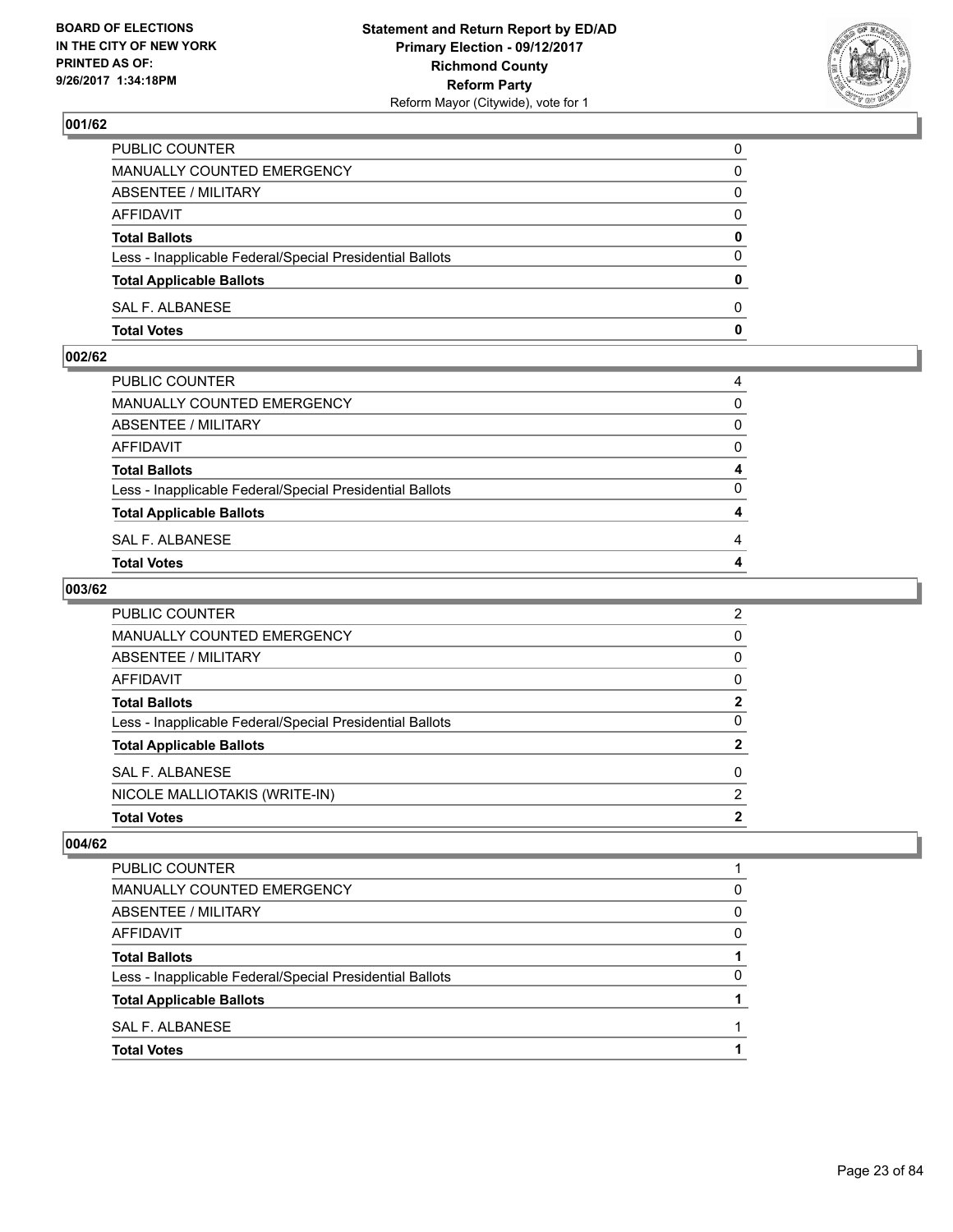**BOARD OF ELECTIONS IN THE CITY OF NEW YORK PRINTED AS OF: 9/26/2017 1:34:18PM**

**Statement and Return Report by ED/AD Primary Election - 09/12/2017 Richmond County Reform Party**
Reform Mayor (Citywide), vote for 1

## 001/62

| | |
|---|---|
| PUBLIC COUNTER | 0 |
| MANUALLY COUNTED EMERGENCY | 0 |
| ABSENTEE / MILITARY | 0 |
| AFFIDAVIT | 0 |
| **Total Ballots** | **0** |
| Less - Inapplicable Federal/Special Presidential Ballots | 0 |
| **Total Applicable Ballots** | **0** |
| SAL F. ALBANESE | 0 |
| **Total Votes** | **0** |

## 002/62

| | |
|---|---|
| PUBLIC COUNTER | 4 |
| MANUALLY COUNTED EMERGENCY | 0 |
| ABSENTEE / MILITARY | 0 |
| AFFIDAVIT | 0 |
| **Total Ballots** | **4** |
| Less - Inapplicable Federal/Special Presidential Ballots | 0 |
| **Total Applicable Ballots** | **4** |
| SAL F. ALBANESE | 4 |
| **Total Votes** | **4** |

## 003/62

| | |
|---|---|
| PUBLIC COUNTER | 2 |
| MANUALLY COUNTED EMERGENCY | 0 |
| ABSENTEE / MILITARY | 0 |
| AFFIDAVIT | 0 |
| **Total Ballots** | **2** |
| Less - Inapplicable Federal/Special Presidential Ballots | 0 |
| **Total Applicable Ballots** | **2** |
| SAL F. ALBANESE | 0 |
| NICOLE MALLIOTAKIS (WRITE-IN) | 2 |
| **Total Votes** | **2** |

## 004/62

| | |
|---|---|
| PUBLIC COUNTER | 1 |
| MANUALLY COUNTED EMERGENCY | 0 |
| ABSENTEE / MILITARY | 0 |
| AFFIDAVIT | 0 |
| **Total Ballots** | **1** |
| Less - Inapplicable Federal/Special Presidential Ballots | 0 |
| **Total Applicable Ballots** | **1** |
| SAL F. ALBANESE | 1 |
| **Total Votes** | **1** |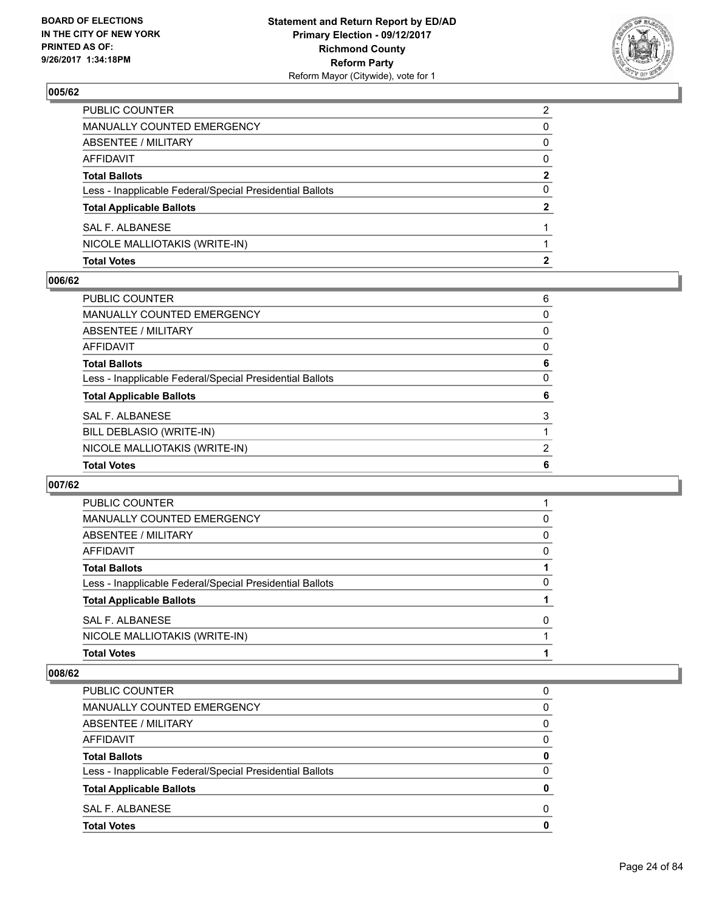### 005/62

| | |
|---|---|
| PUBLIC COUNTER | 2 |
| MANUALLY COUNTED EMERGENCY | 0 |
| ABSENTEE / MILITARY | 0 |
| AFFIDAVIT | 0 |
| **Total Ballots** | **2** |
| Less - Inapplicable Federal/Special Presidential Ballots | 0 |
| **Total Applicable Ballots** | **2** |
| SAL F. ALBANESE | 1 |
| NICOLE MALLIOTAKIS (WRITE-IN) | 1 |
| **Total Votes** | **2** |

### 006/62

| | |
|---|---|
| PUBLIC COUNTER | 6 |
| MANUALLY COUNTED EMERGENCY | 0 |
| ABSENTEE / MILITARY | 0 |
| AFFIDAVIT | 0 |
| **Total Ballots** | **6** |
| Less - Inapplicable Federal/Special Presidential Ballots | 0 |
| **Total Applicable Ballots** | **6** |
| SAL F. ALBANESE | 3 |
| BILL DEBLASIO (WRITE-IN) | 1 |
| NICOLE MALLIOTAKIS (WRITE-IN) | 2 |
| **Total Votes** | **6** |

### 007/62

| | |
|---|---|
| PUBLIC COUNTER | 1 |
| MANUALLY COUNTED EMERGENCY | 0 |
| ABSENTEE / MILITARY | 0 |
| AFFIDAVIT | 0 |
| **Total Ballots** | **1** |
| Less - Inapplicable Federal/Special Presidential Ballots | 0 |
| **Total Applicable Ballots** | **1** |
| SAL F. ALBANESE | 0 |
| NICOLE MALLIOTAKIS (WRITE-IN) | 1 |
| **Total Votes** | **1** |

### 008/62

| | |
|---|---|
| PUBLIC COUNTER | 0 |
| MANUALLY COUNTED EMERGENCY | 0 |
| ABSENTEE / MILITARY | 0 |
| AFFIDAVIT | 0 |
| **Total Ballots** | **0** |
| Less - Inapplicable Federal/Special Presidential Ballots | 0 |
| **Total Applicable Ballots** | **0** |
| SAL F. ALBANESE | 0 |
| **Total Votes** | **0** |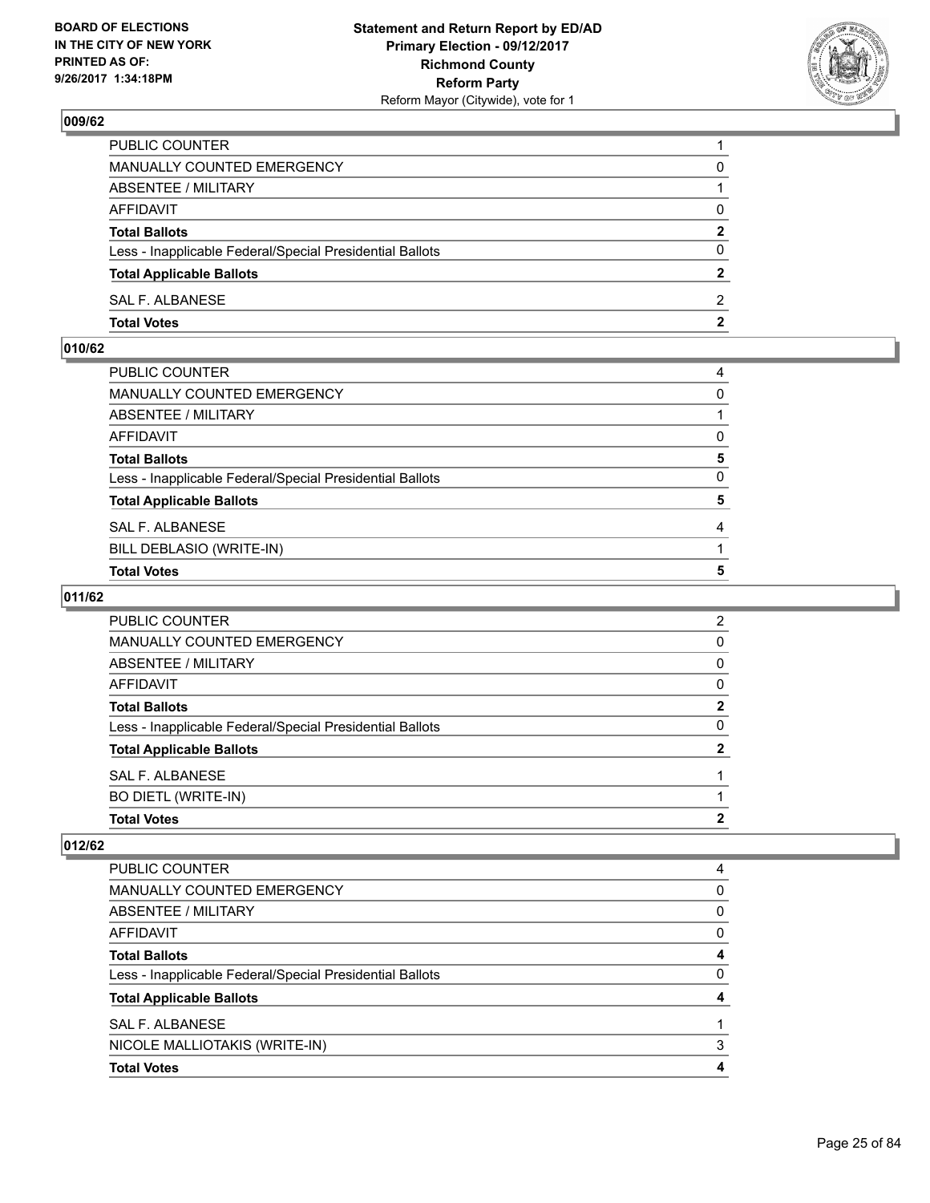**Statement and Return Report by ED/AD**
**Primary Election - 09/12/2017**
**Richmond County**
**Reform Party**
Reform Mayor (Citywide), vote for 1

BOARD OF ELECTIONS
IN THE CITY OF NEW YORK
PRINTED AS OF:
9/26/2017 1:34:18PM

## 009/62

| | |
|---|---|
| PUBLIC COUNTER | 1 |
| MANUALLY COUNTED EMERGENCY | 0 |
| ABSENTEE / MILITARY | 1 |
| AFFIDAVIT | 0 |
| **Total Ballots** | **2** |
| Less - Inapplicable Federal/Special Presidential Ballots | 0 |
| **Total Applicable Ballots** | **2** |
| SAL F. ALBANESE | 2 |
| **Total Votes** | **2** |

## 010/62

| | |
|---|---|
| PUBLIC COUNTER | 4 |
| MANUALLY COUNTED EMERGENCY | 0 |
| ABSENTEE / MILITARY | 1 |
| AFFIDAVIT | 0 |
| **Total Ballots** | **5** |
| Less - Inapplicable Federal/Special Presidential Ballots | 0 |
| **Total Applicable Ballots** | **5** |
| SAL F. ALBANESE | 4 |
| BILL DEBLASIO (WRITE-IN) | 1 |
| **Total Votes** | **5** |

## 011/62

| | |
|---|---|
| PUBLIC COUNTER | 2 |
| MANUALLY COUNTED EMERGENCY | 0 |
| ABSENTEE / MILITARY | 0 |
| AFFIDAVIT | 0 |
| **Total Ballots** | **2** |
| Less - Inapplicable Federal/Special Presidential Ballots | 0 |
| **Total Applicable Ballots** | **2** |
| SAL F. ALBANESE | 1 |
| BO DIETL (WRITE-IN) | 1 |
| **Total Votes** | **2** |

## 012/62

| | |
|---|---|
| PUBLIC COUNTER | 4 |
| MANUALLY COUNTED EMERGENCY | 0 |
| ABSENTEE / MILITARY | 0 |
| AFFIDAVIT | 0 |
| **Total Ballots** | **4** |
| Less - Inapplicable Federal/Special Presidential Ballots | 0 |
| **Total Applicable Ballots** | **4** |
| SAL F. ALBANESE | 1 |
| NICOLE MALLIOTAKIS (WRITE-IN) | 3 |
| **Total Votes** | **4** |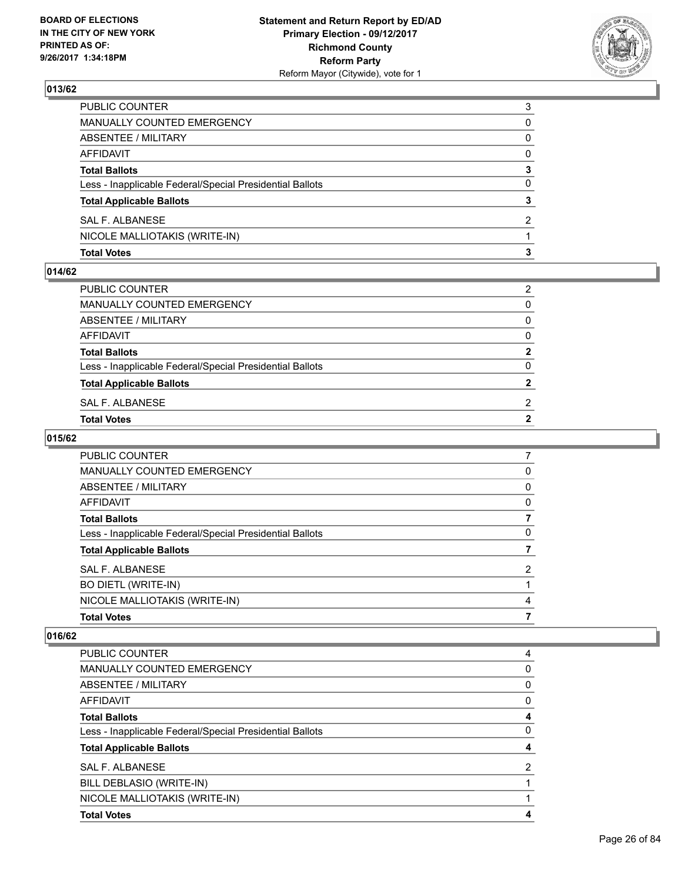BOARD OF ELECTIONS
IN THE CITY OF NEW YORK
PRINTED AS OF:
9/26/2017 1:34:18PM

**Statement and Return Report by ED/AD**
**Primary Election - 09/12/2017**
**Richmond County**
**Reform Party**
Reform Mayor (Citywide), vote for 1

## 013/62

| | |
|---|---|
| PUBLIC COUNTER | 3 |
| MANUALLY COUNTED EMERGENCY | 0 |
| ABSENTEE / MILITARY | 0 |
| AFFIDAVIT | 0 |
| **Total Ballots** | **3** |
| Less - Inapplicable Federal/Special Presidential Ballots | 0 |
| **Total Applicable Ballots** | **3** |
| SAL F. ALBANESE | 2 |
| NICOLE MALLIOTAKIS (WRITE-IN) | 1 |
| **Total Votes** | **3** |

## 014/62

| | |
|---|---|
| PUBLIC COUNTER | 2 |
| MANUALLY COUNTED EMERGENCY | 0 |
| ABSENTEE / MILITARY | 0 |
| AFFIDAVIT | 0 |
| **Total Ballots** | **2** |
| Less - Inapplicable Federal/Special Presidential Ballots | 0 |
| **Total Applicable Ballots** | **2** |
| SAL F. ALBANESE | 2 |
| **Total Votes** | **2** |

## 015/62

| | |
|---|---|
| PUBLIC COUNTER | 7 |
| MANUALLY COUNTED EMERGENCY | 0 |
| ABSENTEE / MILITARY | 0 |
| AFFIDAVIT | 0 |
| **Total Ballots** | **7** |
| Less - Inapplicable Federal/Special Presidential Ballots | 0 |
| **Total Applicable Ballots** | **7** |
| SAL F. ALBANESE | 2 |
| BO DIETL (WRITE-IN) | 1 |
| NICOLE MALLIOTAKIS (WRITE-IN) | 4 |
| **Total Votes** | **7** |

## 016/62

| | |
|---|---|
| PUBLIC COUNTER | 4 |
| MANUALLY COUNTED EMERGENCY | 0 |
| ABSENTEE / MILITARY | 0 |
| AFFIDAVIT | 0 |
| **Total Ballots** | **4** |
| Less - Inapplicable Federal/Special Presidential Ballots | 0 |
| **Total Applicable Ballots** | **4** |
| SAL F. ALBANESE | 2 |
| BILL DEBLASIO (WRITE-IN) | 1 |
| NICOLE MALLIOTAKIS (WRITE-IN) | 1 |
| **Total Votes** | **4** |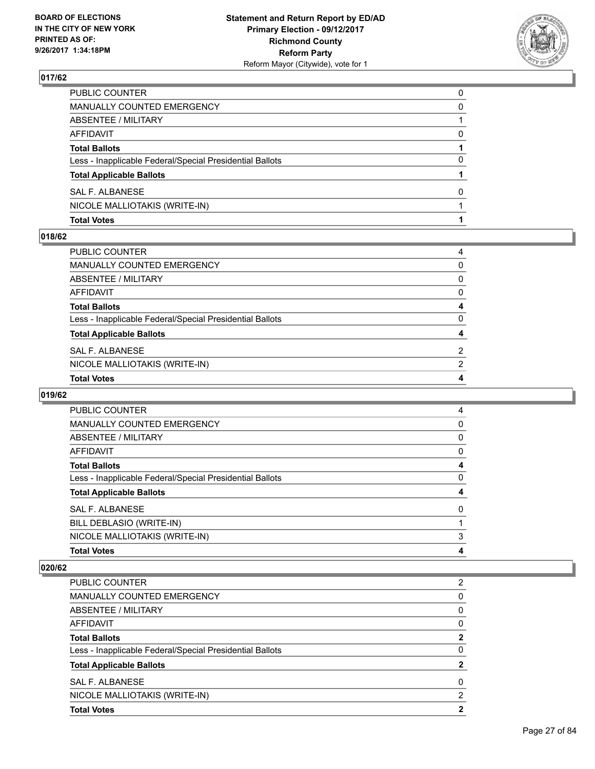**BOARD OF ELECTIONS IN THE CITY OF NEW YORK PRINTED AS OF: 9/26/2017 1:34:18PM**

**Statement and Return Report by ED/AD**
**Primary Election - 09/12/2017**
**Richmond County**
**Reform Party**
Reform Mayor (Citywide), vote for 1

## 017/62

| | |
|---|---|
| PUBLIC COUNTER | 0 |
| MANUALLY COUNTED EMERGENCY | 0 |
| ABSENTEE / MILITARY | 1 |
| AFFIDAVIT | 0 |
| **Total Ballots** | **1** |
| Less - Inapplicable Federal/Special Presidential Ballots | 0 |
| **Total Applicable Ballots** | **1** |
| SAL F. ALBANESE | 0 |
| NICOLE MALLIOTAKIS (WRITE-IN) | 1 |
| **Total Votes** | **1** |

## 018/62

| | |
|---|---|
| PUBLIC COUNTER | 4 |
| MANUALLY COUNTED EMERGENCY | 0 |
| ABSENTEE / MILITARY | 0 |
| AFFIDAVIT | 0 |
| **Total Ballots** | **4** |
| Less - Inapplicable Federal/Special Presidential Ballots | 0 |
| **Total Applicable Ballots** | **4** |
| SAL F. ALBANESE | 2 |
| NICOLE MALLIOTAKIS (WRITE-IN) | 2 |
| **Total Votes** | **4** |

## 019/62

| | |
|---|---|
| PUBLIC COUNTER | 4 |
| MANUALLY COUNTED EMERGENCY | 0 |
| ABSENTEE / MILITARY | 0 |
| AFFIDAVIT | 0 |
| **Total Ballots** | **4** |
| Less - Inapplicable Federal/Special Presidential Ballots | 0 |
| **Total Applicable Ballots** | **4** |
| SAL F. ALBANESE | 0 |
| BILL DEBLASIO (WRITE-IN) | 1 |
| NICOLE MALLIOTAKIS (WRITE-IN) | 3 |
| **Total Votes** | **4** |

## 020/62

| | |
|---|---|
| PUBLIC COUNTER | 2 |
| MANUALLY COUNTED EMERGENCY | 0 |
| ABSENTEE / MILITARY | 0 |
| AFFIDAVIT | 0 |
| **Total Ballots** | **2** |
| Less - Inapplicable Federal/Special Presidential Ballots | 0 |
| **Total Applicable Ballots** | **2** |
| SAL F. ALBANESE | 0 |
| NICOLE MALLIOTAKIS (WRITE-IN) | 2 |
| **Total Votes** | **2** |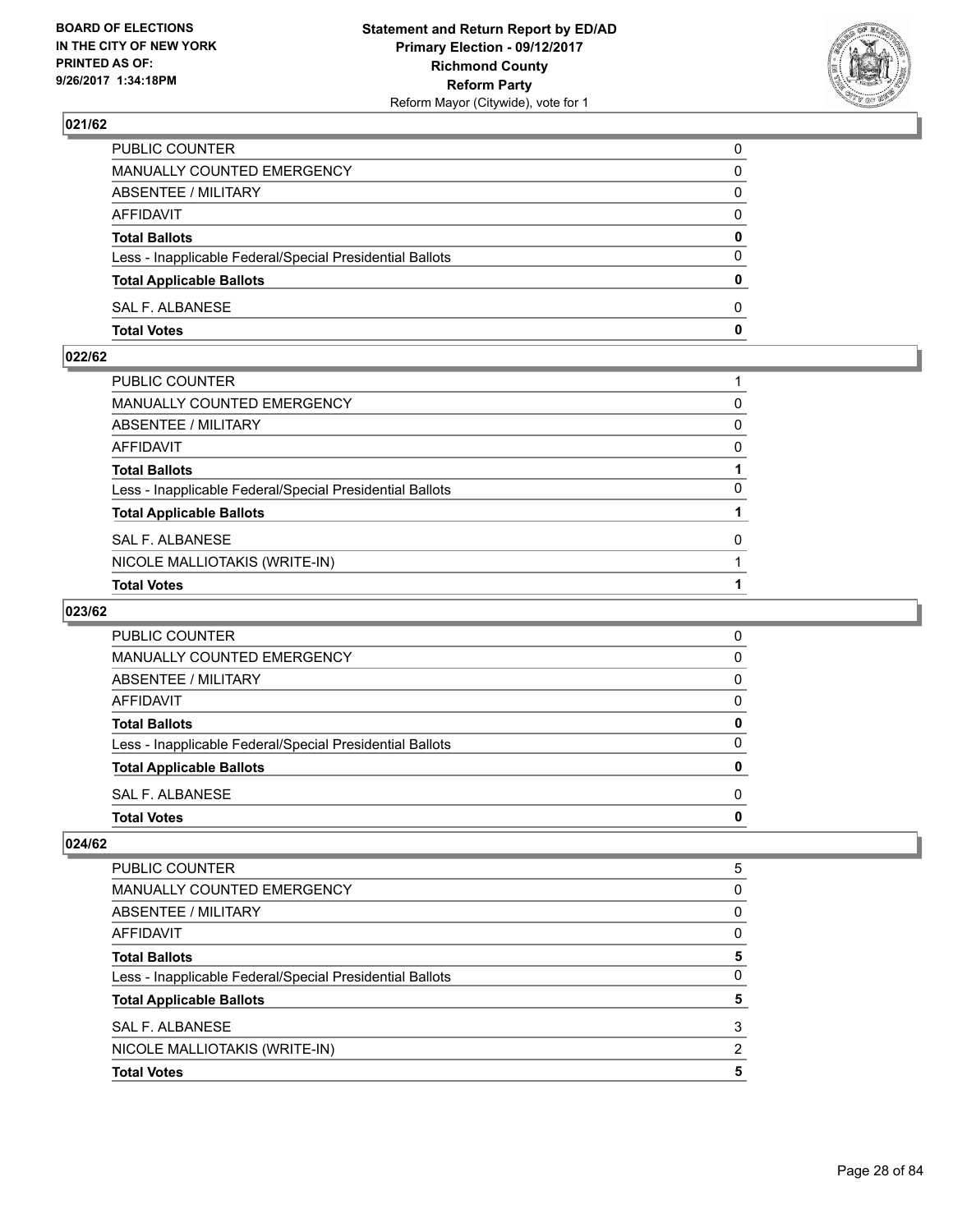## 021/62

| | |
|---|---|
| PUBLIC COUNTER | 0 |
| MANUALLY COUNTED EMERGENCY | 0 |
| ABSENTEE / MILITARY | 0 |
| AFFIDAVIT | 0 |
| **Total Ballots** | **0** |
| Less - Inapplicable Federal/Special Presidential Ballots | 0 |
| **Total Applicable Ballots** | **0** |
| SAL F. ALBANESE | 0 |
| **Total Votes** | **0** |

## 022/62

| | |
|---|---|
| PUBLIC COUNTER | 1 |
| MANUALLY COUNTED EMERGENCY | 0 |
| ABSENTEE / MILITARY | 0 |
| AFFIDAVIT | 0 |
| **Total Ballots** | **1** |
| Less - Inapplicable Federal/Special Presidential Ballots | 0 |
| **Total Applicable Ballots** | **1** |
| SAL F. ALBANESE | 0 |
| NICOLE MALLIOTAKIS (WRITE-IN) | 1 |
| **Total Votes** | **1** |

## 023/62

| | |
|---|---|
| PUBLIC COUNTER | 0 |
| MANUALLY COUNTED EMERGENCY | 0 |
| ABSENTEE / MILITARY | 0 |
| AFFIDAVIT | 0 |
| **Total Ballots** | **0** |
| Less - Inapplicable Federal/Special Presidential Ballots | 0 |
| **Total Applicable Ballots** | **0** |
| SAL F. ALBANESE | 0 |
| **Total Votes** | **0** |

## 024/62

| | |
|---|---|
| PUBLIC COUNTER | 5 |
| MANUALLY COUNTED EMERGENCY | 0 |
| ABSENTEE / MILITARY | 0 |
| AFFIDAVIT | 0 |
| **Total Ballots** | **5** |
| Less - Inapplicable Federal/Special Presidential Ballots | 0 |
| **Total Applicable Ballots** | **5** |
| SAL F. ALBANESE | 3 |
| NICOLE MALLIOTAKIS (WRITE-IN) | 2 |
| **Total Votes** | **5** |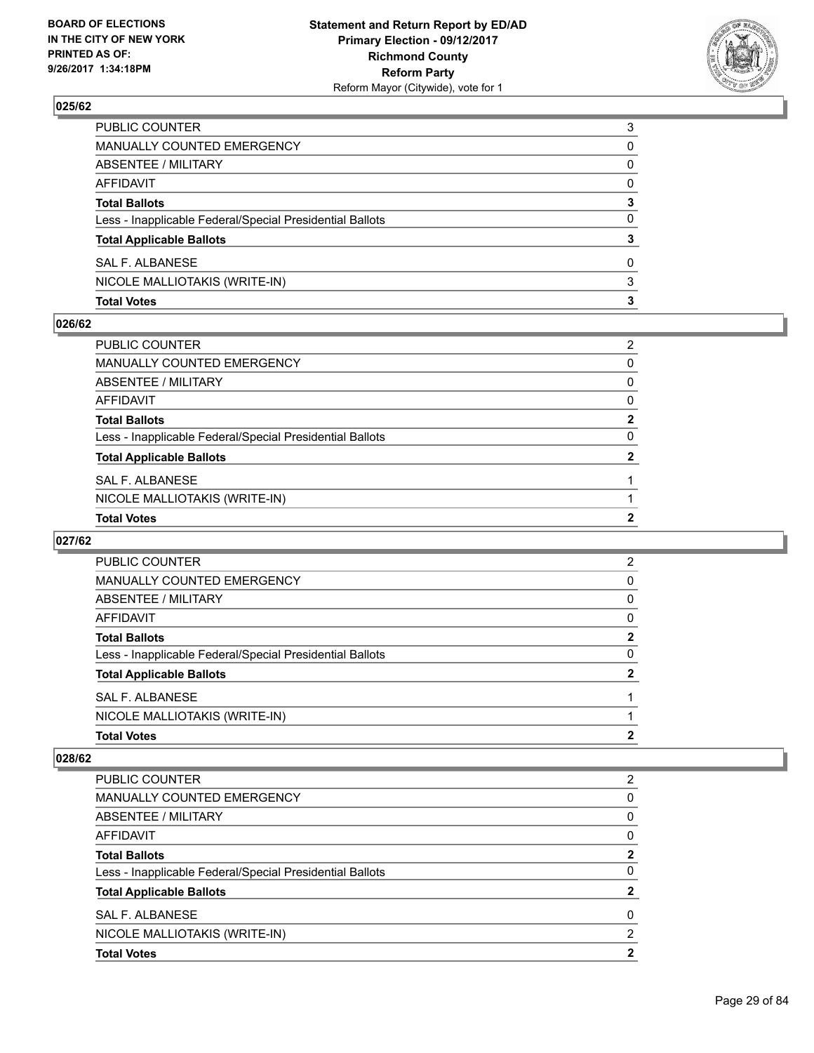**BOARD OF ELECTIONS IN THE CITY OF NEW YORK PRINTED AS OF: 9/26/2017 1:34:18PM**

**Statement and Return Report by ED/AD**
**Primary Election - 09/12/2017**
**Richmond County**
**Reform Party**
Reform Mayor (Citywide), vote for 1

### 025/62

| | |
|---|---|
| PUBLIC COUNTER | 3 |
| MANUALLY COUNTED EMERGENCY | 0 |
| ABSENTEE / MILITARY | 0 |
| AFFIDAVIT | 0 |
| **Total Ballots** | **3** |
| Less - Inapplicable Federal/Special Presidential Ballots | 0 |
| **Total Applicable Ballots** | **3** |
| SAL F. ALBANESE | 0 |
| NICOLE MALLIOTAKIS (WRITE-IN) | 3 |
| **Total Votes** | **3** |

### 026/62

| | |
|---|---|
| PUBLIC COUNTER | 2 |
| MANUALLY COUNTED EMERGENCY | 0 |
| ABSENTEE / MILITARY | 0 |
| AFFIDAVIT | 0 |
| **Total Ballots** | **2** |
| Less - Inapplicable Federal/Special Presidential Ballots | 0 |
| **Total Applicable Ballots** | **2** |
| SAL F. ALBANESE | 1 |
| NICOLE MALLIOTAKIS (WRITE-IN) | 1 |
| **Total Votes** | **2** |

### 027/62

| | |
|---|---|
| PUBLIC COUNTER | 2 |
| MANUALLY COUNTED EMERGENCY | 0 |
| ABSENTEE / MILITARY | 0 |
| AFFIDAVIT | 0 |
| **Total Ballots** | **2** |
| Less - Inapplicable Federal/Special Presidential Ballots | 0 |
| **Total Applicable Ballots** | **2** |
| SAL F. ALBANESE | 1 |
| NICOLE MALLIOTAKIS (WRITE-IN) | 1 |
| **Total Votes** | **2** |

### 028/62

| | |
|---|---|
| PUBLIC COUNTER | 2 |
| MANUALLY COUNTED EMERGENCY | 0 |
| ABSENTEE / MILITARY | 0 |
| AFFIDAVIT | 0 |
| **Total Ballots** | **2** |
| Less - Inapplicable Federal/Special Presidential Ballots | 0 |
| **Total Applicable Ballots** | **2** |
| SAL F. ALBANESE | 0 |
| NICOLE MALLIOTAKIS (WRITE-IN) | 2 |
| **Total Votes** | **2** |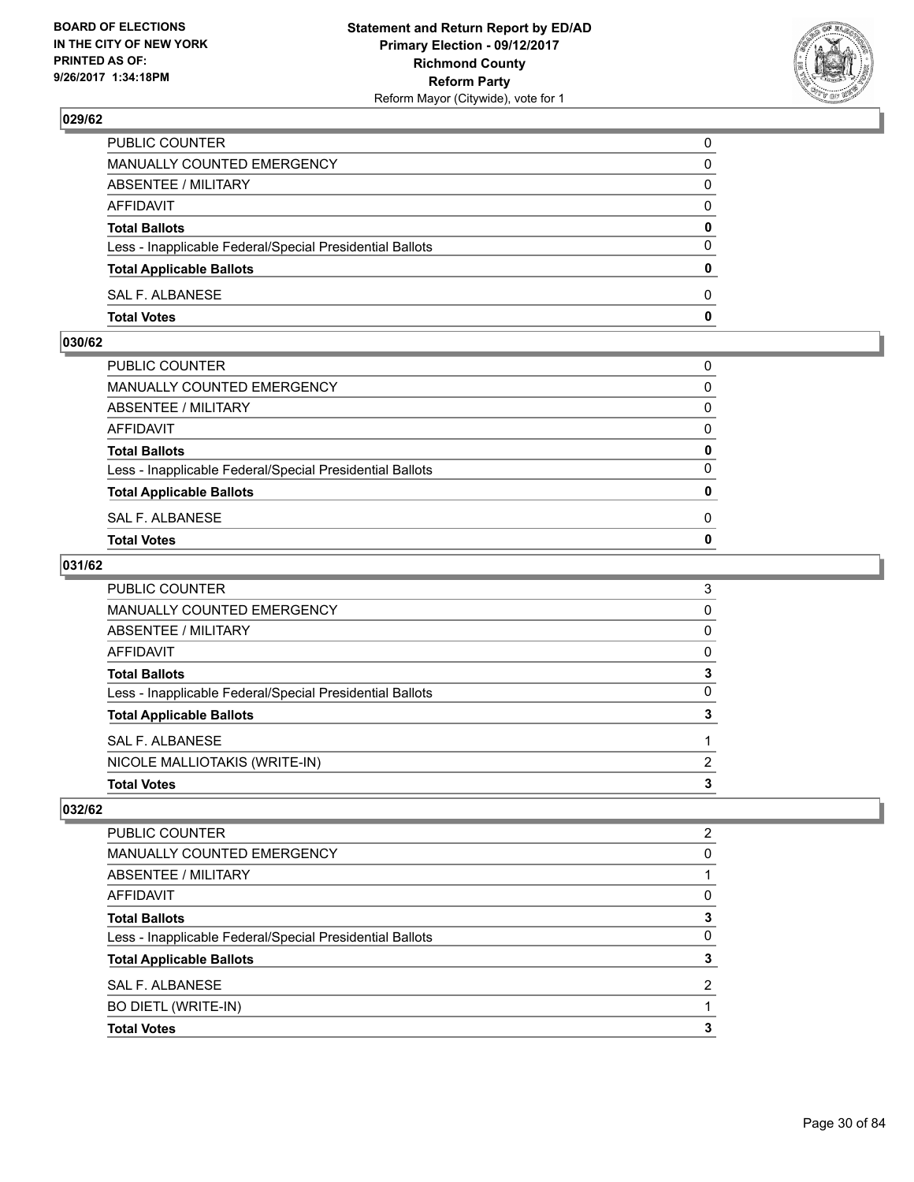## 029/62

| | |
|---|---|
| PUBLIC COUNTER | 0 |
| MANUALLY COUNTED EMERGENCY | 0 |
| ABSENTEE / MILITARY | 0 |
| AFFIDAVIT | 0 |
| **Total Ballots** | **0** |
| Less - Inapplicable Federal/Special Presidential Ballots | 0 |
| **Total Applicable Ballots** | **0** |
| SAL F. ALBANESE | 0 |
| **Total Votes** | **0** |

## 030/62

| | |
|---|---|
| PUBLIC COUNTER | 0 |
| MANUALLY COUNTED EMERGENCY | 0 |
| ABSENTEE / MILITARY | 0 |
| AFFIDAVIT | 0 |
| **Total Ballots** | **0** |
| Less - Inapplicable Federal/Special Presidential Ballots | 0 |
| **Total Applicable Ballots** | **0** |
| SAL F. ALBANESE | 0 |
| **Total Votes** | **0** |

## 031/62

| | |
|---|---|
| PUBLIC COUNTER | 3 |
| MANUALLY COUNTED EMERGENCY | 0 |
| ABSENTEE / MILITARY | 0 |
| AFFIDAVIT | 0 |
| **Total Ballots** | **3** |
| Less - Inapplicable Federal/Special Presidential Ballots | 0 |
| **Total Applicable Ballots** | **3** |
| SAL F. ALBANESE | 1 |
| NICOLE MALLIOTAKIS (WRITE-IN) | 2 |
| **Total Votes** | **3** |

## 032/62

| | |
|---|---|
| PUBLIC COUNTER | 2 |
| MANUALLY COUNTED EMERGENCY | 0 |
| ABSENTEE / MILITARY | 1 |
| AFFIDAVIT | 0 |
| **Total Ballots** | **3** |
| Less - Inapplicable Federal/Special Presidential Ballots | 0 |
| **Total Applicable Ballots** | **3** |
| SAL F. ALBANESE | 2 |
| BO DIETL (WRITE-IN) | 1 |
| **Total Votes** | **3** |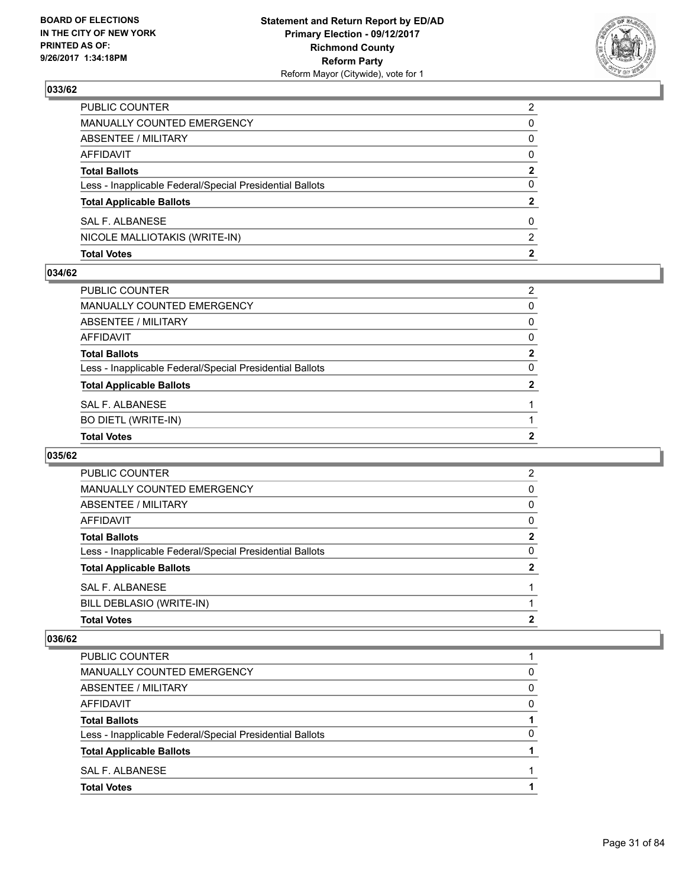### 033/62

| | |
|---|---|
| PUBLIC COUNTER | 2 |
| MANUALLY COUNTED EMERGENCY | 0 |
| ABSENTEE / MILITARY | 0 |
| AFFIDAVIT | 0 |
| **Total Ballots** | **2** |
| Less - Inapplicable Federal/Special Presidential Ballots | 0 |
| **Total Applicable Ballots** | **2** |
| SAL F. ALBANESE | 0 |
| NICOLE MALLIOTAKIS (WRITE-IN) | 2 |
| **Total Votes** | **2** |

### 034/62

| | |
|---|---|
| PUBLIC COUNTER | 2 |
| MANUALLY COUNTED EMERGENCY | 0 |
| ABSENTEE / MILITARY | 0 |
| AFFIDAVIT | 0 |
| **Total Ballots** | **2** |
| Less - Inapplicable Federal/Special Presidential Ballots | 0 |
| **Total Applicable Ballots** | **2** |
| SAL F. ALBANESE | 1 |
| BO DIETL (WRITE-IN) | 1 |
| **Total Votes** | **2** |

### 035/62

| | |
|---|---|
| PUBLIC COUNTER | 2 |
| MANUALLY COUNTED EMERGENCY | 0 |
| ABSENTEE / MILITARY | 0 |
| AFFIDAVIT | 0 |
| **Total Ballots** | **2** |
| Less - Inapplicable Federal/Special Presidential Ballots | 0 |
| **Total Applicable Ballots** | **2** |
| SAL F. ALBANESE | 1 |
| BILL DEBLASIO (WRITE-IN) | 1 |
| **Total Votes** | **2** |

### 036/62

| | |
|---|---|
| PUBLIC COUNTER | 1 |
| MANUALLY COUNTED EMERGENCY | 0 |
| ABSENTEE / MILITARY | 0 |
| AFFIDAVIT | 0 |
| **Total Ballots** | **1** |
| Less - Inapplicable Federal/Special Presidential Ballots | 0 |
| **Total Applicable Ballots** | **1** |
| SAL F. ALBANESE | 1 |
| **Total Votes** | **1** |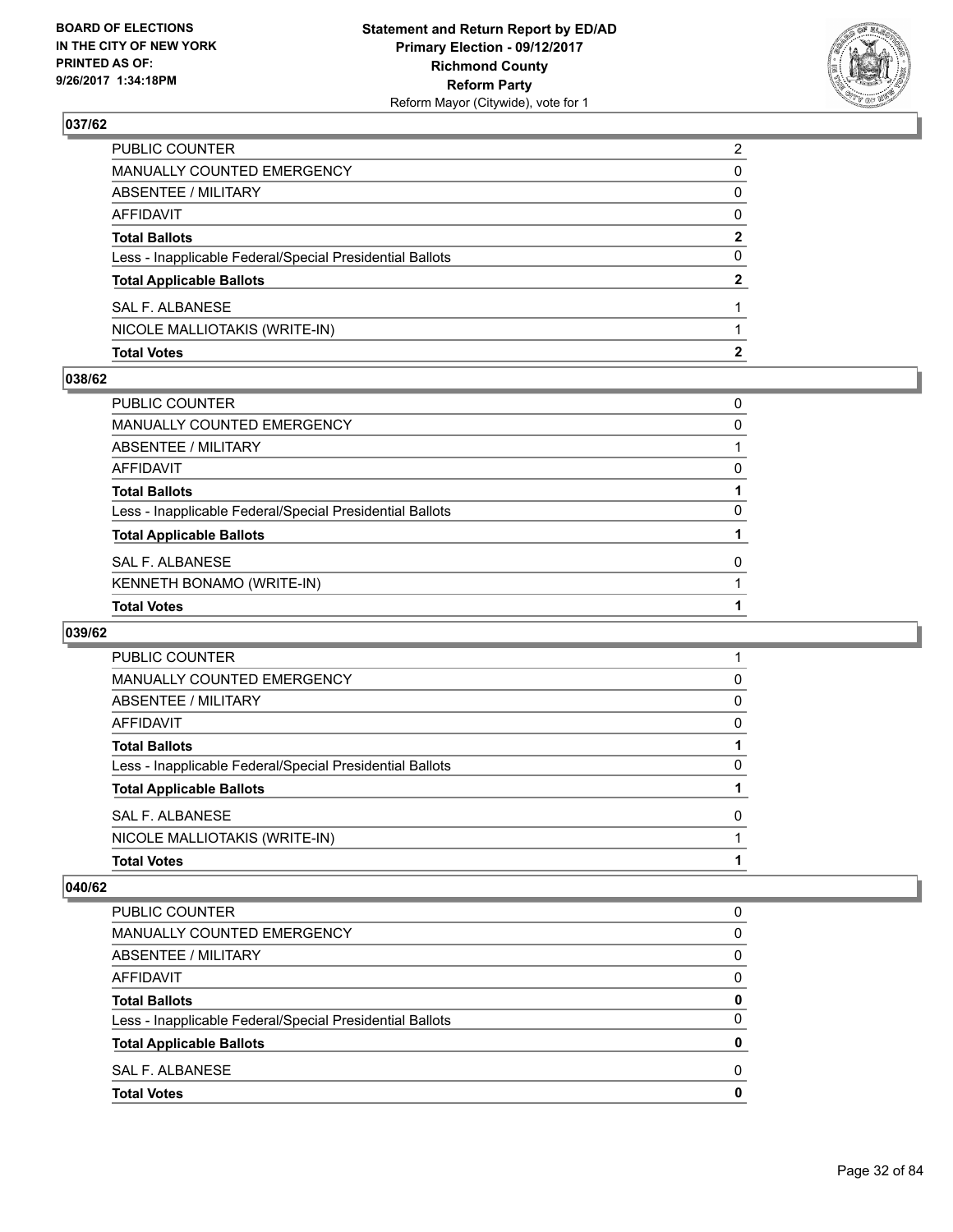## 037/62

| | |
|---|---|
| PUBLIC COUNTER | 2 |
| MANUALLY COUNTED EMERGENCY | 0 |
| ABSENTEE / MILITARY | 0 |
| AFFIDAVIT | 0 |
| **Total Ballots** | **2** |
| Less - Inapplicable Federal/Special Presidential Ballots | 0 |
| **Total Applicable Ballots** | **2** |
| SAL F. ALBANESE | 1 |
| NICOLE MALLIOTAKIS (WRITE-IN) | 1 |
| **Total Votes** | **2** |

## 038/62

| | |
|---|---|
| PUBLIC COUNTER | 0 |
| MANUALLY COUNTED EMERGENCY | 0 |
| ABSENTEE / MILITARY | 1 |
| AFFIDAVIT | 0 |
| **Total Ballots** | **1** |
| Less - Inapplicable Federal/Special Presidential Ballots | 0 |
| **Total Applicable Ballots** | **1** |
| SAL F. ALBANESE | 0 |
| KENNETH BONAMO (WRITE-IN) | 1 |
| **Total Votes** | **1** |

## 039/62

| | |
|---|---|
| PUBLIC COUNTER | 1 |
| MANUALLY COUNTED EMERGENCY | 0 |
| ABSENTEE / MILITARY | 0 |
| AFFIDAVIT | 0 |
| **Total Ballots** | **1** |
| Less - Inapplicable Federal/Special Presidential Ballots | 0 |
| **Total Applicable Ballots** | **1** |
| SAL F. ALBANESE | 0 |
| NICOLE MALLIOTAKIS (WRITE-IN) | 1 |
| **Total Votes** | **1** |

## 040/62

| | |
|---|---|
| PUBLIC COUNTER | 0 |
| MANUALLY COUNTED EMERGENCY | 0 |
| ABSENTEE / MILITARY | 0 |
| AFFIDAVIT | 0 |
| **Total Ballots** | **0** |
| Less - Inapplicable Federal/Special Presidential Ballots | 0 |
| **Total Applicable Ballots** | **0** |
| SAL F. ALBANESE | 0 |
| **Total Votes** | **0** |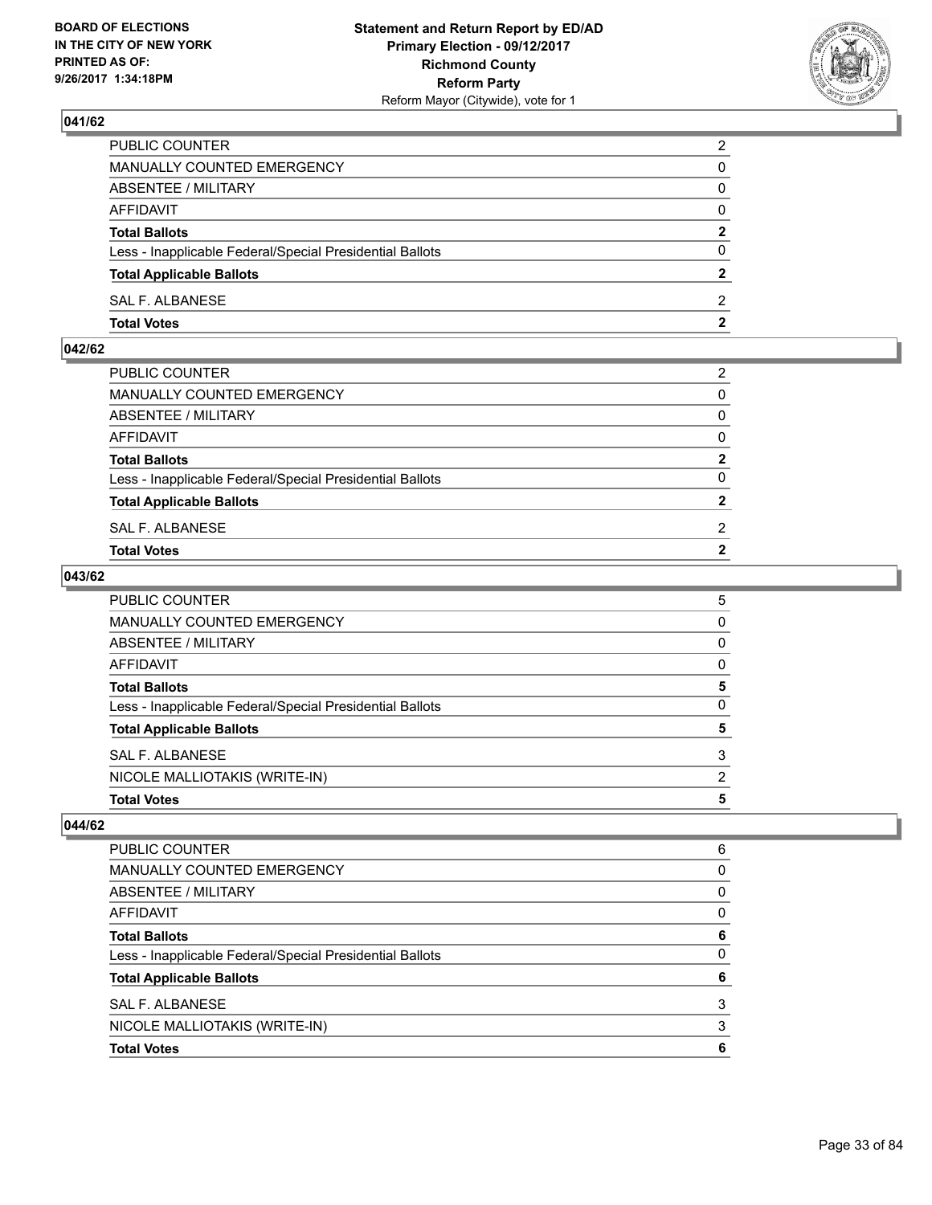## 041/62

| | |
|---|---|
| PUBLIC COUNTER | 2 |
| MANUALLY COUNTED EMERGENCY | 0 |
| ABSENTEE / MILITARY | 0 |
| AFFIDAVIT | 0 |
| **Total Ballots** | **2** |
| Less - Inapplicable Federal/Special Presidential Ballots | 0 |
| **Total Applicable Ballots** | **2** |
| SAL F. ALBANESE | 2 |
| **Total Votes** | **2** |

## 042/62

| | |
|---|---|
| PUBLIC COUNTER | 2 |
| MANUALLY COUNTED EMERGENCY | 0 |
| ABSENTEE / MILITARY | 0 |
| AFFIDAVIT | 0 |
| **Total Ballots** | **2** |
| Less - Inapplicable Federal/Special Presidential Ballots | 0 |
| **Total Applicable Ballots** | **2** |
| SAL F. ALBANESE | 2 |
| **Total Votes** | **2** |

## 043/62

| | |
|---|---|
| PUBLIC COUNTER | 5 |
| MANUALLY COUNTED EMERGENCY | 0 |
| ABSENTEE / MILITARY | 0 |
| AFFIDAVIT | 0 |
| **Total Ballots** | **5** |
| Less - Inapplicable Federal/Special Presidential Ballots | 0 |
| **Total Applicable Ballots** | **5** |
| SAL F. ALBANESE | 3 |
| NICOLE MALLIOTAKIS (WRITE-IN) | 2 |
| **Total Votes** | **5** |

## 044/62

| | |
|---|---|
| PUBLIC COUNTER | 6 |
| MANUALLY COUNTED EMERGENCY | 0 |
| ABSENTEE / MILITARY | 0 |
| AFFIDAVIT | 0 |
| **Total Ballots** | **6** |
| Less - Inapplicable Federal/Special Presidential Ballots | 0 |
| **Total Applicable Ballots** | **6** |
| SAL F. ALBANESE | 3 |
| NICOLE MALLIOTAKIS (WRITE-IN) | 3 |
| **Total Votes** | **6** |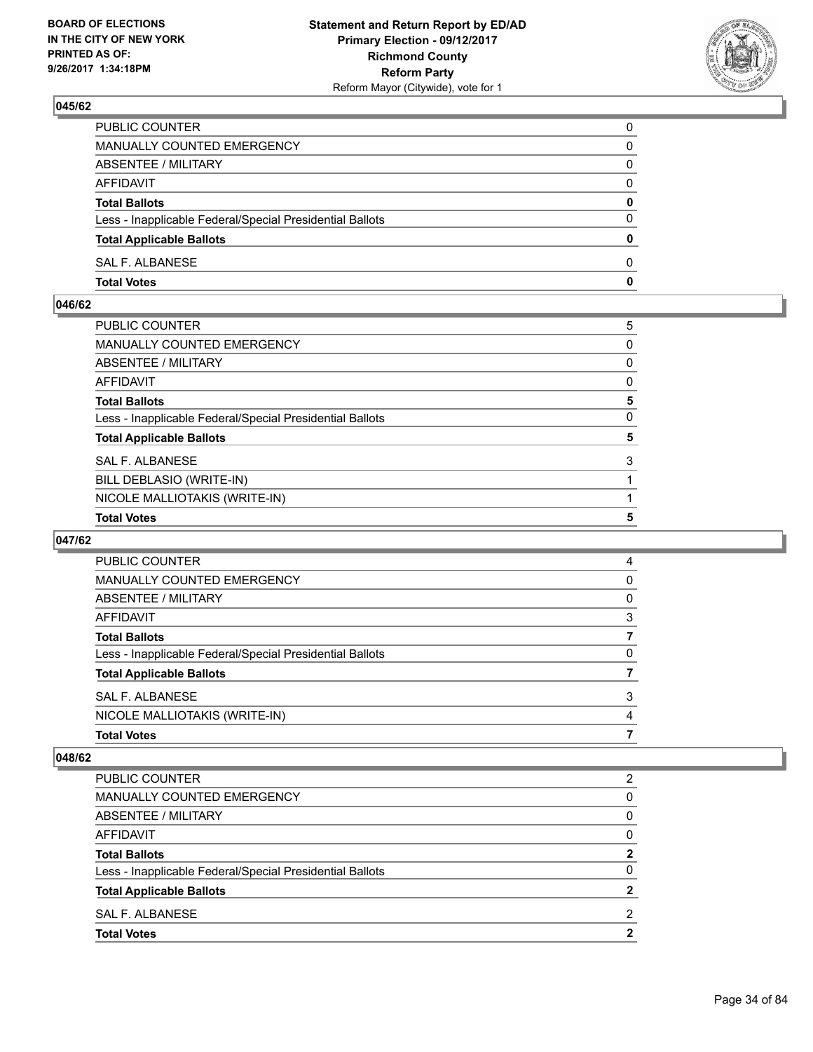**BOARD OF ELECTIONS IN THE CITY OF NEW YORK PRINTED AS OF: 9/26/2017 1:34:18PM**

**Statement and Return Report by ED/AD Primary Election - 09/12/2017 Richmond County Reform Party**
Reform Mayor (Citywide), vote for 1

### 045/62

| | |
|---|---|
| PUBLIC COUNTER | 0 |
| MANUALLY COUNTED EMERGENCY | 0 |
| ABSENTEE / MILITARY | 0 |
| AFFIDAVIT | 0 |
| **Total Ballots** | **0** |
| Less - Inapplicable Federal/Special Presidential Ballots | 0 |
| **Total Applicable Ballots** | **0** |
| SAL F. ALBANESE | 0 |
| **Total Votes** | **0** |

### 046/62

| | |
|---|---|
| PUBLIC COUNTER | 5 |
| MANUALLY COUNTED EMERGENCY | 0 |
| ABSENTEE / MILITARY | 0 |
| AFFIDAVIT | 0 |
| **Total Ballots** | **5** |
| Less - Inapplicable Federal/Special Presidential Ballots | 0 |
| **Total Applicable Ballots** | **5** |
| SAL F. ALBANESE | 3 |
| BILL DEBLASIO (WRITE-IN) | 1 |
| NICOLE MALLIOTAKIS (WRITE-IN) | 1 |
| **Total Votes** | **5** |

### 047/62

| | |
|---|---|
| PUBLIC COUNTER | 4 |
| MANUALLY COUNTED EMERGENCY | 0 |
| ABSENTEE / MILITARY | 0 |
| AFFIDAVIT | 3 |
| **Total Ballots** | **7** |
| Less - Inapplicable Federal/Special Presidential Ballots | 0 |
| **Total Applicable Ballots** | **7** |
| SAL F. ALBANESE | 3 |
| NICOLE MALLIOTAKIS (WRITE-IN) | 4 |
| **Total Votes** | **7** |

### 048/62

| | |
|---|---|
| PUBLIC COUNTER | 2 |
| MANUALLY COUNTED EMERGENCY | 0 |
| ABSENTEE / MILITARY | 0 |
| AFFIDAVIT | 0 |
| **Total Ballots** | **2** |
| Less - Inapplicable Federal/Special Presidential Ballots | 0 |
| **Total Applicable Ballots** | **2** |
| SAL F. ALBANESE | 2 |
| **Total Votes** | **2** |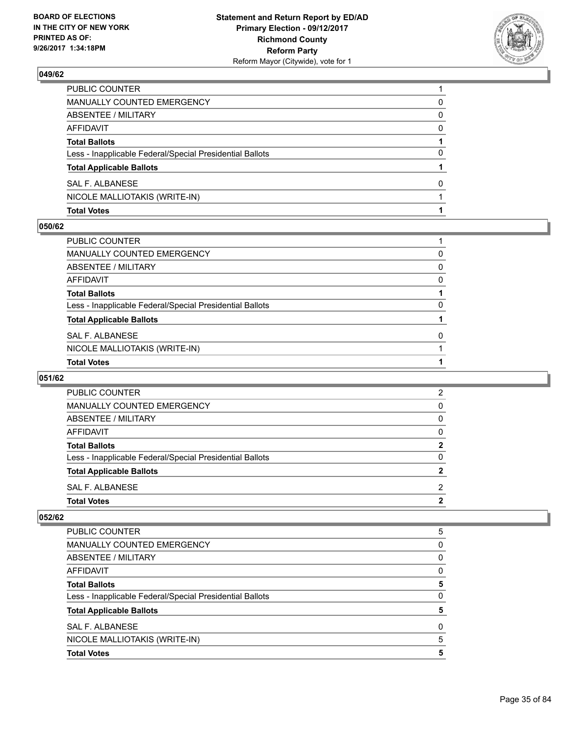**Statement and Return Report by ED/AD**
**Primary Election - 09/12/2017**
**Richmond County**
**Reform Party**
Reform Mayor (Citywide), vote for 1

BOARD OF ELECTIONS
IN THE CITY OF NEW YORK
PRINTED AS OF:
9/26/2017 1:34:18PM

## 049/62

| | |
|---|---|
| PUBLIC COUNTER | 1 |
| MANUALLY COUNTED EMERGENCY | 0 |
| ABSENTEE / MILITARY | 0 |
| AFFIDAVIT | 0 |
| **Total Ballots** | **1** |
| Less - Inapplicable Federal/Special Presidential Ballots | 0 |
| **Total Applicable Ballots** | **1** |
| SAL F. ALBANESE | 0 |
| NICOLE MALLIOTAKIS (WRITE-IN) | 1 |
| **Total Votes** | **1** |

## 050/62

| | |
|---|---|
| PUBLIC COUNTER | 1 |
| MANUALLY COUNTED EMERGENCY | 0 |
| ABSENTEE / MILITARY | 0 |
| AFFIDAVIT | 0 |
| **Total Ballots** | **1** |
| Less - Inapplicable Federal/Special Presidential Ballots | 0 |
| **Total Applicable Ballots** | **1** |
| SAL F. ALBANESE | 0 |
| NICOLE MALLIOTAKIS (WRITE-IN) | 1 |
| **Total Votes** | **1** |

## 051/62

| | |
|---|---|
| PUBLIC COUNTER | 2 |
| MANUALLY COUNTED EMERGENCY | 0 |
| ABSENTEE / MILITARY | 0 |
| AFFIDAVIT | 0 |
| **Total Ballots** | **2** |
| Less - Inapplicable Federal/Special Presidential Ballots | 0 |
| **Total Applicable Ballots** | **2** |
| SAL F. ALBANESE | 2 |
| **Total Votes** | **2** |

## 052/62

| | |
|---|---|
| PUBLIC COUNTER | 5 |
| MANUALLY COUNTED EMERGENCY | 0 |
| ABSENTEE / MILITARY | 0 |
| AFFIDAVIT | 0 |
| **Total Ballots** | **5** |
| Less - Inapplicable Federal/Special Presidential Ballots | 0 |
| **Total Applicable Ballots** | **5** |
| SAL F. ALBANESE | 0 |
| NICOLE MALLIOTAKIS (WRITE-IN) | 5 |
| **Total Votes** | **5** |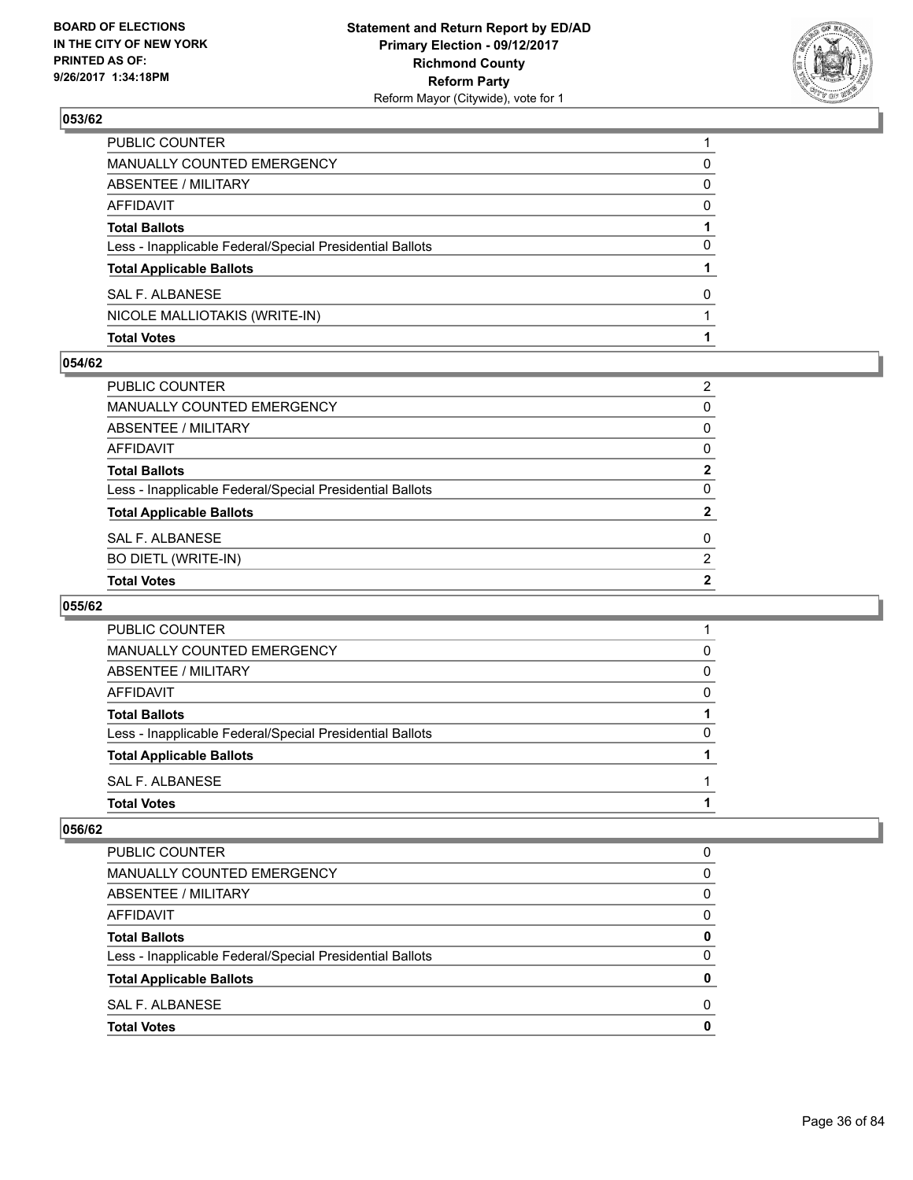### 053/62

| | |
|---|---|
| PUBLIC COUNTER | 1 |
| MANUALLY COUNTED EMERGENCY | 0 |
| ABSENTEE / MILITARY | 0 |
| AFFIDAVIT | 0 |
| **Total Ballots** | **1** |
| Less - Inapplicable Federal/Special Presidential Ballots | 0 |
| **Total Applicable Ballots** | **1** |
| SAL F. ALBANESE | 0 |
| NICOLE MALLIOTAKIS (WRITE-IN) | 1 |
| **Total Votes** | **1** |

### 054/62

| | |
|---|---|
| PUBLIC COUNTER | 2 |
| MANUALLY COUNTED EMERGENCY | 0 |
| ABSENTEE / MILITARY | 0 |
| AFFIDAVIT | 0 |
| **Total Ballots** | **2** |
| Less - Inapplicable Federal/Special Presidential Ballots | 0 |
| **Total Applicable Ballots** | **2** |
| SAL F. ALBANESE | 0 |
| BO DIETL (WRITE-IN) | 2 |
| **Total Votes** | **2** |

### 055/62

| | |
|---|---|
| PUBLIC COUNTER | 1 |
| MANUALLY COUNTED EMERGENCY | 0 |
| ABSENTEE / MILITARY | 0 |
| AFFIDAVIT | 0 |
| **Total Ballots** | **1** |
| Less - Inapplicable Federal/Special Presidential Ballots | 0 |
| **Total Applicable Ballots** | **1** |
| SAL F. ALBANESE | 1 |
| **Total Votes** | **1** |

### 056/62

| | |
|---|---|
| PUBLIC COUNTER | 0 |
| MANUALLY COUNTED EMERGENCY | 0 |
| ABSENTEE / MILITARY | 0 |
| AFFIDAVIT | 0 |
| **Total Ballots** | **0** |
| Less - Inapplicable Federal/Special Presidential Ballots | 0 |
| **Total Applicable Ballots** | **0** |
| SAL F. ALBANESE | 0 |
| **Total Votes** | **0** |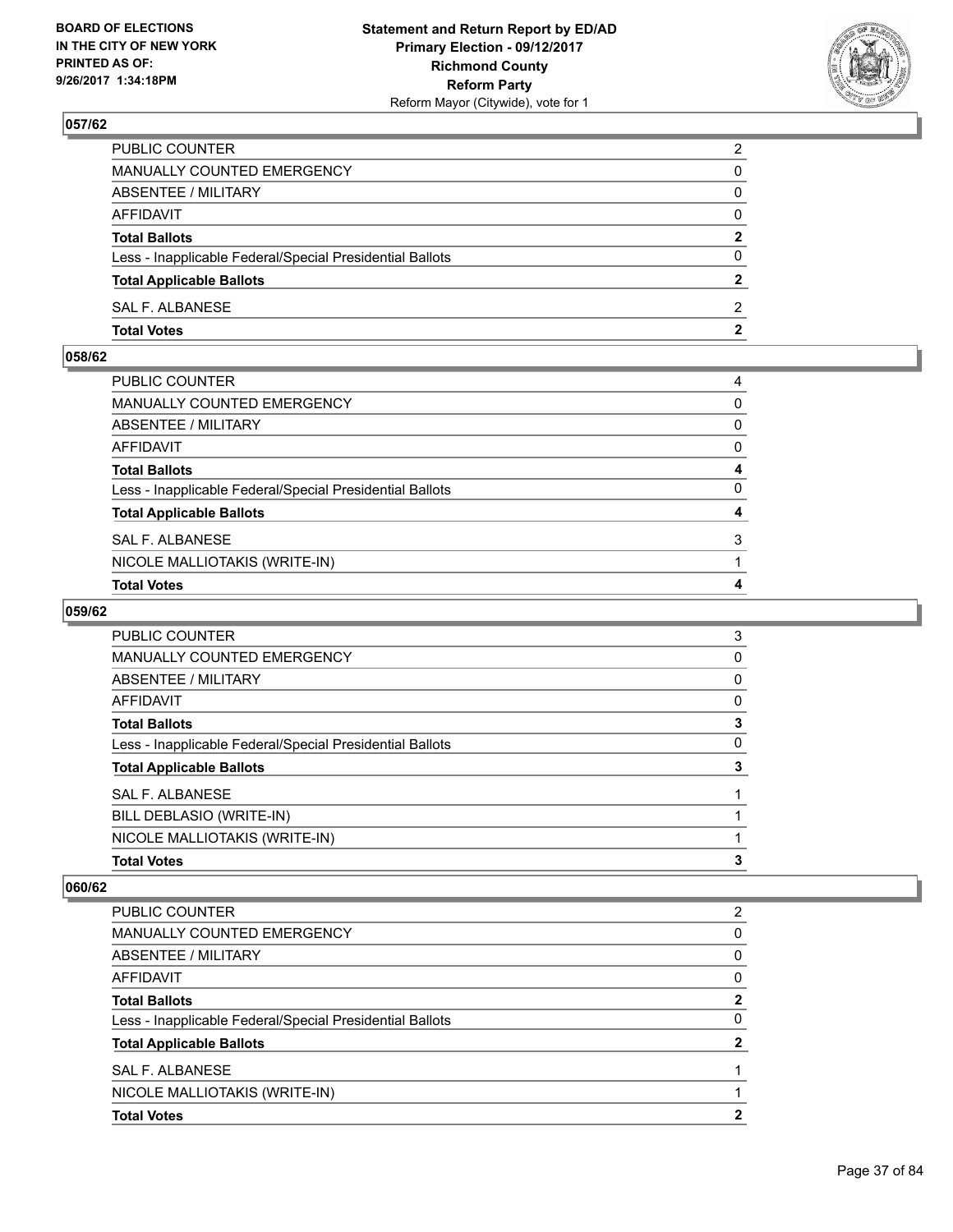**BOARD OF ELECTIONS IN THE CITY OF NEW YORK PRINTED AS OF: 9/26/2017 1:34:18PM**

**Statement and Return Report by ED/AD Primary Election - 09/12/2017 Richmond County Reform Party**
Reform Mayor (Citywide), vote for 1

### 057/62

| | |
|---|---|
| PUBLIC COUNTER | 2 |
| MANUALLY COUNTED EMERGENCY | 0 |
| ABSENTEE / MILITARY | 0 |
| AFFIDAVIT | 0 |
| **Total Ballots** | **2** |
| Less - Inapplicable Federal/Special Presidential Ballots | 0 |
| **Total Applicable Ballots** | **2** |
| SAL F. ALBANESE | 2 |
| **Total Votes** | **2** |

### 058/62

| | |
|---|---|
| PUBLIC COUNTER | 4 |
| MANUALLY COUNTED EMERGENCY | 0 |
| ABSENTEE / MILITARY | 0 |
| AFFIDAVIT | 0 |
| **Total Ballots** | **4** |
| Less - Inapplicable Federal/Special Presidential Ballots | 0 |
| **Total Applicable Ballots** | **4** |
| SAL F. ALBANESE | 3 |
| NICOLE MALLIOTAKIS (WRITE-IN) | 1 |
| **Total Votes** | **4** |

### 059/62

| | |
|---|---|
| PUBLIC COUNTER | 3 |
| MANUALLY COUNTED EMERGENCY | 0 |
| ABSENTEE / MILITARY | 0 |
| AFFIDAVIT | 0 |
| **Total Ballots** | **3** |
| Less - Inapplicable Federal/Special Presidential Ballots | 0 |
| **Total Applicable Ballots** | **3** |
| SAL F. ALBANESE | 1 |
| BILL DEBLASIO (WRITE-IN) | 1 |
| NICOLE MALLIOTAKIS (WRITE-IN) | 1 |
| **Total Votes** | **3** |

### 060/62

| | |
|---|---|
| PUBLIC COUNTER | 2 |
| MANUALLY COUNTED EMERGENCY | 0 |
| ABSENTEE / MILITARY | 0 |
| AFFIDAVIT | 0 |
| **Total Ballots** | **2** |
| Less - Inapplicable Federal/Special Presidential Ballots | 0 |
| **Total Applicable Ballots** | **2** |
| SAL F. ALBANESE | 1 |
| NICOLE MALLIOTAKIS (WRITE-IN) | 1 |
| **Total Votes** | **2** |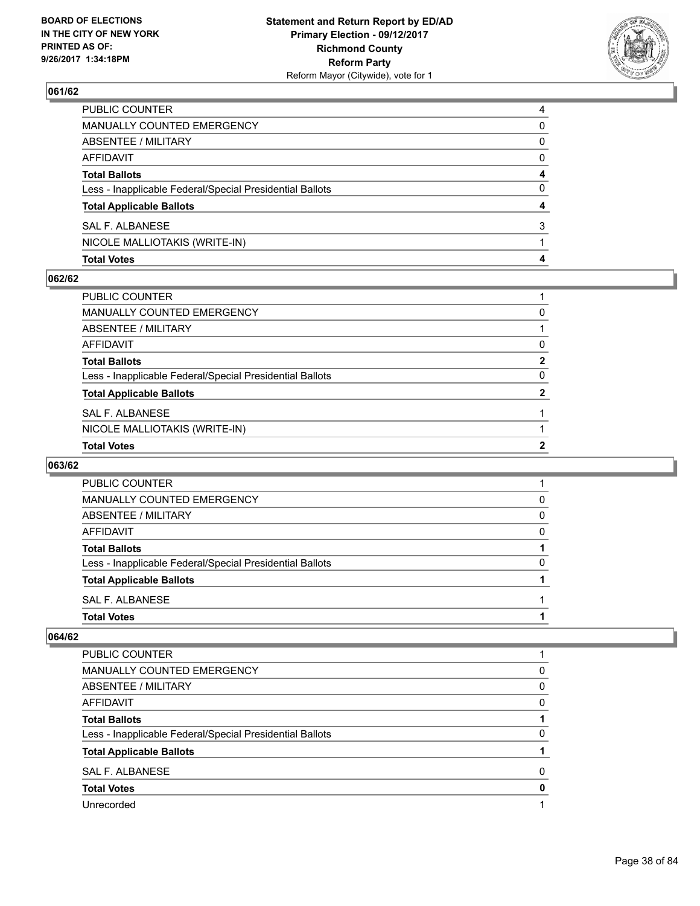**BOARD OF ELECTIONS IN THE CITY OF NEW YORK PRINTED AS OF: 9/26/2017 1:34:18PM**

**Statement and Return Report by ED/AD Primary Election - 09/12/2017 Richmond County Reform Party**
Reform Mayor (Citywide), vote for 1

### 061/62

| | |
|---|---|
| PUBLIC COUNTER | 4 |
| MANUALLY COUNTED EMERGENCY | 0 |
| ABSENTEE / MILITARY | 0 |
| AFFIDAVIT | 0 |
| **Total Ballots** | **4** |
| Less - Inapplicable Federal/Special Presidential Ballots | 0 |
| **Total Applicable Ballots** | **4** |
| SAL F. ALBANESE | 3 |
| NICOLE MALLIOTAKIS (WRITE-IN) | 1 |
| **Total Votes** | **4** |

### 062/62

| | |
|---|---|
| PUBLIC COUNTER | 1 |
| MANUALLY COUNTED EMERGENCY | 0 |
| ABSENTEE / MILITARY | 1 |
| AFFIDAVIT | 0 |
| **Total Ballots** | **2** |
| Less - Inapplicable Federal/Special Presidential Ballots | 0 |
| **Total Applicable Ballots** | **2** |
| SAL F. ALBANESE | 1 |
| NICOLE MALLIOTAKIS (WRITE-IN) | 1 |
| **Total Votes** | **2** |

### 063/62

| | |
|---|---|
| PUBLIC COUNTER | 1 |
| MANUALLY COUNTED EMERGENCY | 0 |
| ABSENTEE / MILITARY | 0 |
| AFFIDAVIT | 0 |
| **Total Ballots** | **1** |
| Less - Inapplicable Federal/Special Presidential Ballots | 0 |
| **Total Applicable Ballots** | **1** |
| SAL F. ALBANESE | 1 |
| **Total Votes** | **1** |

### 064/62

| | |
|---|---|
| PUBLIC COUNTER | 1 |
| MANUALLY COUNTED EMERGENCY | 0 |
| ABSENTEE / MILITARY | 0 |
| AFFIDAVIT | 0 |
| **Total Ballots** | **1** |
| Less - Inapplicable Federal/Special Presidential Ballots | 0 |
| **Total Applicable Ballots** | **1** |
| SAL F. ALBANESE | 0 |
| **Total Votes** | **0** |
| Unrecorded | 1 |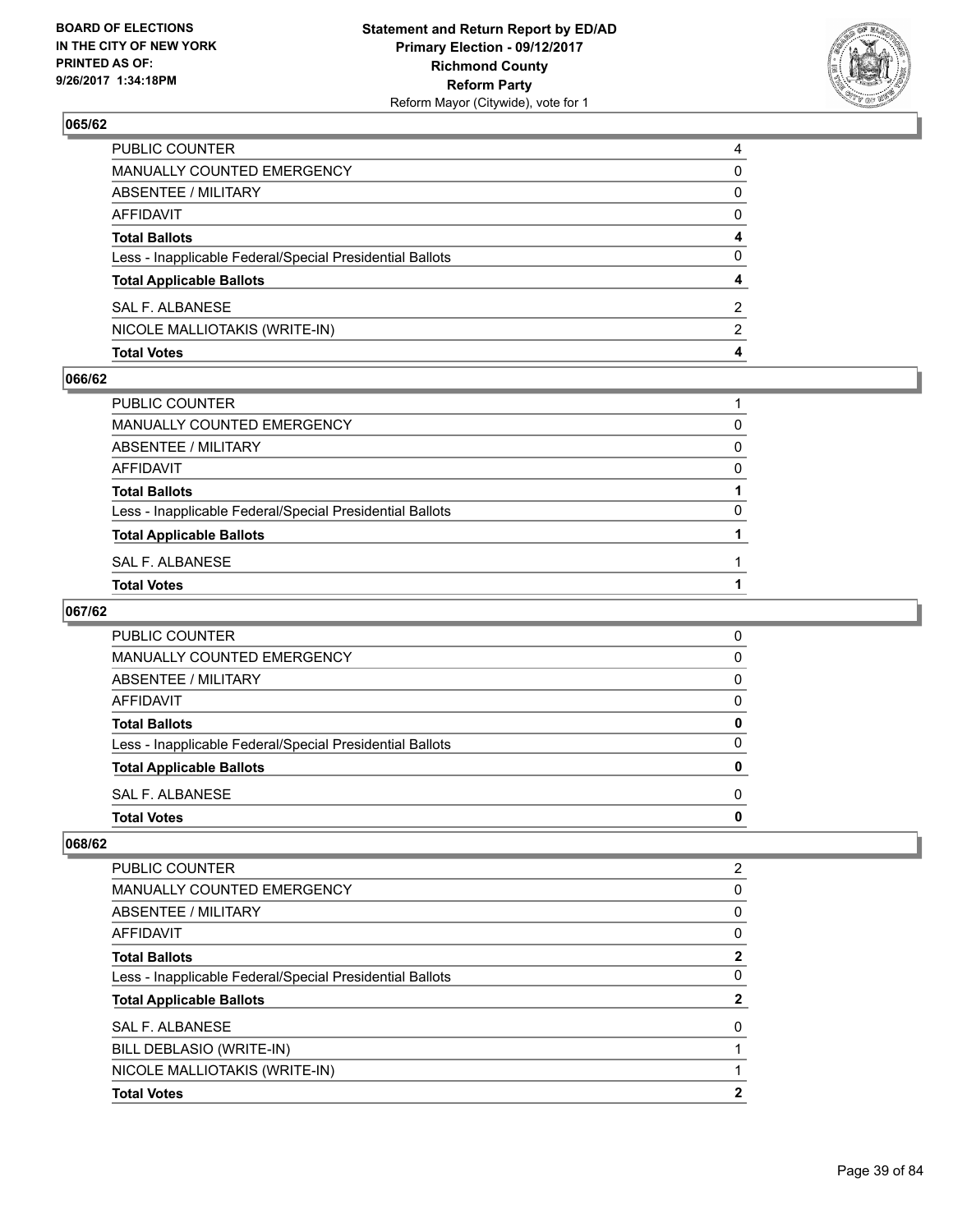## 065/62

| | |
|---|---|
| PUBLIC COUNTER | 4 |
| MANUALLY COUNTED EMERGENCY | 0 |
| ABSENTEE / MILITARY | 0 |
| AFFIDAVIT | 0 |
| **Total Ballots** | **4** |
| Less - Inapplicable Federal/Special Presidential Ballots | 0 |
| **Total Applicable Ballots** | **4** |
| SAL F. ALBANESE | 2 |
| NICOLE MALLIOTAKIS (WRITE-IN) | 2 |
| **Total Votes** | **4** |

## 066/62

| | |
|---|---|
| PUBLIC COUNTER | 1 |
| MANUALLY COUNTED EMERGENCY | 0 |
| ABSENTEE / MILITARY | 0 |
| AFFIDAVIT | 0 |
| **Total Ballots** | **1** |
| Less - Inapplicable Federal/Special Presidential Ballots | 0 |
| **Total Applicable Ballots** | **1** |
| SAL F. ALBANESE | 1 |
| **Total Votes** | **1** |

## 067/62

| | |
|---|---|
| PUBLIC COUNTER | 0 |
| MANUALLY COUNTED EMERGENCY | 0 |
| ABSENTEE / MILITARY | 0 |
| AFFIDAVIT | 0 |
| **Total Ballots** | **0** |
| Less - Inapplicable Federal/Special Presidential Ballots | 0 |
| **Total Applicable Ballots** | **0** |
| SAL F. ALBANESE | 0 |
| **Total Votes** | **0** |

## 068/62

| | |
|---|---|
| PUBLIC COUNTER | 2 |
| MANUALLY COUNTED EMERGENCY | 0 |
| ABSENTEE / MILITARY | 0 |
| AFFIDAVIT | 0 |
| **Total Ballots** | **2** |
| Less - Inapplicable Federal/Special Presidential Ballots | 0 |
| **Total Applicable Ballots** | **2** |
| SAL F. ALBANESE | 0 |
| BILL DEBLASIO (WRITE-IN) | 1 |
| NICOLE MALLIOTAKIS (WRITE-IN) | 1 |
| **Total Votes** | **2** |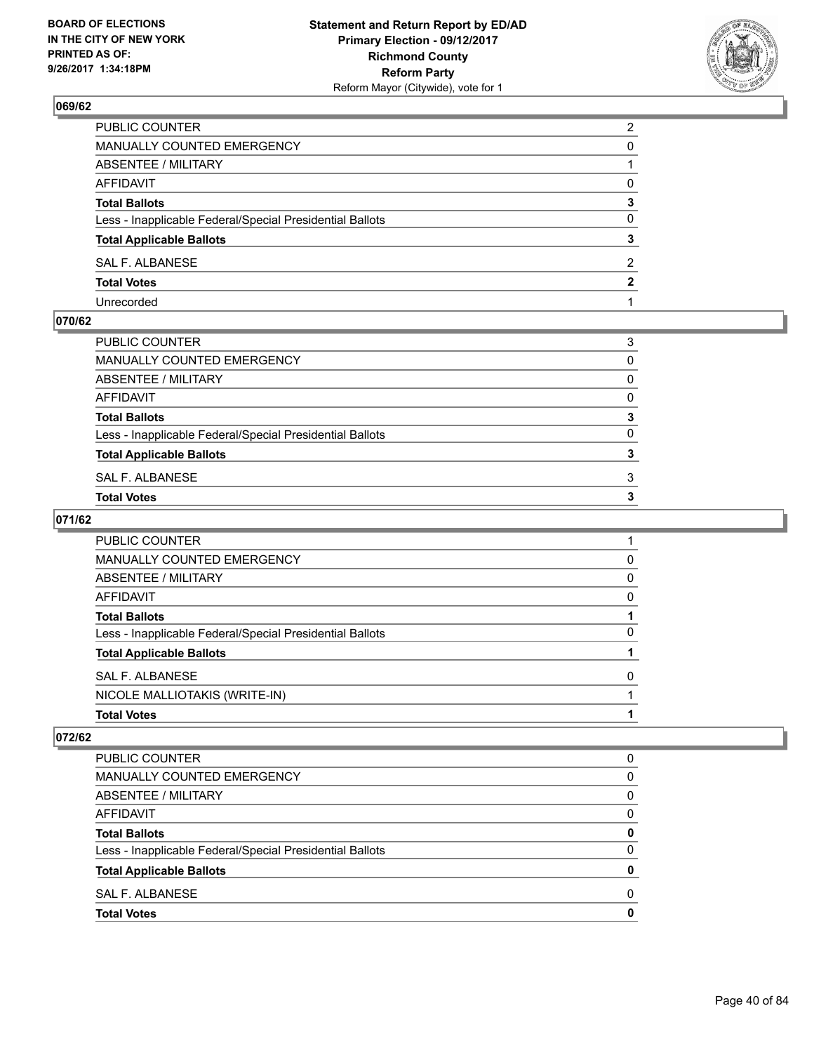## 069/62

| | |
|---|---|
| PUBLIC COUNTER | 2 |
| MANUALLY COUNTED EMERGENCY | 0 |
| ABSENTEE / MILITARY | 1 |
| AFFIDAVIT | 0 |
| **Total Ballots** | **3** |
| Less - Inapplicable Federal/Special Presidential Ballots | 0 |
| **Total Applicable Ballots** | **3** |
| SAL F. ALBANESE | 2 |
| **Total Votes** | **2** |
| Unrecorded | 1 |

## 070/62

| | |
|---|---|
| PUBLIC COUNTER | 3 |
| MANUALLY COUNTED EMERGENCY | 0 |
| ABSENTEE / MILITARY | 0 |
| AFFIDAVIT | 0 |
| **Total Ballots** | **3** |
| Less - Inapplicable Federal/Special Presidential Ballots | 0 |
| **Total Applicable Ballots** | **3** |
| SAL F. ALBANESE | 3 |
| **Total Votes** | **3** |

## 071/62

| | |
|---|---|
| PUBLIC COUNTER | 1 |
| MANUALLY COUNTED EMERGENCY | 0 |
| ABSENTEE / MILITARY | 0 |
| AFFIDAVIT | 0 |
| **Total Ballots** | **1** |
| Less - Inapplicable Federal/Special Presidential Ballots | 0 |
| **Total Applicable Ballots** | **1** |
| SAL F. ALBANESE | 0 |
| NICOLE MALLIOTAKIS (WRITE-IN) | 1 |
| **Total Votes** | **1** |

## 072/62

| | |
|---|---|
| PUBLIC COUNTER | 0 |
| MANUALLY COUNTED EMERGENCY | 0 |
| ABSENTEE / MILITARY | 0 |
| AFFIDAVIT | 0 |
| **Total Ballots** | **0** |
| Less - Inapplicable Federal/Special Presidential Ballots | 0 |
| **Total Applicable Ballots** | **0** |
| SAL F. ALBANESE | 0 |
| **Total Votes** | **0** |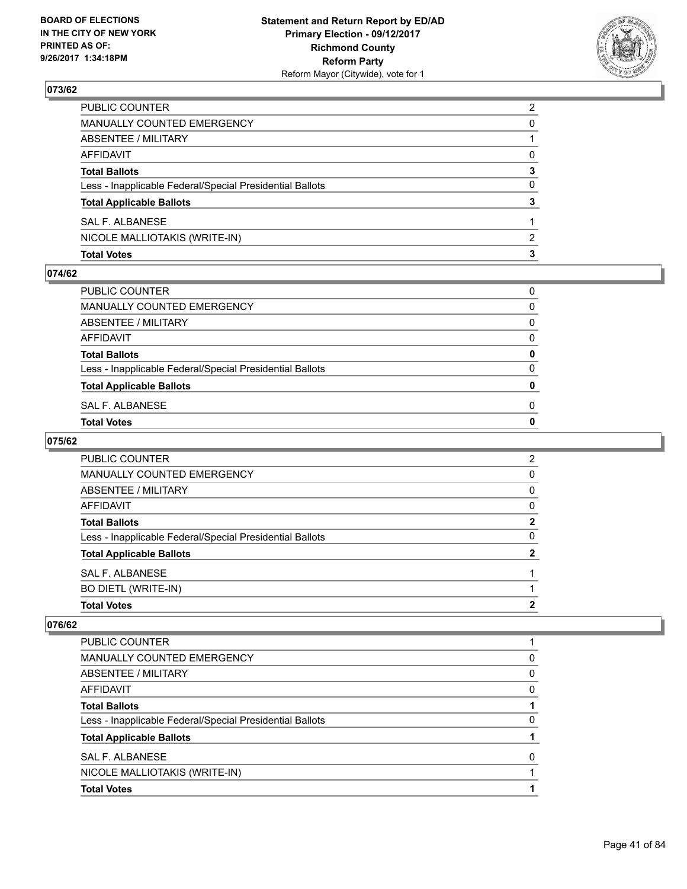## 073/62

| | |
|---|---|
| PUBLIC COUNTER | 2 |
| MANUALLY COUNTED EMERGENCY | 0 |
| ABSENTEE / MILITARY | 1 |
| AFFIDAVIT | 0 |
| **Total Ballots** | **3** |
| Less - Inapplicable Federal/Special Presidential Ballots | 0 |
| **Total Applicable Ballots** | **3** |
| SAL F. ALBANESE | 1 |
| NICOLE MALLIOTAKIS (WRITE-IN) | 2 |
| **Total Votes** | **3** |

## 074/62

| | |
|---|---|
| PUBLIC COUNTER | 0 |
| MANUALLY COUNTED EMERGENCY | 0 |
| ABSENTEE / MILITARY | 0 |
| AFFIDAVIT | 0 |
| **Total Ballots** | **0** |
| Less - Inapplicable Federal/Special Presidential Ballots | 0 |
| **Total Applicable Ballots** | **0** |
| SAL F. ALBANESE | 0 |
| **Total Votes** | **0** |

## 075/62

| | |
|---|---|
| PUBLIC COUNTER | 2 |
| MANUALLY COUNTED EMERGENCY | 0 |
| ABSENTEE / MILITARY | 0 |
| AFFIDAVIT | 0 |
| **Total Ballots** | **2** |
| Less - Inapplicable Federal/Special Presidential Ballots | 0 |
| **Total Applicable Ballots** | **2** |
| SAL F. ALBANESE | 1 |
| BO DIETL (WRITE-IN) | 1 |
| **Total Votes** | **2** |

## 076/62

| | |
|---|---|
| PUBLIC COUNTER | 1 |
| MANUALLY COUNTED EMERGENCY | 0 |
| ABSENTEE / MILITARY | 0 |
| AFFIDAVIT | 0 |
| **Total Ballots** | **1** |
| Less - Inapplicable Federal/Special Presidential Ballots | 0 |
| **Total Applicable Ballots** | **1** |
| SAL F. ALBANESE | 0 |
| NICOLE MALLIOTAKIS (WRITE-IN) | 1 |
| **Total Votes** | **1** |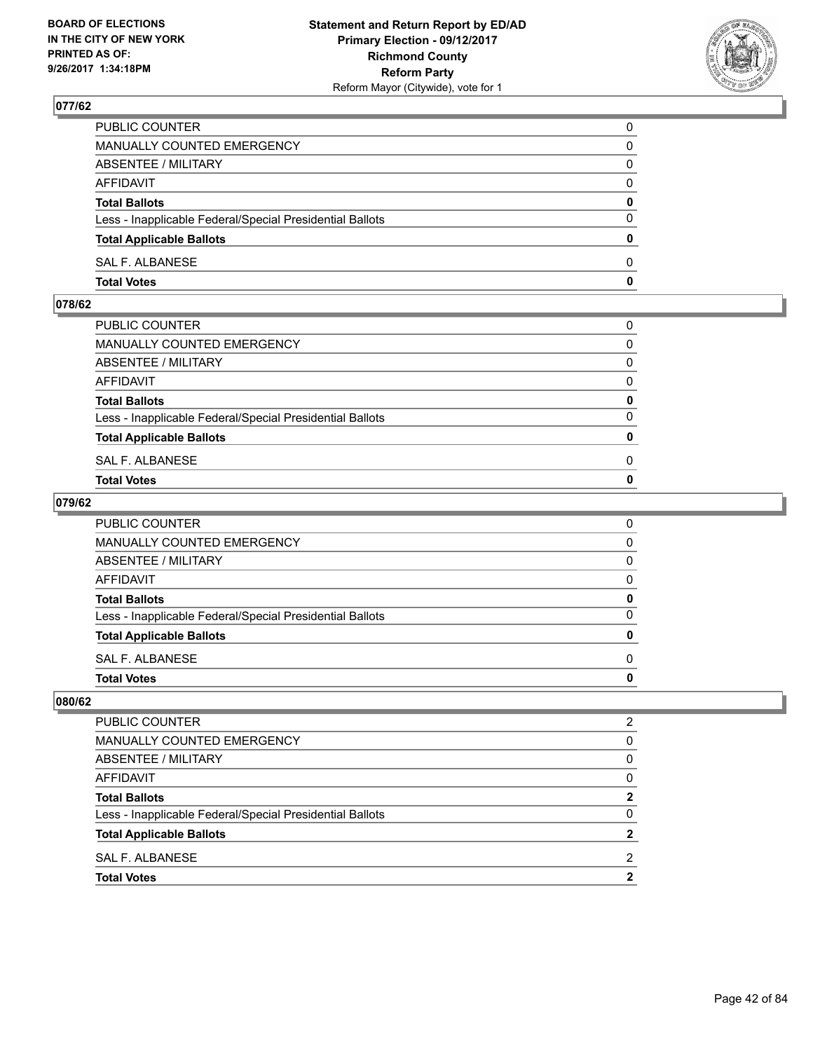BOARD OF ELECTIONS
IN THE CITY OF NEW YORK
PRINTED AS OF:
9/26/2017 1:34:18PM

**Statement and Return Report by ED/AD**
**Primary Election - 09/12/2017**
**Richmond County**
**Reform Party**
Reform Mayor (Citywide), vote for 1

## 077/62

| | |
|---|---|
| PUBLIC COUNTER | 0 |
| MANUALLY COUNTED EMERGENCY | 0 |
| ABSENTEE / MILITARY | 0 |
| AFFIDAVIT | 0 |
| **Total Ballots** | **0** |
| Less - Inapplicable Federal/Special Presidential Ballots | 0 |
| **Total Applicable Ballots** | **0** |
| SAL F. ALBANESE | 0 |
| **Total Votes** | **0** |

## 078/62

| | |
|---|---|
| PUBLIC COUNTER | 0 |
| MANUALLY COUNTED EMERGENCY | 0 |
| ABSENTEE / MILITARY | 0 |
| AFFIDAVIT | 0 |
| **Total Ballots** | **0** |
| Less - Inapplicable Federal/Special Presidential Ballots | 0 |
| **Total Applicable Ballots** | **0** |
| SAL F. ALBANESE | 0 |
| **Total Votes** | **0** |

## 079/62

| | |
|---|---|
| PUBLIC COUNTER | 0 |
| MANUALLY COUNTED EMERGENCY | 0 |
| ABSENTEE / MILITARY | 0 |
| AFFIDAVIT | 0 |
| **Total Ballots** | **0** |
| Less - Inapplicable Federal/Special Presidential Ballots | 0 |
| **Total Applicable Ballots** | **0** |
| SAL F. ALBANESE | 0 |
| **Total Votes** | **0** |

## 080/62

| | |
|---|---|
| PUBLIC COUNTER | 2 |
| MANUALLY COUNTED EMERGENCY | 0 |
| ABSENTEE / MILITARY | 0 |
| AFFIDAVIT | 0 |
| **Total Ballots** | **2** |
| Less - Inapplicable Federal/Special Presidential Ballots | 0 |
| **Total Applicable Ballots** | **2** |
| SAL F. ALBANESE | 2 |
| **Total Votes** | **2** |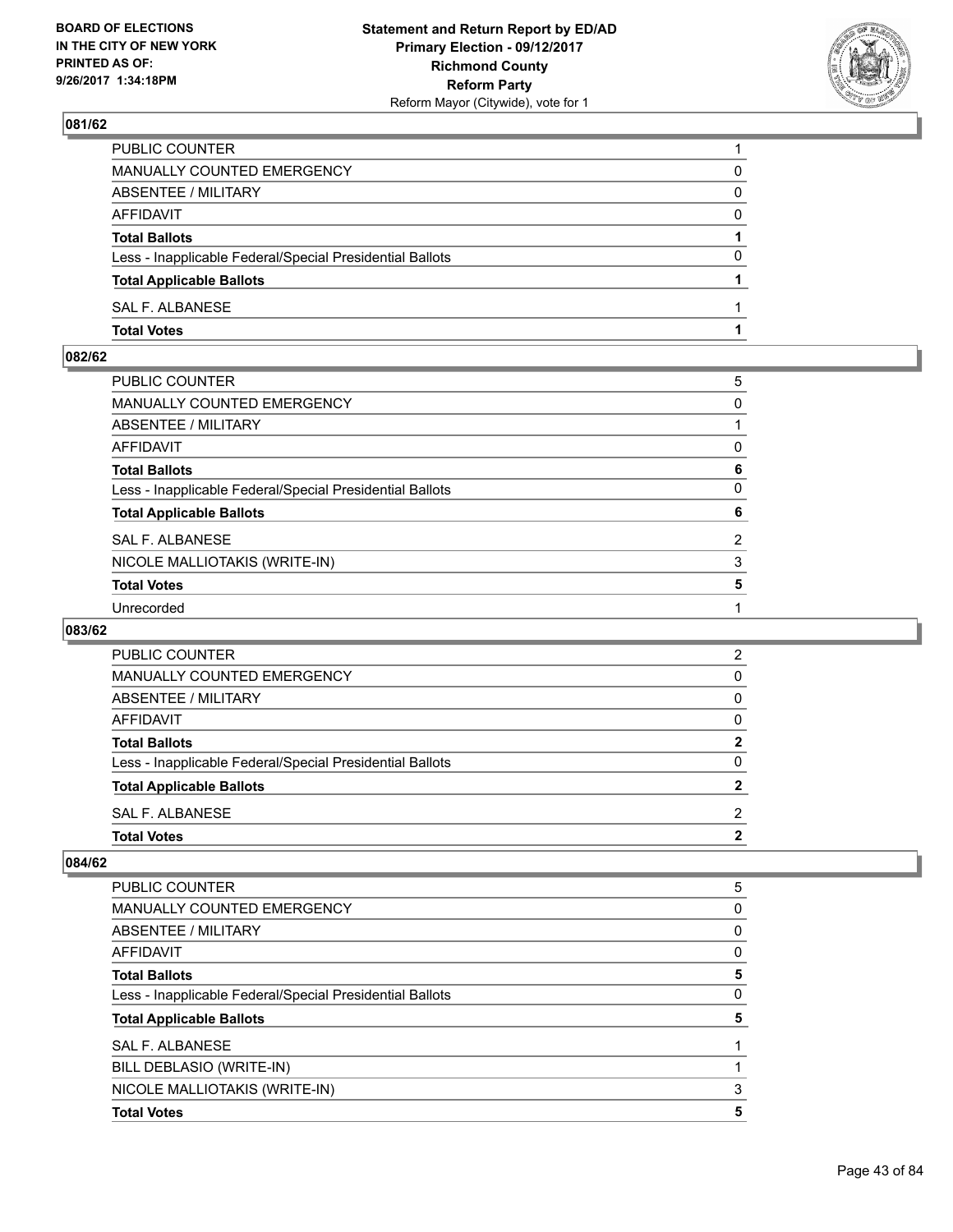BOARD OF ELECTIONS
IN THE CITY OF NEW YORK
PRINTED AS OF:
9/26/2017 1:34:18PM

**Statement and Return Report by ED/AD**
**Primary Election - 09/12/2017**
**Richmond County**
**Reform Party**
Reform Mayor (Citywide), vote for 1

### 081/62

| | |
|---|---|
| PUBLIC COUNTER | 1 |
| MANUALLY COUNTED EMERGENCY | 0 |
| ABSENTEE / MILITARY | 0 |
| AFFIDAVIT | 0 |
| **Total Ballots** | **1** |
| Less - Inapplicable Federal/Special Presidential Ballots | 0 |
| **Total Applicable Ballots** | **1** |
| SAL F. ALBANESE | 1 |
| **Total Votes** | **1** |

### 082/62

| | |
|---|---|
| PUBLIC COUNTER | 5 |
| MANUALLY COUNTED EMERGENCY | 0 |
| ABSENTEE / MILITARY | 1 |
| AFFIDAVIT | 0 |
| **Total Ballots** | **6** |
| Less - Inapplicable Federal/Special Presidential Ballots | 0 |
| **Total Applicable Ballots** | **6** |
| SAL F. ALBANESE | 2 |
| NICOLE MALLIOTAKIS (WRITE-IN) | 3 |
| **Total Votes** | **5** |
| Unrecorded | 1 |

### 083/62

| | |
|---|---|
| PUBLIC COUNTER | 2 |
| MANUALLY COUNTED EMERGENCY | 0 |
| ABSENTEE / MILITARY | 0 |
| AFFIDAVIT | 0 |
| **Total Ballots** | **2** |
| Less - Inapplicable Federal/Special Presidential Ballots | 0 |
| **Total Applicable Ballots** | **2** |
| SAL F. ALBANESE | 2 |
| **Total Votes** | **2** |

### 084/62

| | |
|---|---|
| PUBLIC COUNTER | 5 |
| MANUALLY COUNTED EMERGENCY | 0 |
| ABSENTEE / MILITARY | 0 |
| AFFIDAVIT | 0 |
| **Total Ballots** | **5** |
| Less - Inapplicable Federal/Special Presidential Ballots | 0 |
| **Total Applicable Ballots** | **5** |
| SAL F. ALBANESE | 1 |
| BILL DEBLASIO (WRITE-IN) | 1 |
| NICOLE MALLIOTAKIS (WRITE-IN) | 3 |
| **Total Votes** | **5** |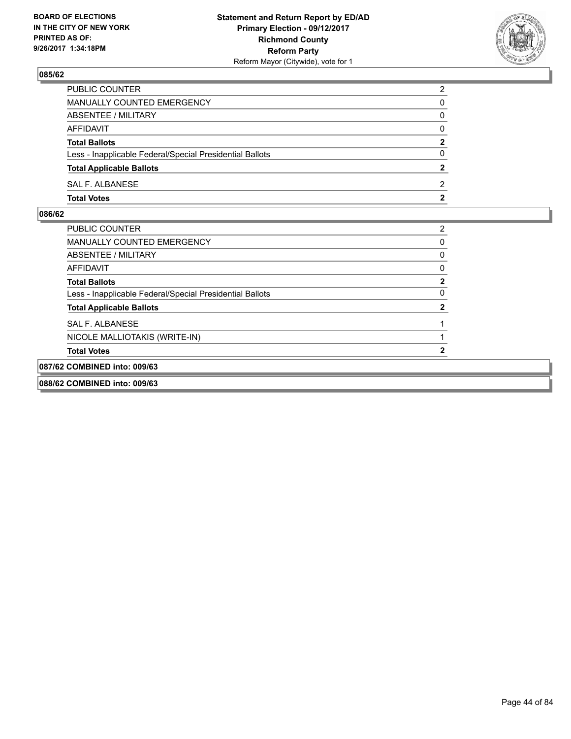BOARD OF ELECTIONS
IN THE CITY OF NEW YORK
PRINTED AS OF:
9/26/2017 1:34:18PM

**Statement and Return Report by ED/AD**
**Primary Election - 09/12/2017**
**Richmond County**
**Reform Party**
Reform Mayor (Citywide), vote for 1

### 085/62

| | |
|---|---|
| PUBLIC COUNTER | 2 |
| MANUALLY COUNTED EMERGENCY | 0 |
| ABSENTEE / MILITARY | 0 |
| AFFIDAVIT | 0 |
| **Total Ballots** | **2** |
| Less - Inapplicable Federal/Special Presidential Ballots | 0 |
| **Total Applicable Ballots** | **2** |
| SAL F. ALBANESE | 2 |
| **Total Votes** | **2** |

### 086/62

| | |
|---|---|
| PUBLIC COUNTER | 2 |
| MANUALLY COUNTED EMERGENCY | 0 |
| ABSENTEE / MILITARY | 0 |
| AFFIDAVIT | 0 |
| **Total Ballots** | **2** |
| Less - Inapplicable Federal/Special Presidential Ballots | 0 |
| **Total Applicable Ballots** | **2** |
| SAL F. ALBANESE | 1 |
| NICOLE MALLIOTAKIS (WRITE-IN) | 1 |
| **Total Votes** | **2** |

### 087/62 COMBINED into: 009/63

### 088/62 COMBINED into: 009/63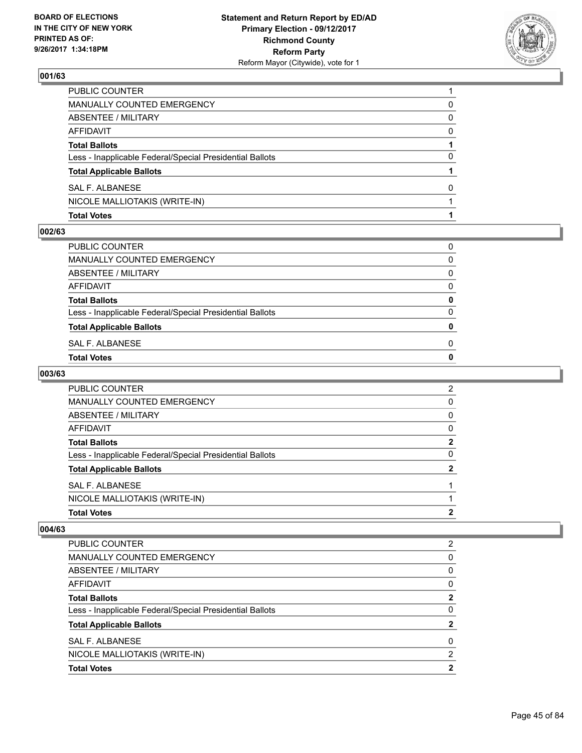BOARD OF ELECTIONS
IN THE CITY OF NEW YORK
PRINTED AS OF:
9/26/2017 1:34:18PM

**Statement and Return Report by ED/AD**
**Primary Election - 09/12/2017**
**Richmond County**
**Reform Party**
Reform Mayor (Citywide), vote for 1

## 001/63

| | |
|---|---|
| PUBLIC COUNTER | 1 |
| MANUALLY COUNTED EMERGENCY | 0 |
| ABSENTEE / MILITARY | 0 |
| AFFIDAVIT | 0 |
| **Total Ballots** | **1** |
| Less - Inapplicable Federal/Special Presidential Ballots | 0 |
| **Total Applicable Ballots** | **1** |
| SAL F. ALBANESE | 0 |
| NICOLE MALLIOTAKIS (WRITE-IN) | 1 |
| **Total Votes** | **1** |

## 002/63

| | |
|---|---|
| PUBLIC COUNTER | 0 |
| MANUALLY COUNTED EMERGENCY | 0 |
| ABSENTEE / MILITARY | 0 |
| AFFIDAVIT | 0 |
| **Total Ballots** | **0** |
| Less - Inapplicable Federal/Special Presidential Ballots | 0 |
| **Total Applicable Ballots** | **0** |
| SAL F. ALBANESE | 0 |
| **Total Votes** | **0** |

## 003/63

| | |
|---|---|
| PUBLIC COUNTER | 2 |
| MANUALLY COUNTED EMERGENCY | 0 |
| ABSENTEE / MILITARY | 0 |
| AFFIDAVIT | 0 |
| **Total Ballots** | **2** |
| Less - Inapplicable Federal/Special Presidential Ballots | 0 |
| **Total Applicable Ballots** | **2** |
| SAL F. ALBANESE | 1 |
| NICOLE MALLIOTAKIS (WRITE-IN) | 1 |
| **Total Votes** | **2** |

## 004/63

| | |
|---|---|
| PUBLIC COUNTER | 2 |
| MANUALLY COUNTED EMERGENCY | 0 |
| ABSENTEE / MILITARY | 0 |
| AFFIDAVIT | 0 |
| **Total Ballots** | **2** |
| Less - Inapplicable Federal/Special Presidential Ballots | 0 |
| **Total Applicable Ballots** | **2** |
| SAL F. ALBANESE | 0 |
| NICOLE MALLIOTAKIS (WRITE-IN) | 2 |
| **Total Votes** | **2** |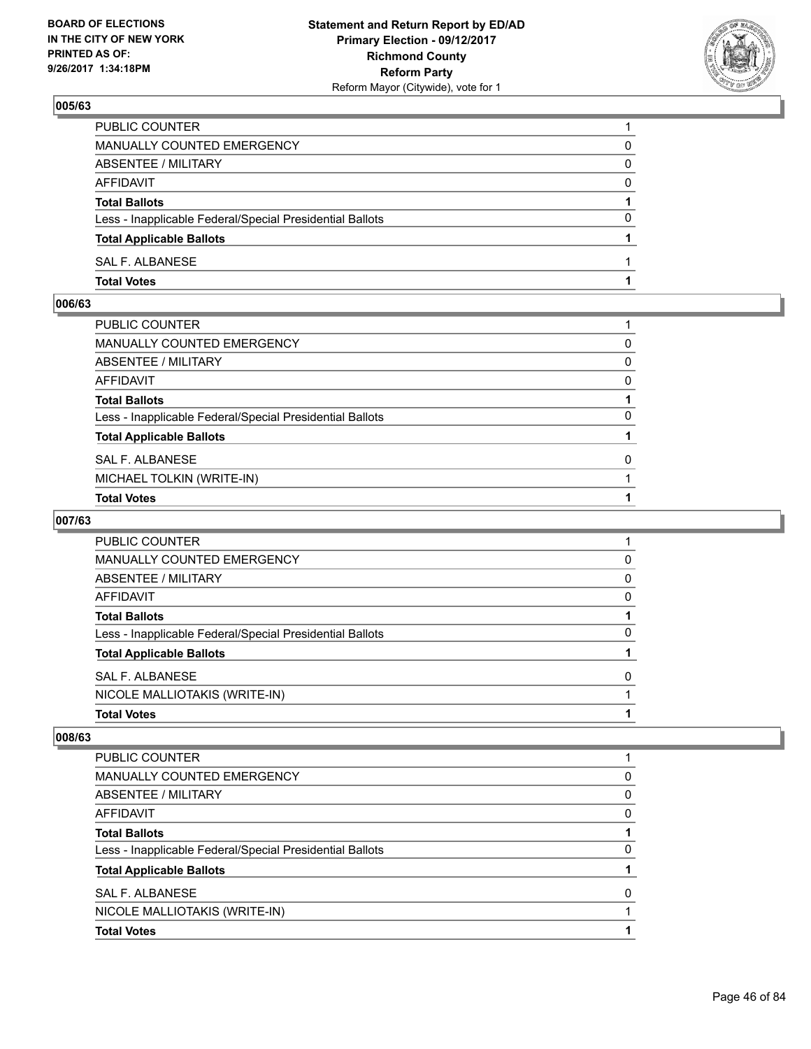BOARD OF ELECTIONS
IN THE CITY OF NEW YORK
PRINTED AS OF:
9/26/2017 1:34:18PM

**Statement and Return Report by ED/AD**
**Primary Election - 09/12/2017**
**Richmond County**
**Reform Party**
Reform Mayor (Citywide), vote for 1

### 005/63

| | |
|---|---|
| PUBLIC COUNTER | 1 |
| MANUALLY COUNTED EMERGENCY | 0 |
| ABSENTEE / MILITARY | 0 |
| AFFIDAVIT | 0 |
| **Total Ballots** | **1** |
| Less - Inapplicable Federal/Special Presidential Ballots | 0 |
| **Total Applicable Ballots** | **1** |
| SAL F. ALBANESE | 1 |
| **Total Votes** | **1** |

### 006/63

| | |
|---|---|
| PUBLIC COUNTER | 1 |
| MANUALLY COUNTED EMERGENCY | 0 |
| ABSENTEE / MILITARY | 0 |
| AFFIDAVIT | 0 |
| **Total Ballots** | **1** |
| Less - Inapplicable Federal/Special Presidential Ballots | 0 |
| **Total Applicable Ballots** | **1** |
| SAL F. ALBANESE | 0 |
| MICHAEL TOLKIN (WRITE-IN) | 1 |
| **Total Votes** | **1** |

### 007/63

| | |
|---|---|
| PUBLIC COUNTER | 1 |
| MANUALLY COUNTED EMERGENCY | 0 |
| ABSENTEE / MILITARY | 0 |
| AFFIDAVIT | 0 |
| **Total Ballots** | **1** |
| Less - Inapplicable Federal/Special Presidential Ballots | 0 |
| **Total Applicable Ballots** | **1** |
| SAL F. ALBANESE | 0 |
| NICOLE MALLIOTAKIS (WRITE-IN) | 1 |
| **Total Votes** | **1** |

### 008/63

| | |
|---|---|
| PUBLIC COUNTER | 1 |
| MANUALLY COUNTED EMERGENCY | 0 |
| ABSENTEE / MILITARY | 0 |
| AFFIDAVIT | 0 |
| **Total Ballots** | **1** |
| Less - Inapplicable Federal/Special Presidential Ballots | 0 |
| **Total Applicable Ballots** | **1** |
| SAL F. ALBANESE | 0 |
| NICOLE MALLIOTAKIS (WRITE-IN) | 1 |
| **Total Votes** | **1** |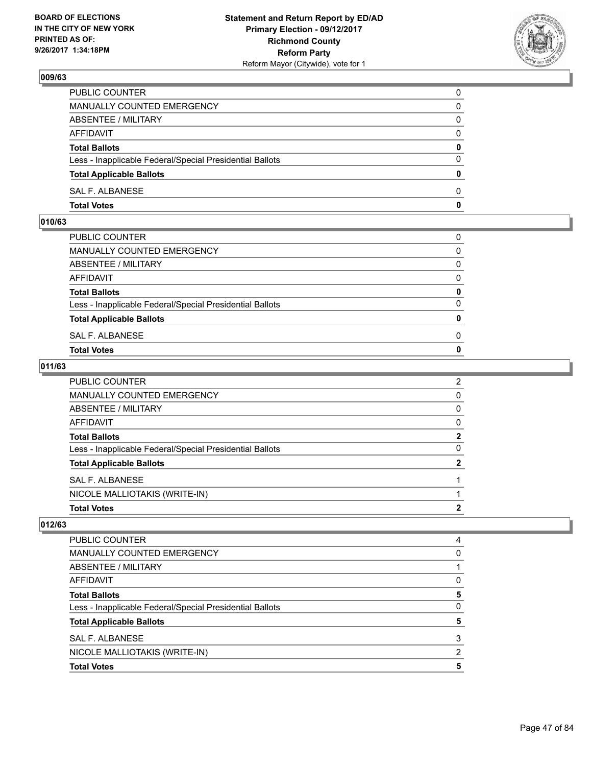## 009/63

| | |
|---|---|
| PUBLIC COUNTER | 0 |
| MANUALLY COUNTED EMERGENCY | 0 |
| ABSENTEE / MILITARY | 0 |
| AFFIDAVIT | 0 |
| **Total Ballots** | **0** |
| Less - Inapplicable Federal/Special Presidential Ballots | 0 |
| **Total Applicable Ballots** | **0** |
| SAL F. ALBANESE | 0 |
| **Total Votes** | **0** |

## 010/63

| | |
|---|---|
| PUBLIC COUNTER | 0 |
| MANUALLY COUNTED EMERGENCY | 0 |
| ABSENTEE / MILITARY | 0 |
| AFFIDAVIT | 0 |
| **Total Ballots** | **0** |
| Less - Inapplicable Federal/Special Presidential Ballots | 0 |
| **Total Applicable Ballots** | **0** |
| SAL F. ALBANESE | 0 |
| **Total Votes** | **0** |

## 011/63

| | |
|---|---|
| PUBLIC COUNTER | 2 |
| MANUALLY COUNTED EMERGENCY | 0 |
| ABSENTEE / MILITARY | 0 |
| AFFIDAVIT | 0 |
| **Total Ballots** | **2** |
| Less - Inapplicable Federal/Special Presidential Ballots | 0 |
| **Total Applicable Ballots** | **2** |
| SAL F. ALBANESE | 1 |
| NICOLE MALLIOTAKIS (WRITE-IN) | 1 |
| **Total Votes** | **2** |

## 012/63

| | |
|---|---|
| PUBLIC COUNTER | 4 |
| MANUALLY COUNTED EMERGENCY | 0 |
| ABSENTEE / MILITARY | 1 |
| AFFIDAVIT | 0 |
| **Total Ballots** | **5** |
| Less - Inapplicable Federal/Special Presidential Ballots | 0 |
| **Total Applicable Ballots** | **5** |
| SAL F. ALBANESE | 3 |
| NICOLE MALLIOTAKIS (WRITE-IN) | 2 |
| **Total Votes** | **5** |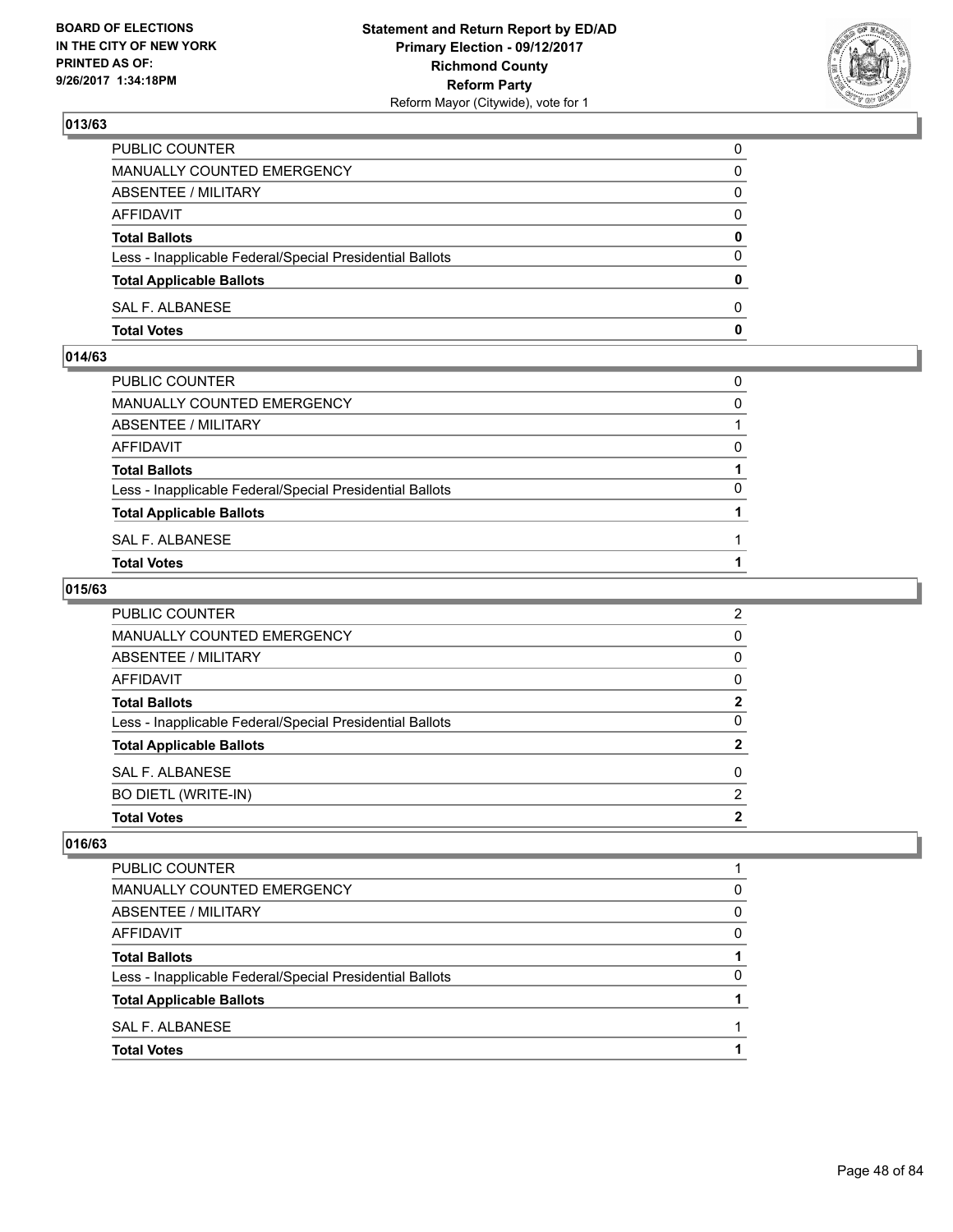BOARD OF ELECTIONS
IN THE CITY OF NEW YORK
PRINTED AS OF:
9/26/2017 1:34:18PM

**Statement and Return Report by ED/AD**
**Primary Election - 09/12/2017**
**Richmond County**
**Reform Party**
Reform Mayor (Citywide), vote for 1

## 013/63

| | |
|---|---|
| PUBLIC COUNTER | 0 |
| MANUALLY COUNTED EMERGENCY | 0 |
| ABSENTEE / MILITARY | 0 |
| AFFIDAVIT | 0 |
| **Total Ballots** | **0** |
| Less - Inapplicable Federal/Special Presidential Ballots | 0 |
| **Total Applicable Ballots** | **0** |
| SAL F. ALBANESE | 0 |
| **Total Votes** | **0** |

## 014/63

| | |
|---|---|
| PUBLIC COUNTER | 0 |
| MANUALLY COUNTED EMERGENCY | 0 |
| ABSENTEE / MILITARY | 1 |
| AFFIDAVIT | 0 |
| **Total Ballots** | **1** |
| Less - Inapplicable Federal/Special Presidential Ballots | 0 |
| **Total Applicable Ballots** | **1** |
| SAL F. ALBANESE | 1 |
| **Total Votes** | **1** |

## 015/63

| | |
|---|---|
| PUBLIC COUNTER | 2 |
| MANUALLY COUNTED EMERGENCY | 0 |
| ABSENTEE / MILITARY | 0 |
| AFFIDAVIT | 0 |
| **Total Ballots** | **2** |
| Less - Inapplicable Federal/Special Presidential Ballots | 0 |
| **Total Applicable Ballots** | **2** |
| SAL F. ALBANESE | 0 |
| BO DIETL (WRITE-IN) | 2 |
| **Total Votes** | **2** |

## 016/63

| | |
|---|---|
| PUBLIC COUNTER | 1 |
| MANUALLY COUNTED EMERGENCY | 0 |
| ABSENTEE / MILITARY | 0 |
| AFFIDAVIT | 0 |
| **Total Ballots** | **1** |
| Less - Inapplicable Federal/Special Presidential Ballots | 0 |
| **Total Applicable Ballots** | **1** |
| SAL F. ALBANESE | 1 |
| **Total Votes** | **1** |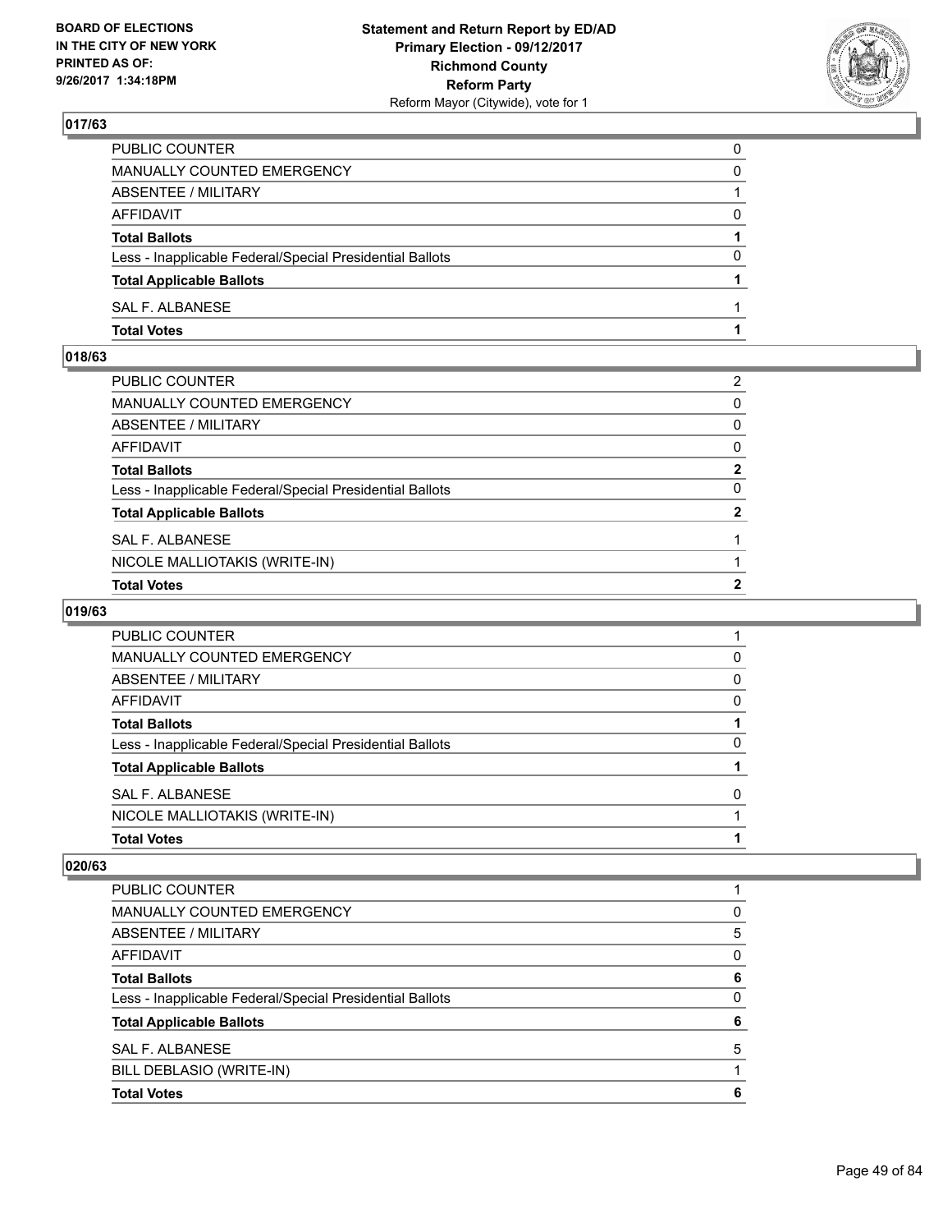**BOARD OF ELECTIONS IN THE CITY OF NEW YORK PRINTED AS OF: 9/26/2017 1:34:18PM**

**Statement and Return Report by ED/AD Primary Election - 09/12/2017 Richmond County Reform Party**
Reform Mayor (Citywide), vote for 1

### 017/63

| | |
|---|---|
| PUBLIC COUNTER | 0 |
| MANUALLY COUNTED EMERGENCY | 0 |
| ABSENTEE / MILITARY | 1 |
| AFFIDAVIT | 0 |
| **Total Ballots** | **1** |
| Less - Inapplicable Federal/Special Presidential Ballots | 0 |
| **Total Applicable Ballots** | **1** |
| SAL F. ALBANESE | 1 |
| **Total Votes** | **1** |

### 018/63

| | |
|---|---|
| PUBLIC COUNTER | 2 |
| MANUALLY COUNTED EMERGENCY | 0 |
| ABSENTEE / MILITARY | 0 |
| AFFIDAVIT | 0 |
| **Total Ballots** | **2** |
| Less - Inapplicable Federal/Special Presidential Ballots | 0 |
| **Total Applicable Ballots** | **2** |
| SAL F. ALBANESE | 1 |
| NICOLE MALLIOTAKIS (WRITE-IN) | 1 |
| **Total Votes** | **2** |

### 019/63

| | |
|---|---|
| PUBLIC COUNTER | 1 |
| MANUALLY COUNTED EMERGENCY | 0 |
| ABSENTEE / MILITARY | 0 |
| AFFIDAVIT | 0 |
| **Total Ballots** | **1** |
| Less - Inapplicable Federal/Special Presidential Ballots | 0 |
| **Total Applicable Ballots** | **1** |
| SAL F. ALBANESE | 0 |
| NICOLE MALLIOTAKIS (WRITE-IN) | 1 |
| **Total Votes** | **1** |

### 020/63

| | |
|---|---|
| PUBLIC COUNTER | 1 |
| MANUALLY COUNTED EMERGENCY | 0 |
| ABSENTEE / MILITARY | 5 |
| AFFIDAVIT | 0 |
| **Total Ballots** | **6** |
| Less - Inapplicable Federal/Special Presidential Ballots | 0 |
| **Total Applicable Ballots** | **6** |
| SAL F. ALBANESE | 5 |
| BILL DEBLASIO (WRITE-IN) | 1 |
| **Total Votes** | **6** |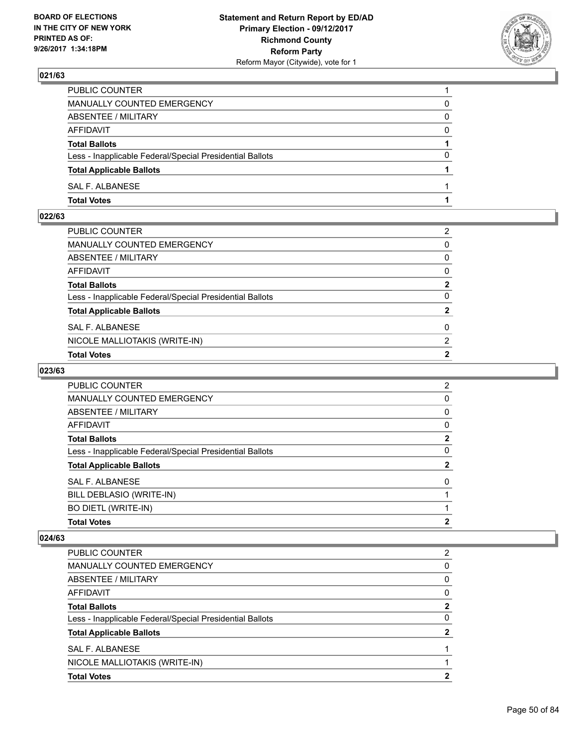## 021/63

| | |
|---|---|
| PUBLIC COUNTER | 1 |
| MANUALLY COUNTED EMERGENCY | 0 |
| ABSENTEE / MILITARY | 0 |
| AFFIDAVIT | 0 |
| **Total Ballots** | **1** |
| Less - Inapplicable Federal/Special Presidential Ballots | 0 |
| **Total Applicable Ballots** | **1** |
| SAL F. ALBANESE | 1 |
| **Total Votes** | **1** |

## 022/63

| | |
|---|---|
| PUBLIC COUNTER | 2 |
| MANUALLY COUNTED EMERGENCY | 0 |
| ABSENTEE / MILITARY | 0 |
| AFFIDAVIT | 0 |
| **Total Ballots** | **2** |
| Less - Inapplicable Federal/Special Presidential Ballots | 0 |
| **Total Applicable Ballots** | **2** |
| SAL F. ALBANESE | 0 |
| NICOLE MALLIOTAKIS (WRITE-IN) | 2 |
| **Total Votes** | **2** |

## 023/63

| | |
|---|---|
| PUBLIC COUNTER | 2 |
| MANUALLY COUNTED EMERGENCY | 0 |
| ABSENTEE / MILITARY | 0 |
| AFFIDAVIT | 0 |
| **Total Ballots** | **2** |
| Less - Inapplicable Federal/Special Presidential Ballots | 0 |
| **Total Applicable Ballots** | **2** |
| SAL F. ALBANESE | 0 |
| BILL DEBLASIO (WRITE-IN) | 1 |
| BO DIETL (WRITE-IN) | 1 |
| **Total Votes** | **2** |

## 024/63

| | |
|---|---|
| PUBLIC COUNTER | 2 |
| MANUALLY COUNTED EMERGENCY | 0 |
| ABSENTEE / MILITARY | 0 |
| AFFIDAVIT | 0 |
| **Total Ballots** | **2** |
| Less - Inapplicable Federal/Special Presidential Ballots | 0 |
| **Total Applicable Ballots** | **2** |
| SAL F. ALBANESE | 1 |
| NICOLE MALLIOTAKIS (WRITE-IN) | 1 |
| **Total Votes** | **2** |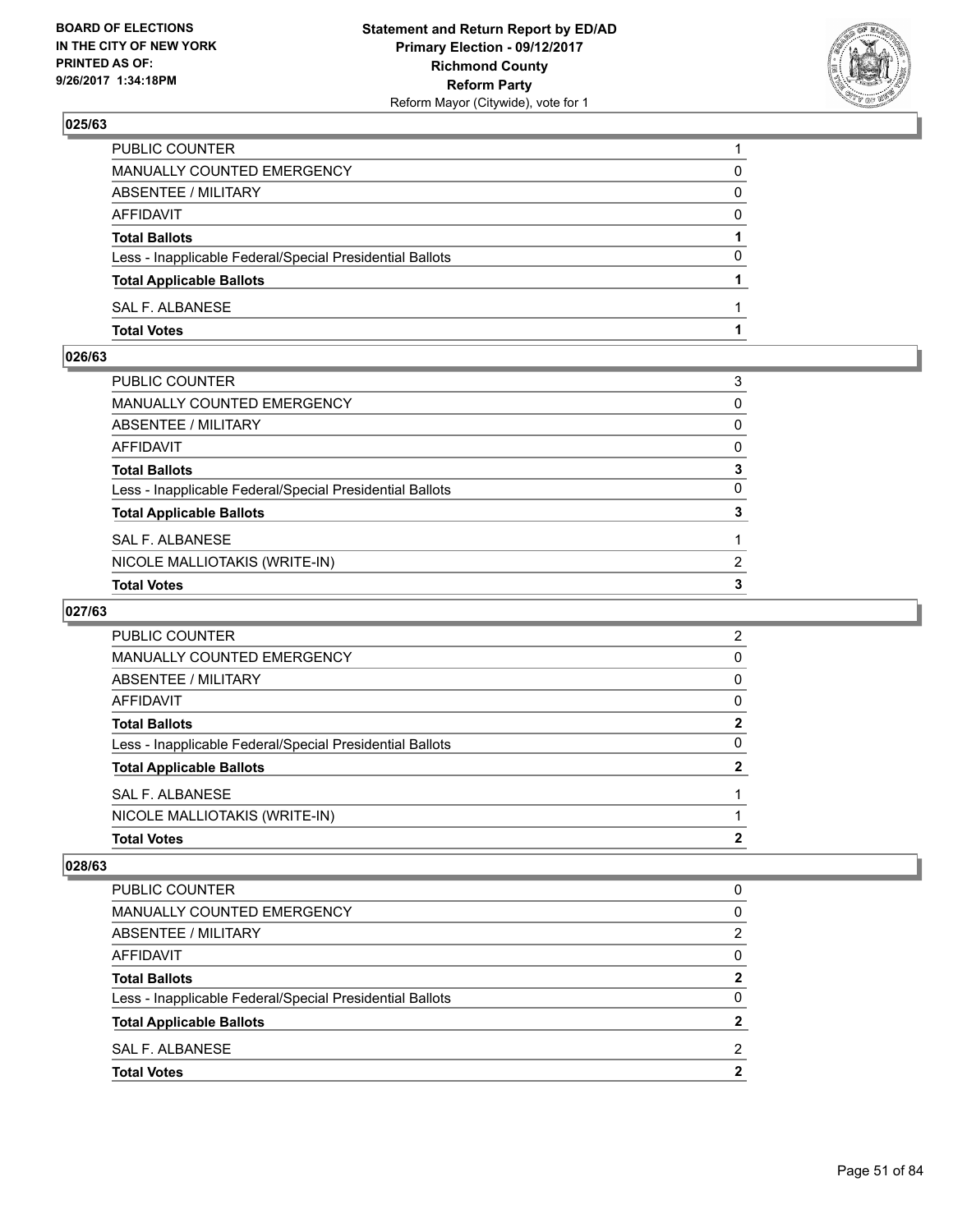BOARD OF ELECTIONS
IN THE CITY OF NEW YORK
PRINTED AS OF:
9/26/2017 1:34:18PM

**Statement and Return Report by ED/AD**
**Primary Election - 09/12/2017**
**Richmond County**
**Reform Party**
Reform Mayor (Citywide), vote for 1

### 025/63

| | |
|---|---|
| PUBLIC COUNTER | 1 |
| MANUALLY COUNTED EMERGENCY | 0 |
| ABSENTEE / MILITARY | 0 |
| AFFIDAVIT | 0 |
| **Total Ballots** | **1** |
| Less - Inapplicable Federal/Special Presidential Ballots | 0 |
| **Total Applicable Ballots** | **1** |
| SAL F. ALBANESE | 1 |
| **Total Votes** | **1** |

### 026/63

| | |
|---|---|
| PUBLIC COUNTER | 3 |
| MANUALLY COUNTED EMERGENCY | 0 |
| ABSENTEE / MILITARY | 0 |
| AFFIDAVIT | 0 |
| **Total Ballots** | **3** |
| Less - Inapplicable Federal/Special Presidential Ballots | 0 |
| **Total Applicable Ballots** | **3** |
| SAL F. ALBANESE | 1 |
| NICOLE MALLIOTAKIS (WRITE-IN) | 2 |
| **Total Votes** | **3** |

### 027/63

| | |
|---|---|
| PUBLIC COUNTER | 2 |
| MANUALLY COUNTED EMERGENCY | 0 |
| ABSENTEE / MILITARY | 0 |
| AFFIDAVIT | 0 |
| **Total Ballots** | **2** |
| Less - Inapplicable Federal/Special Presidential Ballots | 0 |
| **Total Applicable Ballots** | **2** |
| SAL F. ALBANESE | 1 |
| NICOLE MALLIOTAKIS (WRITE-IN) | 1 |
| **Total Votes** | **2** |

### 028/63

| | |
|---|---|
| PUBLIC COUNTER | 0 |
| MANUALLY COUNTED EMERGENCY | 0 |
| ABSENTEE / MILITARY | 2 |
| AFFIDAVIT | 0 |
| **Total Ballots** | **2** |
| Less - Inapplicable Federal/Special Presidential Ballots | 0 |
| **Total Applicable Ballots** | **2** |
| SAL F. ALBANESE | 2 |
| **Total Votes** | **2** |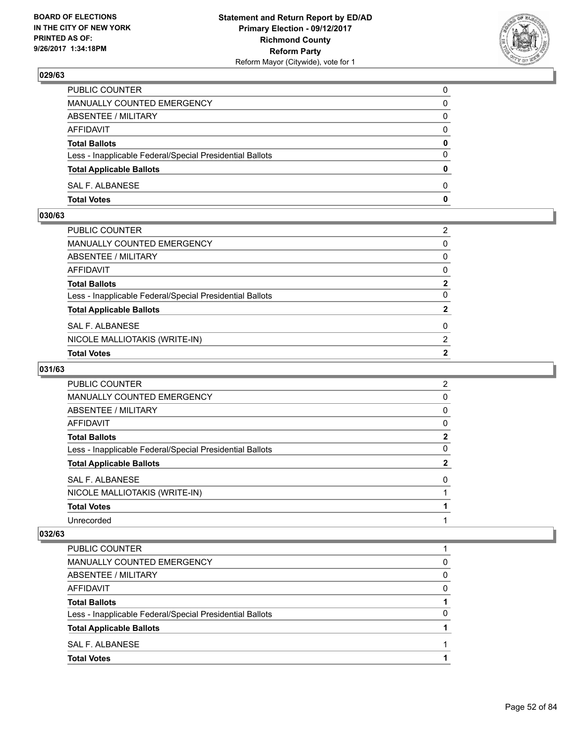**Statement and Return Report by ED/AD**
**Primary Election - 09/12/2017**
**Richmond County**
**Reform Party**
Reform Mayor (Citywide), vote for 1

BOARD OF ELECTIONS IN THE CITY OF NEW YORK PRINTED AS OF: 9/26/2017 1:34:18PM

### 029/63

| | |
|---|---|
| PUBLIC COUNTER | 0 |
| MANUALLY COUNTED EMERGENCY | 0 |
| ABSENTEE / MILITARY | 0 |
| AFFIDAVIT | 0 |
| **Total Ballots** | **0** |
| Less - Inapplicable Federal/Special Presidential Ballots | 0 |
| **Total Applicable Ballots** | **0** |
| SAL F. ALBANESE | 0 |
| **Total Votes** | **0** |

### 030/63

| | |
|---|---|
| PUBLIC COUNTER | 2 |
| MANUALLY COUNTED EMERGENCY | 0 |
| ABSENTEE / MILITARY | 0 |
| AFFIDAVIT | 0 |
| **Total Ballots** | **2** |
| Less - Inapplicable Federal/Special Presidential Ballots | 0 |
| **Total Applicable Ballots** | **2** |
| SAL F. ALBANESE | 0 |
| NICOLE MALLIOTAKIS (WRITE-IN) | 2 |
| **Total Votes** | **2** |

### 031/63

| | |
|---|---|
| PUBLIC COUNTER | 2 |
| MANUALLY COUNTED EMERGENCY | 0 |
| ABSENTEE / MILITARY | 0 |
| AFFIDAVIT | 0 |
| **Total Ballots** | **2** |
| Less - Inapplicable Federal/Special Presidential Ballots | 0 |
| **Total Applicable Ballots** | **2** |
| SAL F. ALBANESE | 0 |
| NICOLE MALLIOTAKIS (WRITE-IN) | 1 |
| **Total Votes** | **1** |
| Unrecorded | 1 |

### 032/63

| | |
|---|---|
| PUBLIC COUNTER | 1 |
| MANUALLY COUNTED EMERGENCY | 0 |
| ABSENTEE / MILITARY | 0 |
| AFFIDAVIT | 0 |
| **Total Ballots** | **1** |
| Less - Inapplicable Federal/Special Presidential Ballots | 0 |
| **Total Applicable Ballots** | **1** |
| SAL F. ALBANESE | 1 |
| **Total Votes** | **1** |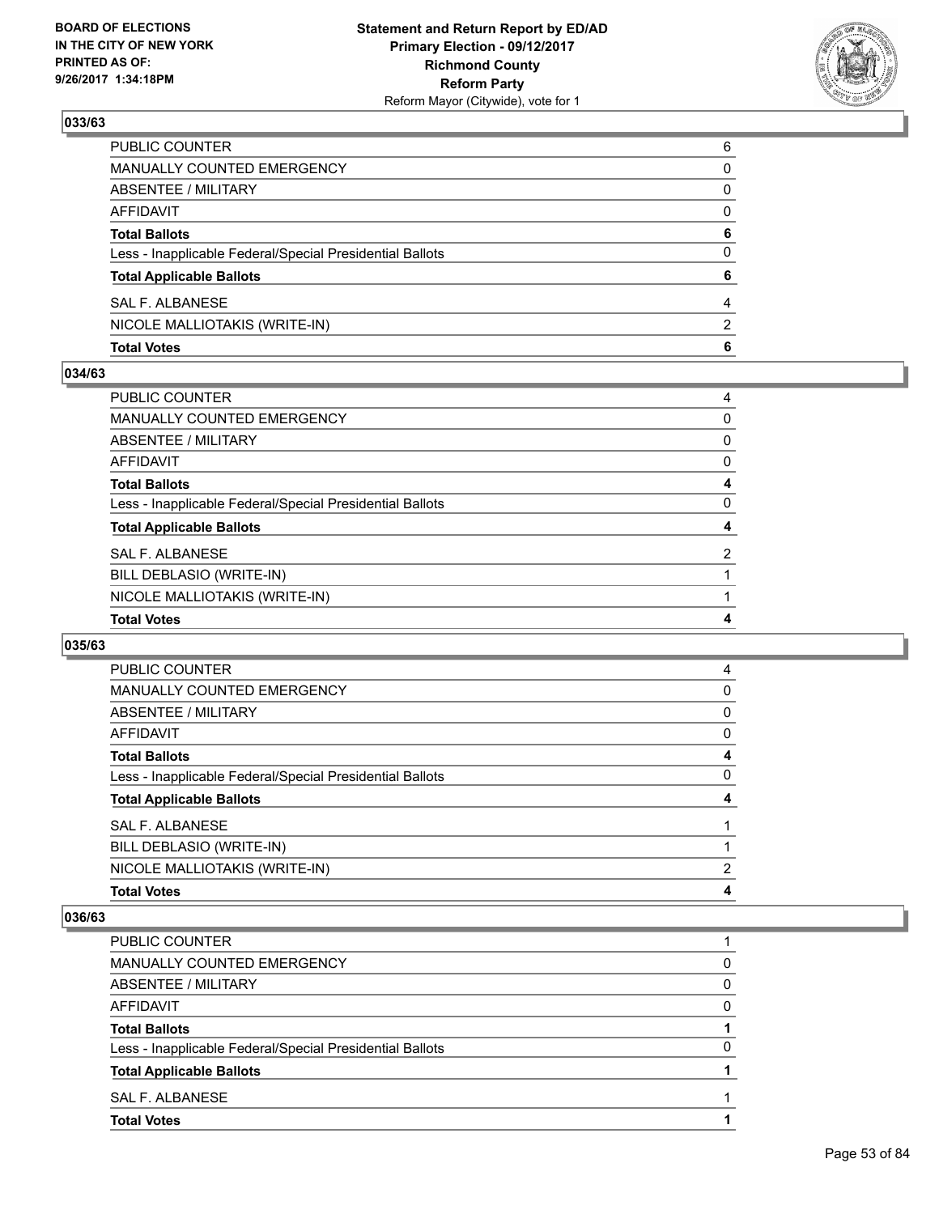**Statement and Return Report by ED/AD**
**Primary Election - 09/12/2017**
**Richmond County**
**Reform Party**
Reform Mayor (Citywide), vote for 1

BOARD OF ELECTIONS IN THE CITY OF NEW YORK PRINTED AS OF: 9/26/2017 1:34:18PM

### 033/63

| | |
|---|---|
| PUBLIC COUNTER | 6 |
| MANUALLY COUNTED EMERGENCY | 0 |
| ABSENTEE / MILITARY | 0 |
| AFFIDAVIT | 0 |
| **Total Ballots** | **6** |
| Less - Inapplicable Federal/Special Presidential Ballots | 0 |
| **Total Applicable Ballots** | **6** |
| SAL F. ALBANESE | 4 |
| NICOLE MALLIOTAKIS (WRITE-IN) | 2 |
| **Total Votes** | **6** |

### 034/63

| | |
|---|---|
| PUBLIC COUNTER | 4 |
| MANUALLY COUNTED EMERGENCY | 0 |
| ABSENTEE / MILITARY | 0 |
| AFFIDAVIT | 0 |
| **Total Ballots** | **4** |
| Less - Inapplicable Federal/Special Presidential Ballots | 0 |
| **Total Applicable Ballots** | **4** |
| SAL F. ALBANESE | 2 |
| BILL DEBLASIO (WRITE-IN) | 1 |
| NICOLE MALLIOTAKIS (WRITE-IN) | 1 |
| **Total Votes** | **4** |

### 035/63

| | |
|---|---|
| PUBLIC COUNTER | 4 |
| MANUALLY COUNTED EMERGENCY | 0 |
| ABSENTEE / MILITARY | 0 |
| AFFIDAVIT | 0 |
| **Total Ballots** | **4** |
| Less - Inapplicable Federal/Special Presidential Ballots | 0 |
| **Total Applicable Ballots** | **4** |
| SAL F. ALBANESE | 1 |
| BILL DEBLASIO (WRITE-IN) | 1 |
| NICOLE MALLIOTAKIS (WRITE-IN) | 2 |
| **Total Votes** | **4** |

### 036/63

| | |
|---|---|
| PUBLIC COUNTER | 1 |
| MANUALLY COUNTED EMERGENCY | 0 |
| ABSENTEE / MILITARY | 0 |
| AFFIDAVIT | 0 |
| **Total Ballots** | **1** |
| Less - Inapplicable Federal/Special Presidential Ballots | 0 |
| **Total Applicable Ballots** | **1** |
| SAL F. ALBANESE | 1 |
| **Total Votes** | **1** |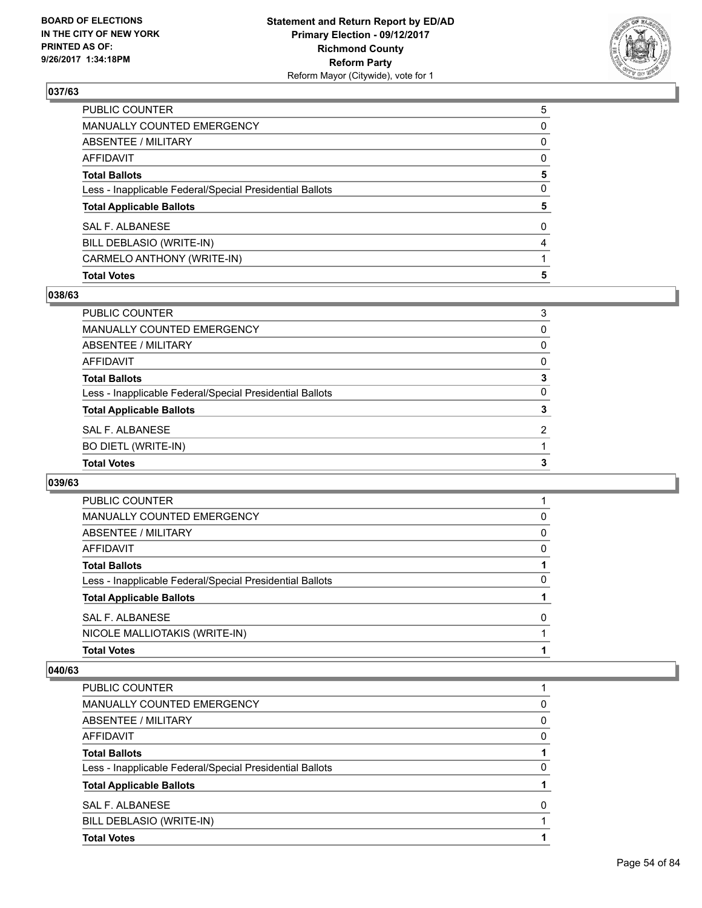## 037/63

| | |
|---|---|
| PUBLIC COUNTER | 5 |
| MANUALLY COUNTED EMERGENCY | 0 |
| ABSENTEE / MILITARY | 0 |
| AFFIDAVIT | 0 |
| **Total Ballots** | **5** |
| Less - Inapplicable Federal/Special Presidential Ballots | 0 |
| **Total Applicable Ballots** | **5** |
| SAL F. ALBANESE | 0 |
| BILL DEBLASIO (WRITE-IN) | 4 |
| CARMELO ANTHONY (WRITE-IN) | 1 |
| **Total Votes** | **5** |

## 038/63

| | |
|---|---|
| PUBLIC COUNTER | 3 |
| MANUALLY COUNTED EMERGENCY | 0 |
| ABSENTEE / MILITARY | 0 |
| AFFIDAVIT | 0 |
| **Total Ballots** | **3** |
| Less - Inapplicable Federal/Special Presidential Ballots | 0 |
| **Total Applicable Ballots** | **3** |
| SAL F. ALBANESE | 2 |
| BO DIETL (WRITE-IN) | 1 |
| **Total Votes** | **3** |

## 039/63

| | |
|---|---|
| PUBLIC COUNTER | 1 |
| MANUALLY COUNTED EMERGENCY | 0 |
| ABSENTEE / MILITARY | 0 |
| AFFIDAVIT | 0 |
| **Total Ballots** | **1** |
| Less - Inapplicable Federal/Special Presidential Ballots | 0 |
| **Total Applicable Ballots** | **1** |
| SAL F. ALBANESE | 0 |
| NICOLE MALLIOTAKIS (WRITE-IN) | 1 |
| **Total Votes** | **1** |

## 040/63

| | |
|---|---|
| PUBLIC COUNTER | 1 |
| MANUALLY COUNTED EMERGENCY | 0 |
| ABSENTEE / MILITARY | 0 |
| AFFIDAVIT | 0 |
| **Total Ballots** | **1** |
| Less - Inapplicable Federal/Special Presidential Ballots | 0 |
| **Total Applicable Ballots** | **1** |
| SAL F. ALBANESE | 0 |
| BILL DEBLASIO (WRITE-IN) | 1 |
| **Total Votes** | **1** |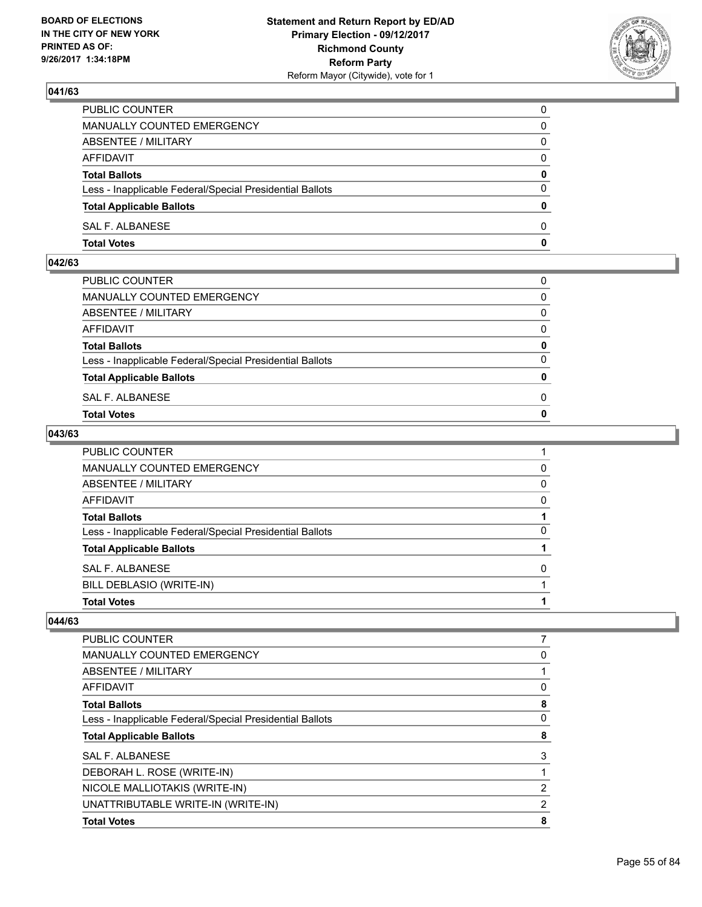### 041/63

| | |
|---|---|
| PUBLIC COUNTER | 0 |
| MANUALLY COUNTED EMERGENCY | 0 |
| ABSENTEE / MILITARY | 0 |
| AFFIDAVIT | 0 |
| **Total Ballots** | **0** |
| Less - Inapplicable Federal/Special Presidential Ballots | 0 |
| **Total Applicable Ballots** | **0** |
| SAL F. ALBANESE | 0 |
| **Total Votes** | **0** |

### 042/63

| | |
|---|---|
| PUBLIC COUNTER | 0 |
| MANUALLY COUNTED EMERGENCY | 0 |
| ABSENTEE / MILITARY | 0 |
| AFFIDAVIT | 0 |
| **Total Ballots** | **0** |
| Less - Inapplicable Federal/Special Presidential Ballots | 0 |
| **Total Applicable Ballots** | **0** |
| SAL F. ALBANESE | 0 |
| **Total Votes** | **0** |

### 043/63

| | |
|---|---|
| PUBLIC COUNTER | 1 |
| MANUALLY COUNTED EMERGENCY | 0 |
| ABSENTEE / MILITARY | 0 |
| AFFIDAVIT | 0 |
| **Total Ballots** | **1** |
| Less - Inapplicable Federal/Special Presidential Ballots | 0 |
| **Total Applicable Ballots** | **1** |
| SAL F. ALBANESE | 0 |
| BILL DEBLASIO (WRITE-IN) | 1 |
| **Total Votes** | **1** |

### 044/63

| | |
|---|---|
| PUBLIC COUNTER | 7 |
| MANUALLY COUNTED EMERGENCY | 0 |
| ABSENTEE / MILITARY | 1 |
| AFFIDAVIT | 0 |
| **Total Ballots** | **8** |
| Less - Inapplicable Federal/Special Presidential Ballots | 0 |
| **Total Applicable Ballots** | **8** |
| SAL F. ALBANESE | 3 |
| DEBORAH L. ROSE (WRITE-IN) | 1 |
| NICOLE MALLIOTAKIS (WRITE-IN) | 2 |
| UNATTRIBUTABLE WRITE-IN (WRITE-IN) | 2 |
| **Total Votes** | **8** |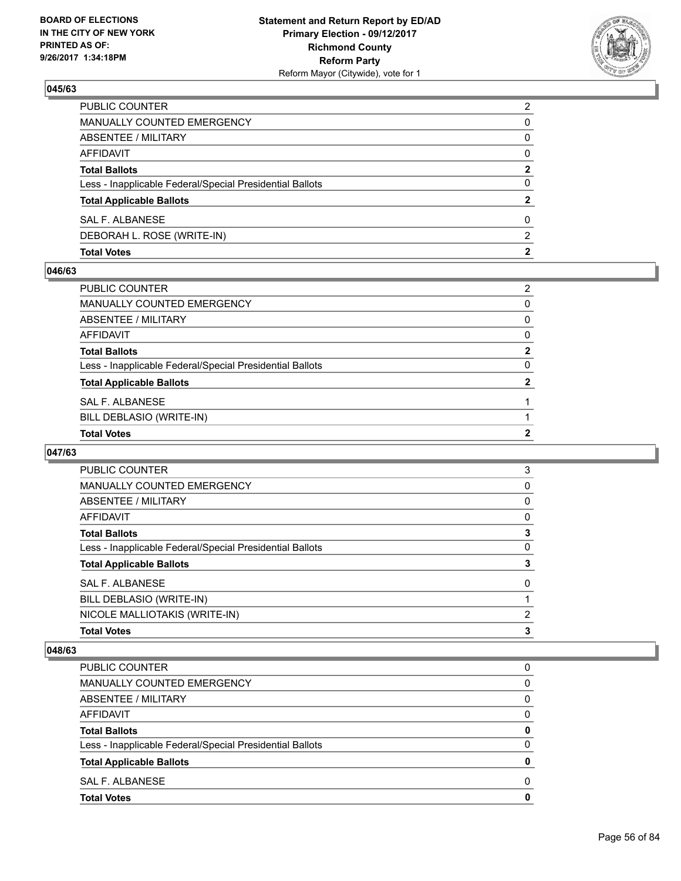BOARD OF ELECTIONS IN THE CITY OF NEW YORK PRINTED AS OF: 9/26/2017 1:34:18PM

**Statement and Return Report by ED/AD**
**Primary Election - 09/12/2017**
**Richmond County**
**Reform Party**
Reform Mayor (Citywide), vote for 1

### 045/63

| | |
|---|---|
| PUBLIC COUNTER | 2 |
| MANUALLY COUNTED EMERGENCY | 0 |
| ABSENTEE / MILITARY | 0 |
| AFFIDAVIT | 0 |
| **Total Ballots** | **2** |
| Less - Inapplicable Federal/Special Presidential Ballots | 0 |
| **Total Applicable Ballots** | **2** |
| SAL F. ALBANESE | 0 |
| DEBORAH L. ROSE (WRITE-IN) | 2 |
| **Total Votes** | **2** |

### 046/63

| | |
|---|---|
| PUBLIC COUNTER | 2 |
| MANUALLY COUNTED EMERGENCY | 0 |
| ABSENTEE / MILITARY | 0 |
| AFFIDAVIT | 0 |
| **Total Ballots** | **2** |
| Less - Inapplicable Federal/Special Presidential Ballots | 0 |
| **Total Applicable Ballots** | **2** |
| SAL F. ALBANESE | 1 |
| BILL DEBLASIO (WRITE-IN) | 1 |
| **Total Votes** | **2** |

### 047/63

| | |
|---|---|
| PUBLIC COUNTER | 3 |
| MANUALLY COUNTED EMERGENCY | 0 |
| ABSENTEE / MILITARY | 0 |
| AFFIDAVIT | 0 |
| **Total Ballots** | **3** |
| Less - Inapplicable Federal/Special Presidential Ballots | 0 |
| **Total Applicable Ballots** | **3** |
| SAL F. ALBANESE | 0 |
| BILL DEBLASIO (WRITE-IN) | 1 |
| NICOLE MALLIOTAKIS (WRITE-IN) | 2 |
| **Total Votes** | **3** |

### 048/63

| | |
|---|---|
| PUBLIC COUNTER | 0 |
| MANUALLY COUNTED EMERGENCY | 0 |
| ABSENTEE / MILITARY | 0 |
| AFFIDAVIT | 0 |
| **Total Ballots** | **0** |
| Less - Inapplicable Federal/Special Presidential Ballots | 0 |
| **Total Applicable Ballots** | **0** |
| SAL F. ALBANESE | 0 |
| **Total Votes** | **0** |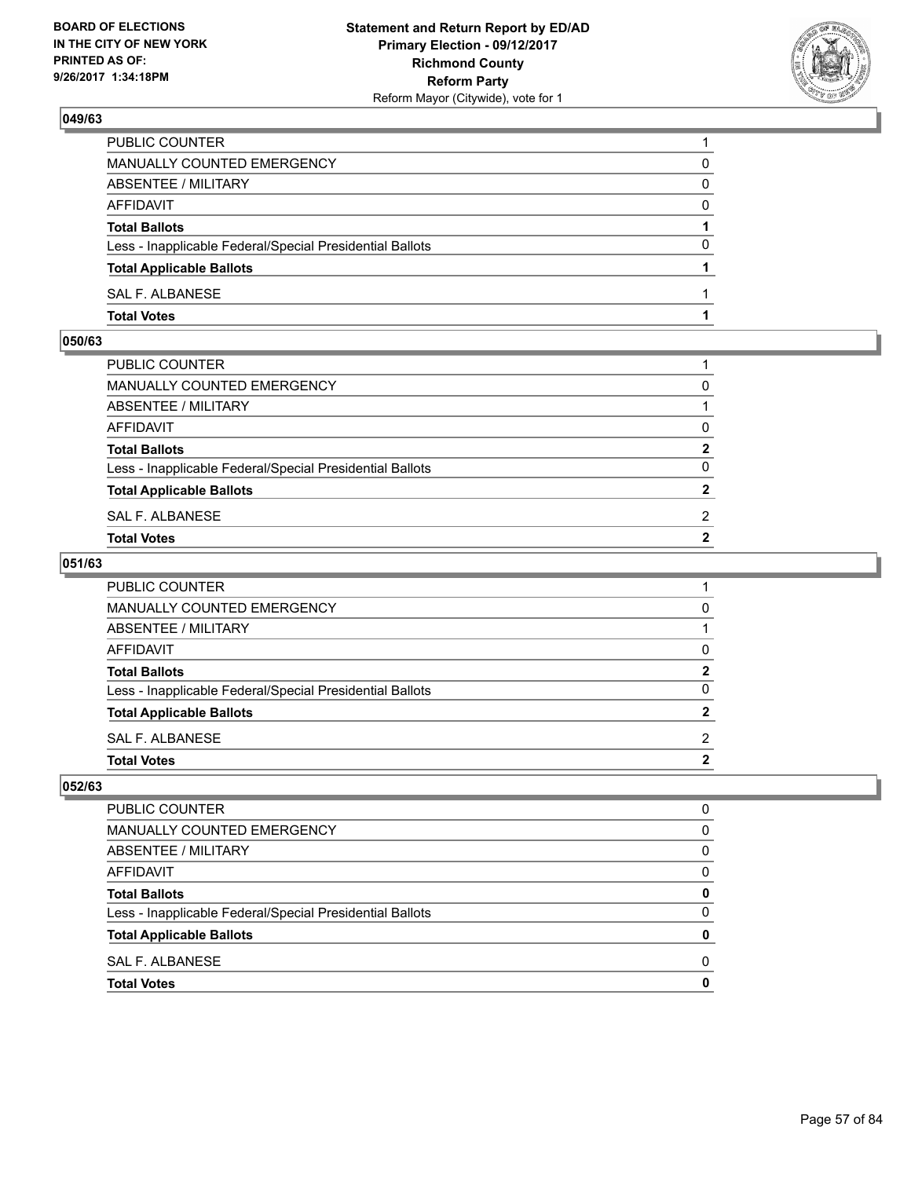**BOARD OF ELECTIONS IN THE CITY OF NEW YORK PRINTED AS OF: 9/26/2017 1:34:18PM**

**Statement and Return Report by ED/AD Primary Election - 09/12/2017 Richmond County Reform Party**
Reform Mayor (Citywide), vote for 1

## 049/63

| | |
|---|---|
| PUBLIC COUNTER | 1 |
| MANUALLY COUNTED EMERGENCY | 0 |
| ABSENTEE / MILITARY | 0 |
| AFFIDAVIT | 0 |
| **Total Ballots** | **1** |
| Less - Inapplicable Federal/Special Presidential Ballots | 0 |
| **Total Applicable Ballots** | **1** |
| SAL F. ALBANESE | 1 |
| **Total Votes** | **1** |

## 050/63

| | |
|---|---|
| PUBLIC COUNTER | 1 |
| MANUALLY COUNTED EMERGENCY | 0 |
| ABSENTEE / MILITARY | 1 |
| AFFIDAVIT | 0 |
| **Total Ballots** | **2** |
| Less - Inapplicable Federal/Special Presidential Ballots | 0 |
| **Total Applicable Ballots** | **2** |
| SAL F. ALBANESE | 2 |
| **Total Votes** | **2** |

## 051/63

| | |
|---|---|
| PUBLIC COUNTER | 1 |
| MANUALLY COUNTED EMERGENCY | 0 |
| ABSENTEE / MILITARY | 1 |
| AFFIDAVIT | 0 |
| **Total Ballots** | **2** |
| Less - Inapplicable Federal/Special Presidential Ballots | 0 |
| **Total Applicable Ballots** | **2** |
| SAL F. ALBANESE | 2 |
| **Total Votes** | **2** |

## 052/63

| | |
|---|---|
| PUBLIC COUNTER | 0 |
| MANUALLY COUNTED EMERGENCY | 0 |
| ABSENTEE / MILITARY | 0 |
| AFFIDAVIT | 0 |
| **Total Ballots** | **0** |
| Less - Inapplicable Federal/Special Presidential Ballots | 0 |
| **Total Applicable Ballots** | **0** |
| SAL F. ALBANESE | 0 |
| **Total Votes** | **0** |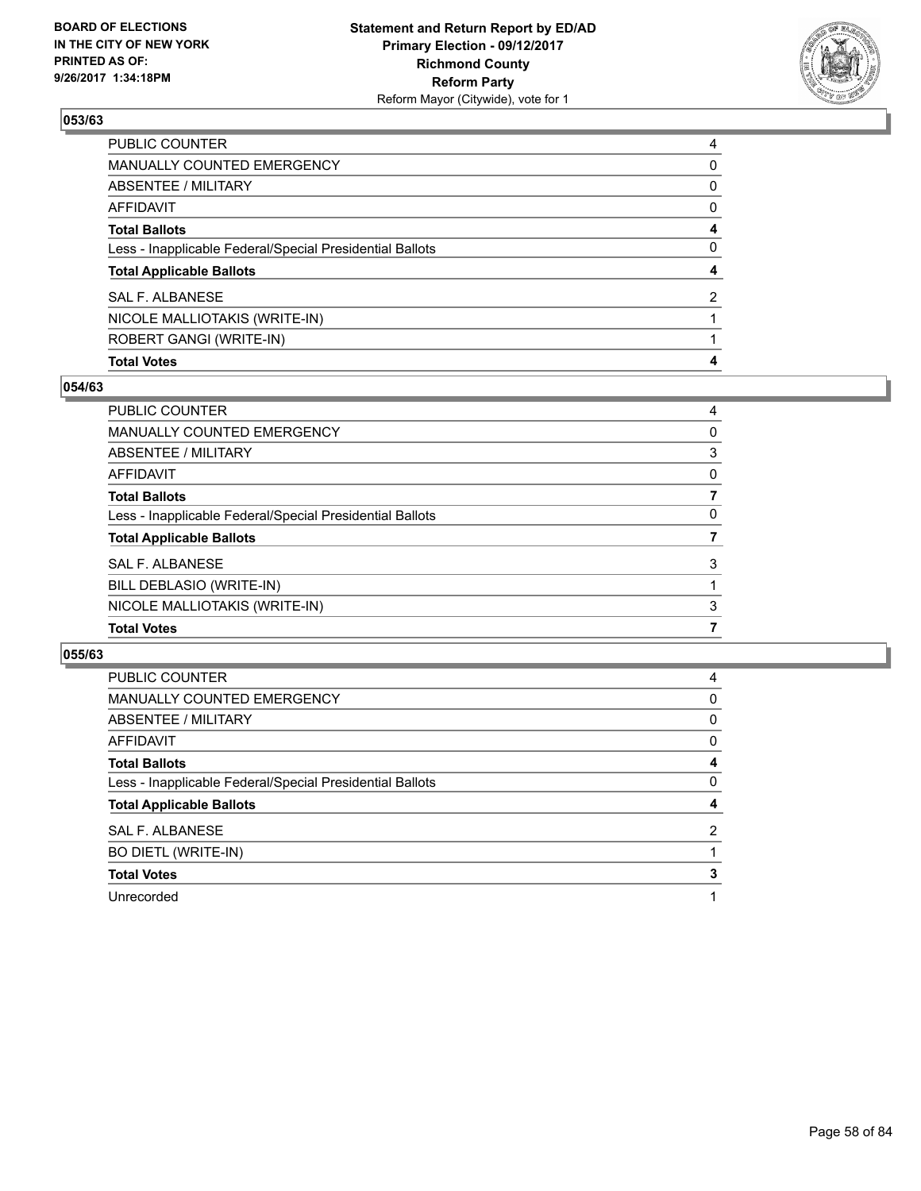**BOARD OF ELECTIONS IN THE CITY OF NEW YORK PRINTED AS OF: 9/26/2017 1:34:18PM**

**Statement and Return Report by ED/AD Primary Election - 09/12/2017 Richmond County Reform Party**
Reform Mayor (Citywide), vote for 1

## 053/63

| | |
|---|---|
| PUBLIC COUNTER | 4 |
| MANUALLY COUNTED EMERGENCY | 0 |
| ABSENTEE / MILITARY | 0 |
| AFFIDAVIT | 0 |
| **Total Ballots** | **4** |
| Less - Inapplicable Federal/Special Presidential Ballots | 0 |
| **Total Applicable Ballots** | **4** |
| SAL F. ALBANESE | 2 |
| NICOLE MALLIOTAKIS (WRITE-IN) | 1 |
| ROBERT GANGI (WRITE-IN) | 1 |
| **Total Votes** | **4** |

## 054/63

| | |
|---|---|
| PUBLIC COUNTER | 4 |
| MANUALLY COUNTED EMERGENCY | 0 |
| ABSENTEE / MILITARY | 3 |
| AFFIDAVIT | 0 |
| **Total Ballots** | **7** |
| Less - Inapplicable Federal/Special Presidential Ballots | 0 |
| **Total Applicable Ballots** | **7** |
| SAL F. ALBANESE | 3 |
| BILL DEBLASIO (WRITE-IN) | 1 |
| NICOLE MALLIOTAKIS (WRITE-IN) | 3 |
| **Total Votes** | **7** |

## 055/63

| | |
|---|---|
| PUBLIC COUNTER | 4 |
| MANUALLY COUNTED EMERGENCY | 0 |
| ABSENTEE / MILITARY | 0 |
| AFFIDAVIT | 0 |
| **Total Ballots** | **4** |
| Less - Inapplicable Federal/Special Presidential Ballots | 0 |
| **Total Applicable Ballots** | **4** |
| SAL F. ALBANESE | 2 |
| BO DIETL (WRITE-IN) | 1 |
| **Total Votes** | **3** |
| Unrecorded | 1 |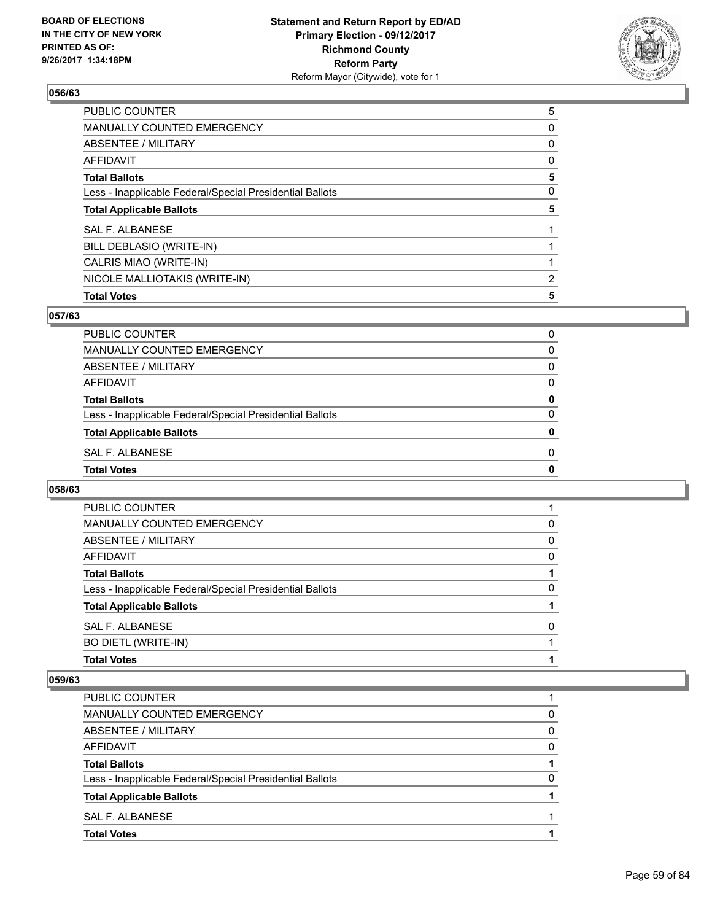## 056/63

| | |
|---|---|
| PUBLIC COUNTER | 5 |
| MANUALLY COUNTED EMERGENCY | 0 |
| ABSENTEE / MILITARY | 0 |
| AFFIDAVIT | 0 |
| **Total Ballots** | **5** |
| Less - Inapplicable Federal/Special Presidential Ballots | 0 |
| **Total Applicable Ballots** | **5** |
| SAL F. ALBANESE | 1 |
| BILL DEBLASIO (WRITE-IN) | 1 |
| CALRIS MIAO (WRITE-IN) | 1 |
| NICOLE MALLIOTAKIS (WRITE-IN) | 2 |
| **Total Votes** | **5** |

## 057/63

| | |
|---|---|
| PUBLIC COUNTER | 0 |
| MANUALLY COUNTED EMERGENCY | 0 |
| ABSENTEE / MILITARY | 0 |
| AFFIDAVIT | 0 |
| **Total Ballots** | **0** |
| Less - Inapplicable Federal/Special Presidential Ballots | 0 |
| **Total Applicable Ballots** | **0** |
| SAL F. ALBANESE | 0 |
| **Total Votes** | **0** |

## 058/63

| | |
|---|---|
| PUBLIC COUNTER | 1 |
| MANUALLY COUNTED EMERGENCY | 0 |
| ABSENTEE / MILITARY | 0 |
| AFFIDAVIT | 0 |
| **Total Ballots** | **1** |
| Less - Inapplicable Federal/Special Presidential Ballots | 0 |
| **Total Applicable Ballots** | **1** |
| SAL F. ALBANESE | 0 |
| BO DIETL (WRITE-IN) | 1 |
| **Total Votes** | **1** |

## 059/63

| | |
|---|---|
| PUBLIC COUNTER | 1 |
| MANUALLY COUNTED EMERGENCY | 0 |
| ABSENTEE / MILITARY | 0 |
| AFFIDAVIT | 0 |
| **Total Ballots** | **1** |
| Less - Inapplicable Federal/Special Presidential Ballots | 0 |
| **Total Applicable Ballots** | **1** |
| SAL F. ALBANESE | 1 |
| **Total Votes** | **1** |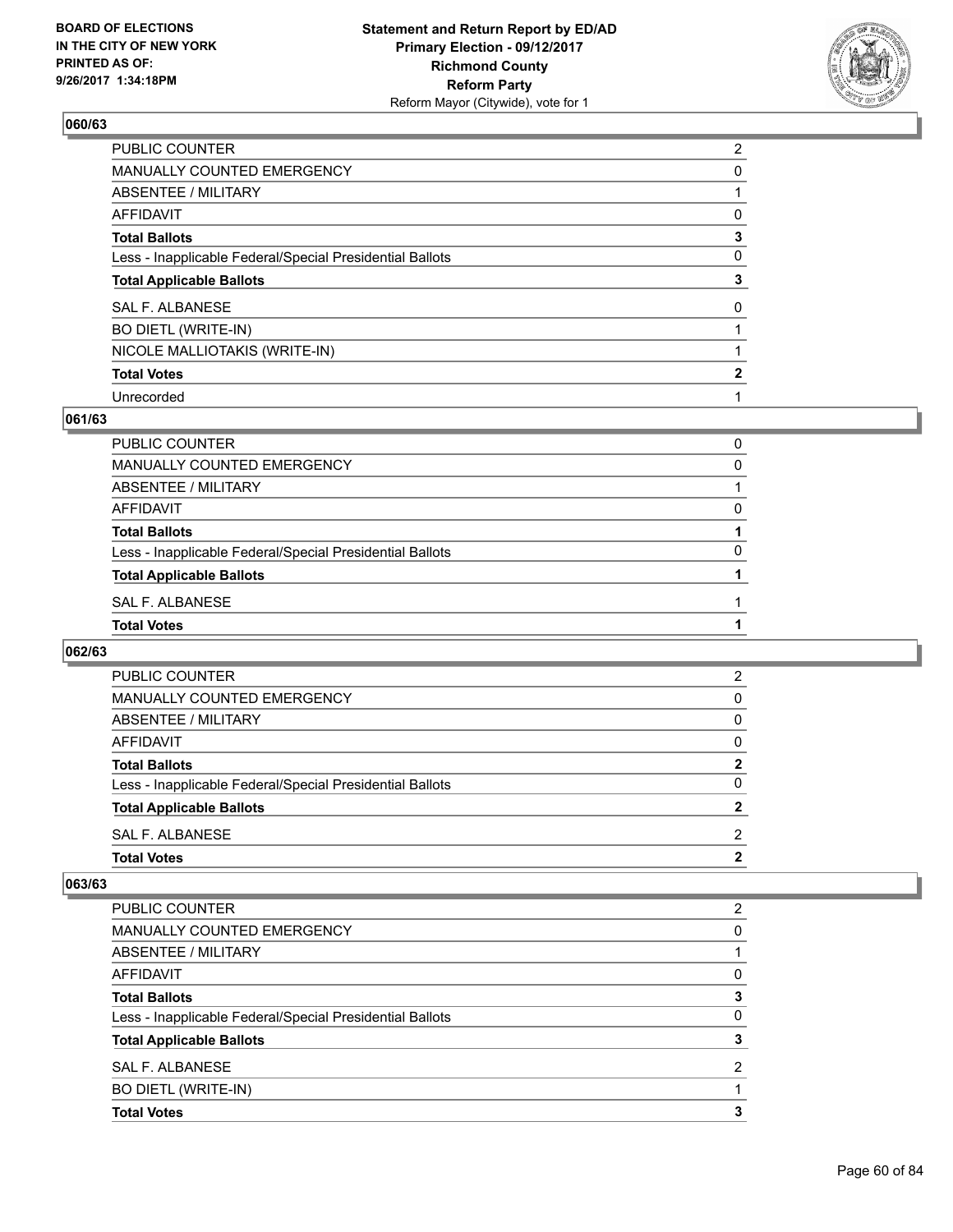## 060/63

| | |
|---|---|
| PUBLIC COUNTER | 2 |
| MANUALLY COUNTED EMERGENCY | 0 |
| ABSENTEE / MILITARY | 1 |
| AFFIDAVIT | 0 |
| **Total Ballots** | **3** |
| Less - Inapplicable Federal/Special Presidential Ballots | 0 |
| **Total Applicable Ballots** | **3** |
| SAL F. ALBANESE | 0 |
| BO DIETL (WRITE-IN) | 1 |
| NICOLE MALLIOTAKIS (WRITE-IN) | 1 |
| **Total Votes** | **2** |
| Unrecorded | 1 |

## 061/63

| | |
|---|---|
| PUBLIC COUNTER | 0 |
| MANUALLY COUNTED EMERGENCY | 0 |
| ABSENTEE / MILITARY | 1 |
| AFFIDAVIT | 0 |
| **Total Ballots** | **1** |
| Less - Inapplicable Federal/Special Presidential Ballots | 0 |
| **Total Applicable Ballots** | **1** |
| SAL F. ALBANESE | 1 |
| **Total Votes** | **1** |

## 062/63

| | |
|---|---|
| PUBLIC COUNTER | 2 |
| MANUALLY COUNTED EMERGENCY | 0 |
| ABSENTEE / MILITARY | 0 |
| AFFIDAVIT | 0 |
| **Total Ballots** | **2** |
| Less - Inapplicable Federal/Special Presidential Ballots | 0 |
| **Total Applicable Ballots** | **2** |
| SAL F. ALBANESE | 2 |
| **Total Votes** | **2** |

## 063/63

| | |
|---|---|
| PUBLIC COUNTER | 2 |
| MANUALLY COUNTED EMERGENCY | 0 |
| ABSENTEE / MILITARY | 1 |
| AFFIDAVIT | 0 |
| **Total Ballots** | **3** |
| Less - Inapplicable Federal/Special Presidential Ballots | 0 |
| **Total Applicable Ballots** | **3** |
| SAL F. ALBANESE | 2 |
| BO DIETL (WRITE-IN) | 1 |
| **Total Votes** | **3** |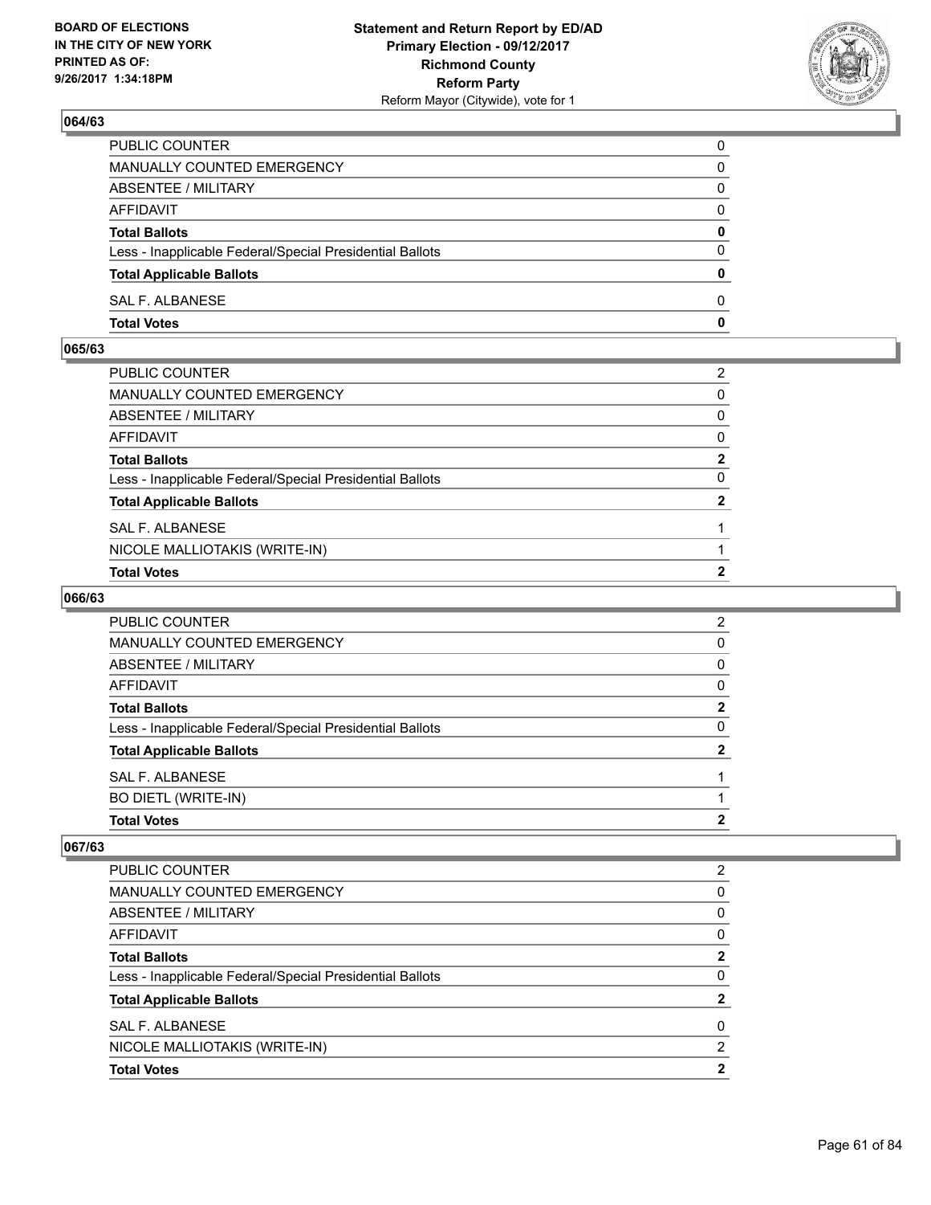**BOARD OF ELECTIONS IN THE CITY OF NEW YORK PRINTED AS OF: 9/26/2017 1:34:18PM**

**Statement and Return Report by ED/AD**
**Primary Election - 09/12/2017**
**Richmond County**
**Reform Party**
Reform Mayor (Citywide), vote for 1

### 064/63

| | |
|---|---|
| PUBLIC COUNTER | 0 |
| MANUALLY COUNTED EMERGENCY | 0 |
| ABSENTEE / MILITARY | 0 |
| AFFIDAVIT | 0 |
| **Total Ballots** | **0** |
| Less - Inapplicable Federal/Special Presidential Ballots | 0 |
| **Total Applicable Ballots** | **0** |
| SAL F. ALBANESE | 0 |
| **Total Votes** | **0** |

### 065/63

| | |
|---|---|
| PUBLIC COUNTER | 2 |
| MANUALLY COUNTED EMERGENCY | 0 |
| ABSENTEE / MILITARY | 0 |
| AFFIDAVIT | 0 |
| **Total Ballots** | **2** |
| Less - Inapplicable Federal/Special Presidential Ballots | 0 |
| **Total Applicable Ballots** | **2** |
| SAL F. ALBANESE | 1 |
| NICOLE MALLIOTAKIS (WRITE-IN) | 1 |
| **Total Votes** | **2** |

### 066/63

| | |
|---|---|
| PUBLIC COUNTER | 2 |
| MANUALLY COUNTED EMERGENCY | 0 |
| ABSENTEE / MILITARY | 0 |
| AFFIDAVIT | 0 |
| **Total Ballots** | **2** |
| Less - Inapplicable Federal/Special Presidential Ballots | 0 |
| **Total Applicable Ballots** | **2** |
| SAL F. ALBANESE | 1 |
| BO DIETL (WRITE-IN) | 1 |
| **Total Votes** | **2** |

### 067/63

| | |
|---|---|
| PUBLIC COUNTER | 2 |
| MANUALLY COUNTED EMERGENCY | 0 |
| ABSENTEE / MILITARY | 0 |
| AFFIDAVIT | 0 |
| **Total Ballots** | **2** |
| Less - Inapplicable Federal/Special Presidential Ballots | 0 |
| **Total Applicable Ballots** | **2** |
| SAL F. ALBANESE | 0 |
| NICOLE MALLIOTAKIS (WRITE-IN) | 2 |
| **Total Votes** | **2** |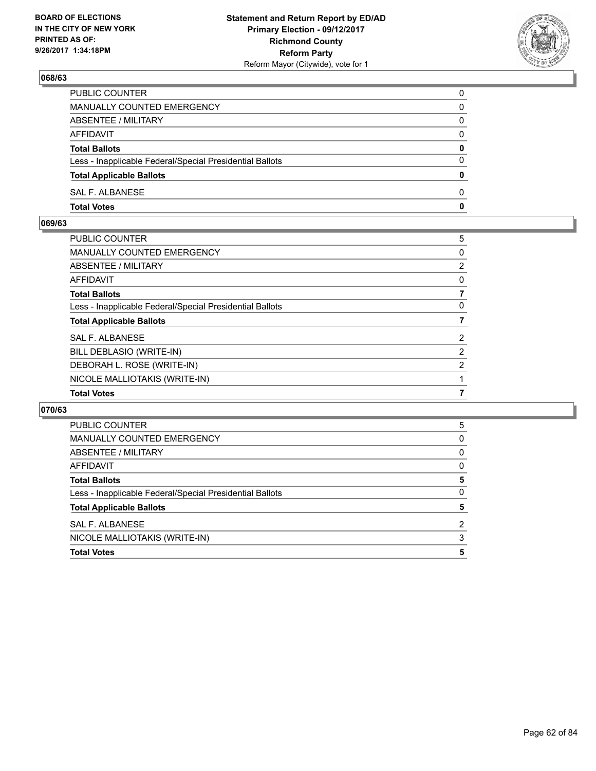BOARD OF ELECTIONS
IN THE CITY OF NEW YORK
PRINTED AS OF:
9/26/2017 1:34:18PM

**Statement and Return Report by ED/AD**
**Primary Election - 09/12/2017**
**Richmond County**
**Reform Party**
Reform Mayor (Citywide), vote for 1

### 068/63

| | |
|---|---|
| PUBLIC COUNTER | 0 |
| MANUALLY COUNTED EMERGENCY | 0 |
| ABSENTEE / MILITARY | 0 |
| AFFIDAVIT | 0 |
| **Total Ballots** | **0** |
| Less - Inapplicable Federal/Special Presidential Ballots | 0 |
| **Total Applicable Ballots** | **0** |
| SAL F. ALBANESE | 0 |
| **Total Votes** | **0** |

### 069/63

| | |
|---|---|
| PUBLIC COUNTER | 5 |
| MANUALLY COUNTED EMERGENCY | 0 |
| ABSENTEE / MILITARY | 2 |
| AFFIDAVIT | 0 |
| **Total Ballots** | **7** |
| Less - Inapplicable Federal/Special Presidential Ballots | 0 |
| **Total Applicable Ballots** | **7** |
| SAL F. ALBANESE | 2 |
| BILL DEBLASIO (WRITE-IN) | 2 |
| DEBORAH L. ROSE (WRITE-IN) | 2 |
| NICOLE MALLIOTAKIS (WRITE-IN) | 1 |
| **Total Votes** | **7** |

### 070/63

| | |
|---|---|
| PUBLIC COUNTER | 5 |
| MANUALLY COUNTED EMERGENCY | 0 |
| ABSENTEE / MILITARY | 0 |
| AFFIDAVIT | 0 |
| **Total Ballots** | **5** |
| Less - Inapplicable Federal/Special Presidential Ballots | 0 |
| **Total Applicable Ballots** | **5** |
| SAL F. ALBANESE | 2 |
| NICOLE MALLIOTAKIS (WRITE-IN) | 3 |
| **Total Votes** | **5** |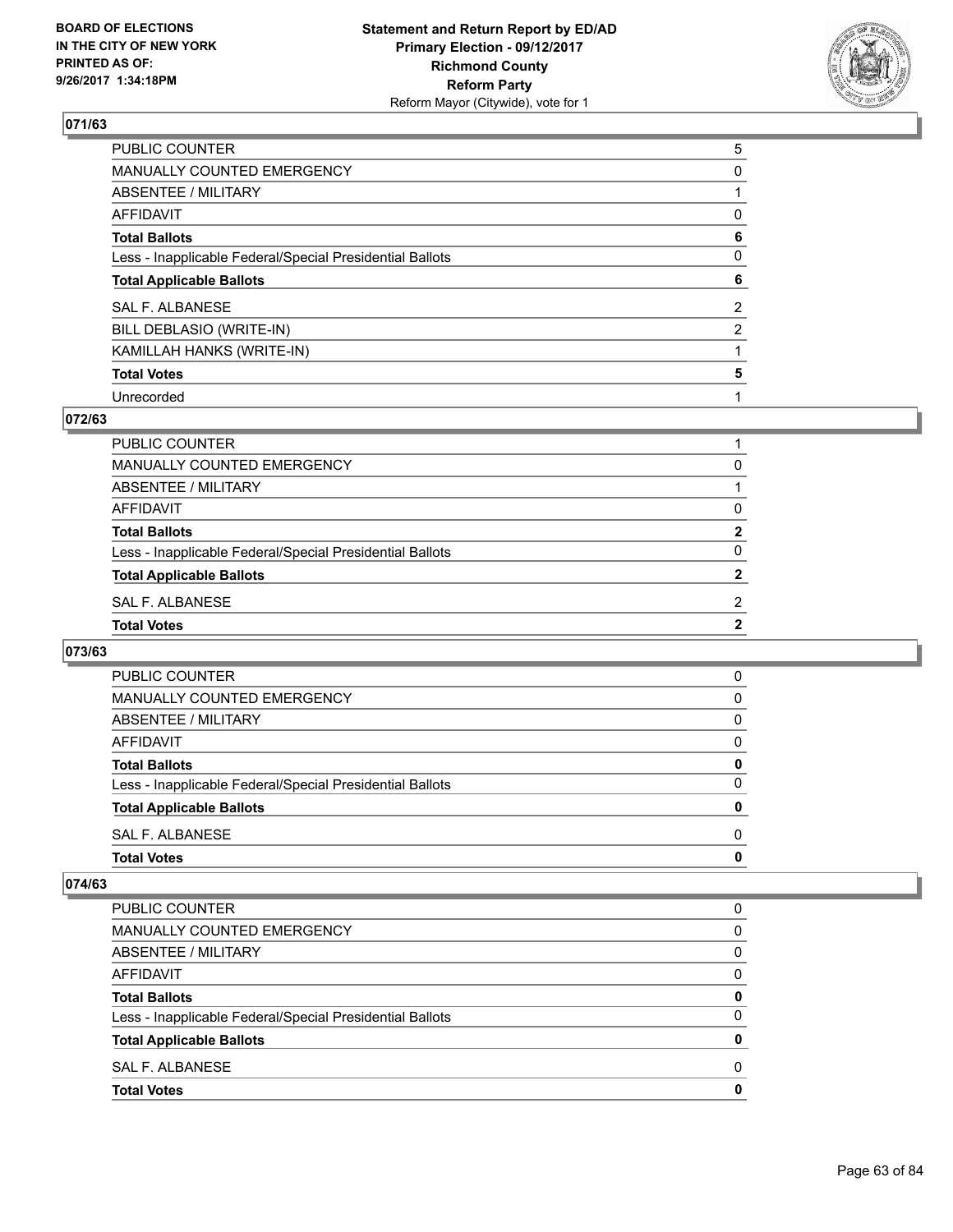## 071/63

| | |
|---|---|
| PUBLIC COUNTER | 5 |
| MANUALLY COUNTED EMERGENCY | 0 |
| ABSENTEE / MILITARY | 1 |
| AFFIDAVIT | 0 |
| **Total Ballots** | **6** |
| Less - Inapplicable Federal/Special Presidential Ballots | 0 |
| **Total Applicable Ballots** | **6** |
| SAL F. ALBANESE | 2 |
| BILL DEBLASIO (WRITE-IN) | 2 |
| KAMILLAH HANKS (WRITE-IN) | 1 |
| **Total Votes** | **5** |
| Unrecorded | 1 |

## 072/63

| | |
|---|---|
| PUBLIC COUNTER | 1 |
| MANUALLY COUNTED EMERGENCY | 0 |
| ABSENTEE / MILITARY | 1 |
| AFFIDAVIT | 0 |
| **Total Ballots** | **2** |
| Less - Inapplicable Federal/Special Presidential Ballots | 0 |
| **Total Applicable Ballots** | **2** |
| SAL F. ALBANESE | 2 |
| **Total Votes** | **2** |

## 073/63

| | |
|---|---|
| PUBLIC COUNTER | 0 |
| MANUALLY COUNTED EMERGENCY | 0 |
| ABSENTEE / MILITARY | 0 |
| AFFIDAVIT | 0 |
| **Total Ballots** | **0** |
| Less - Inapplicable Federal/Special Presidential Ballots | 0 |
| **Total Applicable Ballots** | **0** |
| SAL F. ALBANESE | 0 |
| **Total Votes** | **0** |

## 074/63

| | |
|---|---|
| PUBLIC COUNTER | 0 |
| MANUALLY COUNTED EMERGENCY | 0 |
| ABSENTEE / MILITARY | 0 |
| AFFIDAVIT | 0 |
| **Total Ballots** | **0** |
| Less - Inapplicable Federal/Special Presidential Ballots | 0 |
| **Total Applicable Ballots** | **0** |
| SAL F. ALBANESE | 0 |
| **Total Votes** | **0** |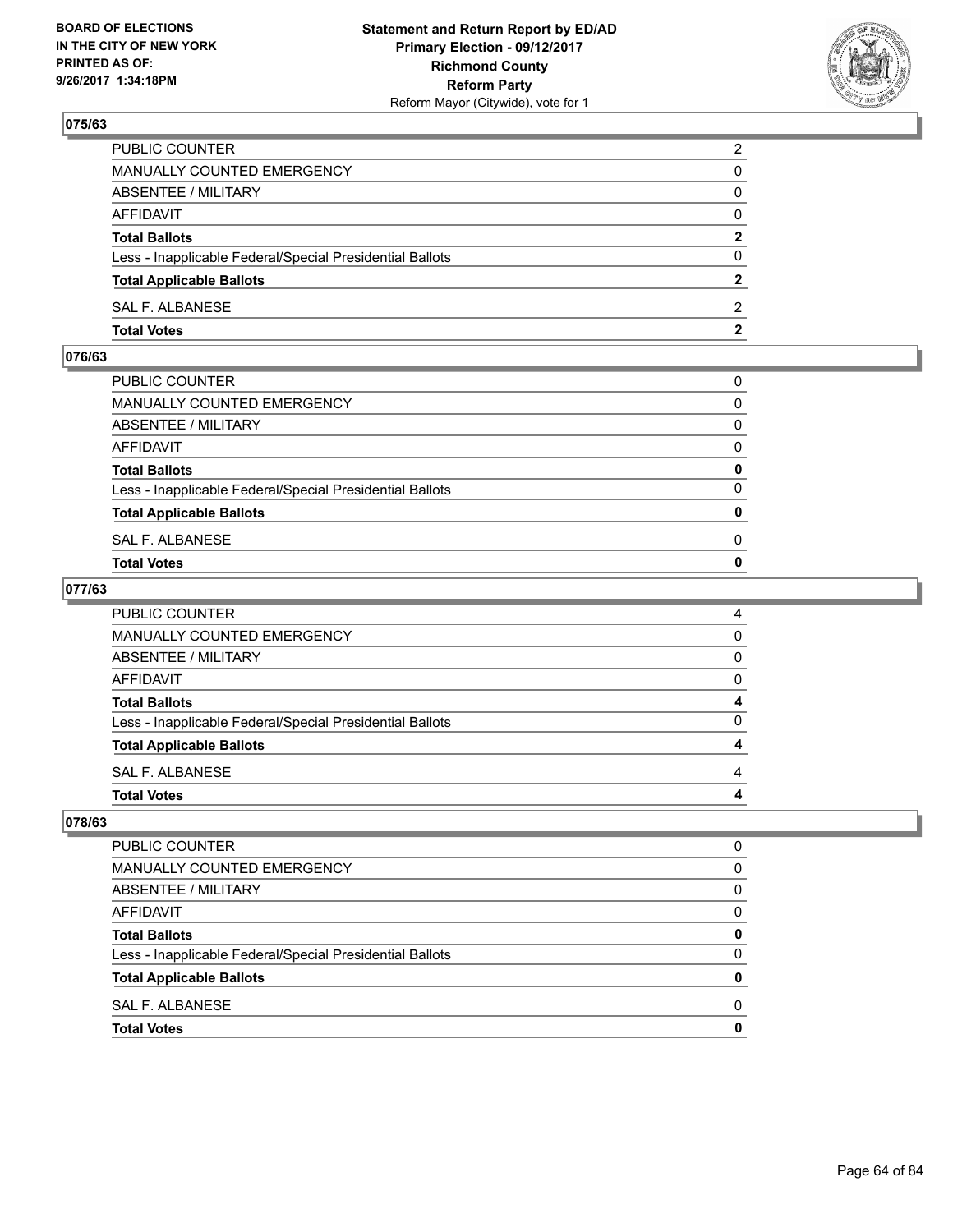## 075/63

| | |
|---|---|
| PUBLIC COUNTER | 2 |
| MANUALLY COUNTED EMERGENCY | 0 |
| ABSENTEE / MILITARY | 0 |
| AFFIDAVIT | 0 |
| **Total Ballots** | **2** |
| Less - Inapplicable Federal/Special Presidential Ballots | 0 |
| **Total Applicable Ballots** | **2** |
| SAL F. ALBANESE | 2 |
| **Total Votes** | **2** |

## 076/63

| | |
|---|---|
| PUBLIC COUNTER | 0 |
| MANUALLY COUNTED EMERGENCY | 0 |
| ABSENTEE / MILITARY | 0 |
| AFFIDAVIT | 0 |
| **Total Ballots** | **0** |
| Less - Inapplicable Federal/Special Presidential Ballots | 0 |
| **Total Applicable Ballots** | **0** |
| SAL F. ALBANESE | 0 |
| **Total Votes** | **0** |

## 077/63

| | |
|---|---|
| PUBLIC COUNTER | 4 |
| MANUALLY COUNTED EMERGENCY | 0 |
| ABSENTEE / MILITARY | 0 |
| AFFIDAVIT | 0 |
| **Total Ballots** | **4** |
| Less - Inapplicable Federal/Special Presidential Ballots | 0 |
| **Total Applicable Ballots** | **4** |
| SAL F. ALBANESE | 4 |
| **Total Votes** | **4** |

## 078/63

| | |
|---|---|
| PUBLIC COUNTER | 0 |
| MANUALLY COUNTED EMERGENCY | 0 |
| ABSENTEE / MILITARY | 0 |
| AFFIDAVIT | 0 |
| **Total Ballots** | **0** |
| Less - Inapplicable Federal/Special Presidential Ballots | 0 |
| **Total Applicable Ballots** | **0** |
| SAL F. ALBANESE | 0 |
| **Total Votes** | **0** |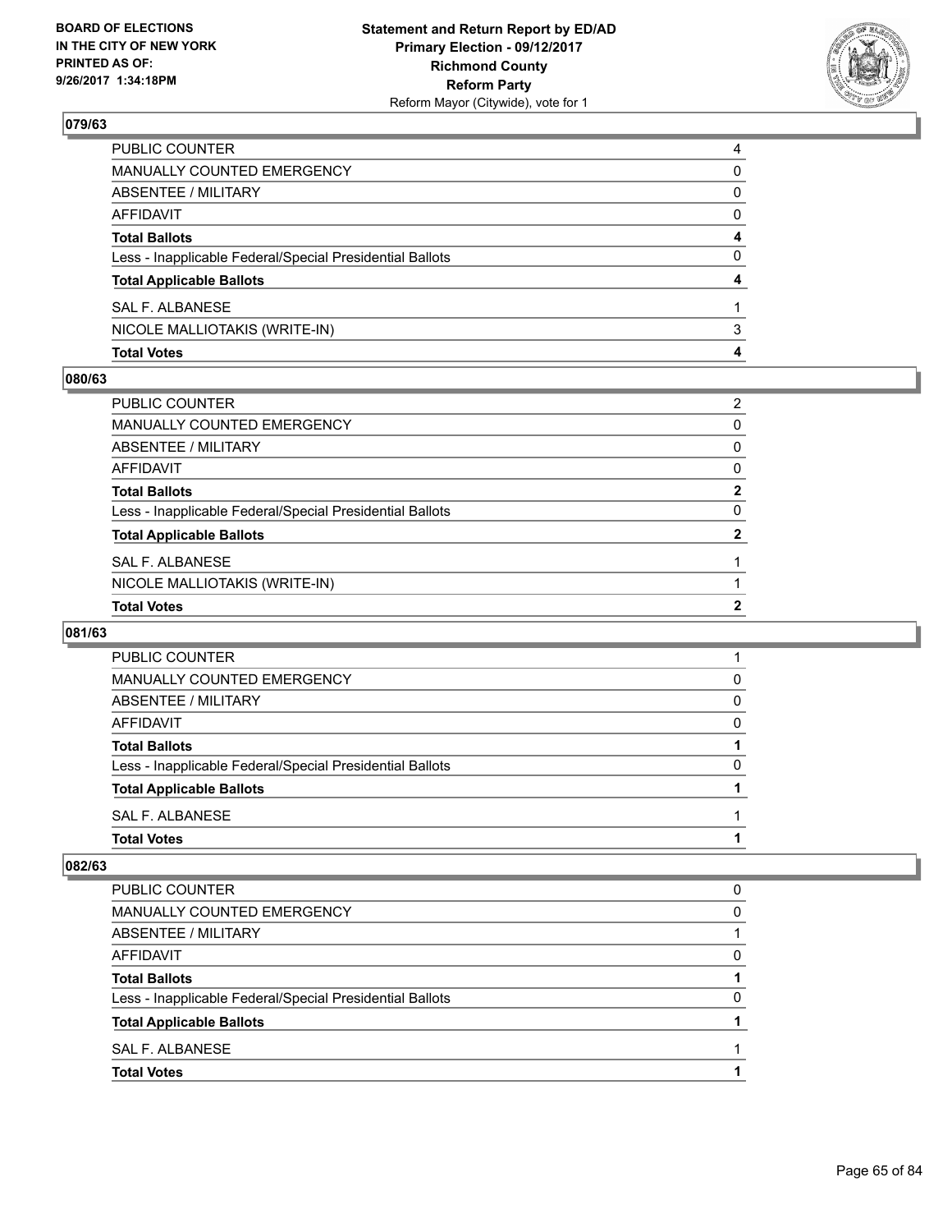## 079/63

| | |
|---|---|
| PUBLIC COUNTER | 4 |
| MANUALLY COUNTED EMERGENCY | 0 |
| ABSENTEE / MILITARY | 0 |
| AFFIDAVIT | 0 |
| **Total Ballots** | **4** |
| Less - Inapplicable Federal/Special Presidential Ballots | 0 |
| **Total Applicable Ballots** | **4** |
| SAL F. ALBANESE | 1 |
| NICOLE MALLIOTAKIS (WRITE-IN) | 3 |
| **Total Votes** | **4** |

## 080/63

| | |
|---|---|
| PUBLIC COUNTER | 2 |
| MANUALLY COUNTED EMERGENCY | 0 |
| ABSENTEE / MILITARY | 0 |
| AFFIDAVIT | 0 |
| **Total Ballots** | **2** |
| Less - Inapplicable Federal/Special Presidential Ballots | 0 |
| **Total Applicable Ballots** | **2** |
| SAL F. ALBANESE | 1 |
| NICOLE MALLIOTAKIS (WRITE-IN) | 1 |
| **Total Votes** | **2** |

## 081/63

| | |
|---|---|
| PUBLIC COUNTER | 1 |
| MANUALLY COUNTED EMERGENCY | 0 |
| ABSENTEE / MILITARY | 0 |
| AFFIDAVIT | 0 |
| **Total Ballots** | **1** |
| Less - Inapplicable Federal/Special Presidential Ballots | 0 |
| **Total Applicable Ballots** | **1** |
| SAL F. ALBANESE | 1 |
| **Total Votes** | **1** |

## 082/63

| | |
|---|---|
| PUBLIC COUNTER | 0 |
| MANUALLY COUNTED EMERGENCY | 0 |
| ABSENTEE / MILITARY | 1 |
| AFFIDAVIT | 0 |
| **Total Ballots** | **1** |
| Less - Inapplicable Federal/Special Presidential Ballots | 0 |
| **Total Applicable Ballots** | **1** |
| SAL F. ALBANESE | 1 |
| **Total Votes** | **1** |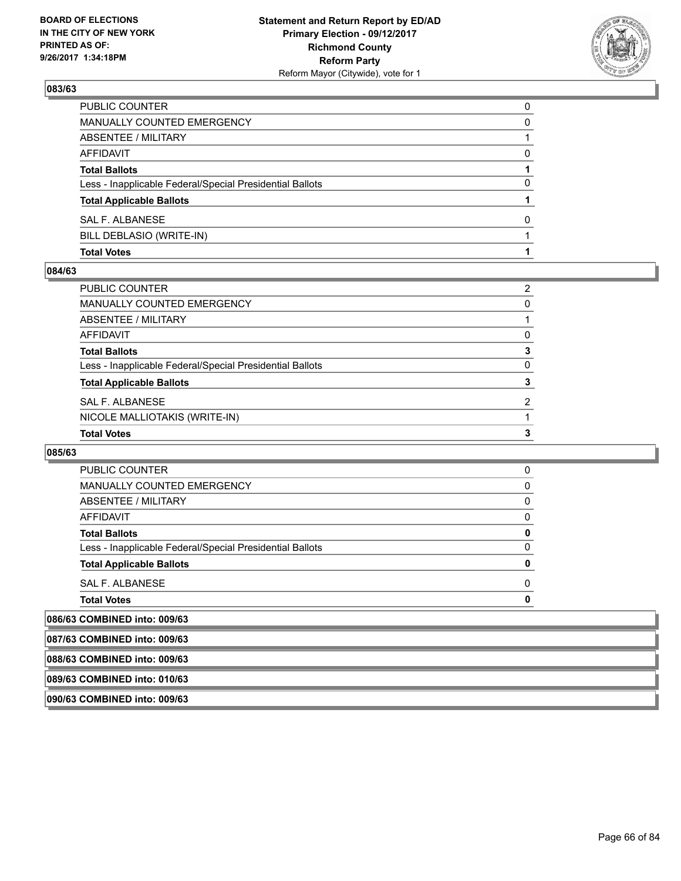**BOARD OF ELECTIONS IN THE CITY OF NEW YORK PRINTED AS OF: 9/26/2017 1:34:18PM**

**Statement and Return Report by ED/AD**
**Primary Election - 09/12/2017**
**Richmond County**
**Reform Party**
Reform Mayor (Citywide), vote for 1

### 083/63

| | |
|---|---|
| PUBLIC COUNTER | 0 |
| MANUALLY COUNTED EMERGENCY | 0 |
| ABSENTEE / MILITARY | 1 |
| AFFIDAVIT | 0 |
| **Total Ballots** | **1** |
| Less - Inapplicable Federal/Special Presidential Ballots | 0 |
| **Total Applicable Ballots** | **1** |
| SAL F. ALBANESE | 0 |
| BILL DEBLASIO (WRITE-IN) | 1 |
| **Total Votes** | **1** |

### 084/63

| | |
|---|---|
| PUBLIC COUNTER | 2 |
| MANUALLY COUNTED EMERGENCY | 0 |
| ABSENTEE / MILITARY | 1 |
| AFFIDAVIT | 0 |
| **Total Ballots** | **3** |
| Less - Inapplicable Federal/Special Presidential Ballots | 0 |
| **Total Applicable Ballots** | **3** |
| SAL F. ALBANESE | 2 |
| NICOLE MALLIOTAKIS (WRITE-IN) | 1 |
| **Total Votes** | **3** |

### 085/63

| | |
|---|---|
| PUBLIC COUNTER | 0 |
| MANUALLY COUNTED EMERGENCY | 0 |
| ABSENTEE / MILITARY | 0 |
| AFFIDAVIT | 0 |
| **Total Ballots** | **0** |
| Less - Inapplicable Federal/Special Presidential Ballots | 0 |
| **Total Applicable Ballots** | **0** |
| SAL F. ALBANESE | 0 |
| **Total Votes** | **0** |

**086/63 COMBINED into: 009/63**

**087/63 COMBINED into: 009/63**

**088/63 COMBINED into: 009/63**

**089/63 COMBINED into: 010/63**

**090/63 COMBINED into: 009/63**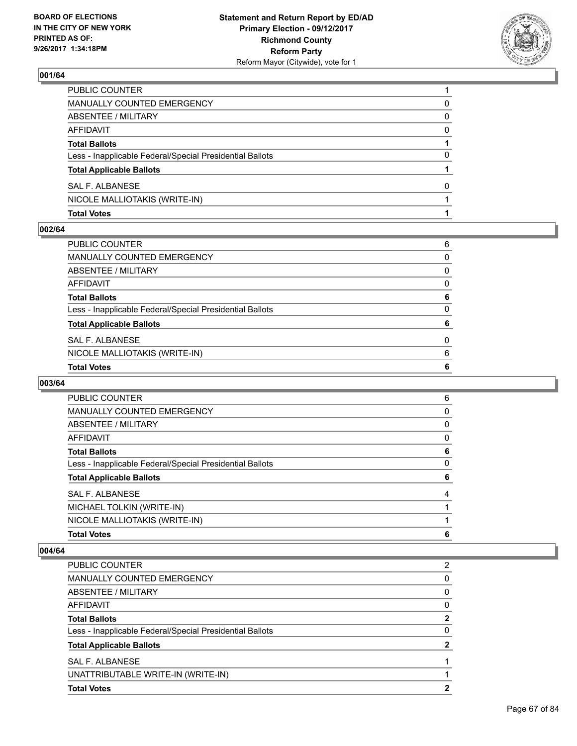**BOARD OF ELECTIONS IN THE CITY OF NEW YORK PRINTED AS OF: 9/26/2017 1:34:18PM**

**Statement and Return Report by ED/AD**
**Primary Election - 09/12/2017**
**Richmond County**
**Reform Party**
Reform Mayor (Citywide), vote for 1

## 001/64

| | |
|---|---|
| PUBLIC COUNTER | 1 |
| MANUALLY COUNTED EMERGENCY | 0 |
| ABSENTEE / MILITARY | 0 |
| AFFIDAVIT | 0 |
| **Total Ballots** | **1** |
| Less - Inapplicable Federal/Special Presidential Ballots | 0 |
| **Total Applicable Ballots** | **1** |
| SAL F. ALBANESE | 0 |
| NICOLE MALLIOTAKIS (WRITE-IN) | 1 |
| **Total Votes** | **1** |

## 002/64

| | |
|---|---|
| PUBLIC COUNTER | 6 |
| MANUALLY COUNTED EMERGENCY | 0 |
| ABSENTEE / MILITARY | 0 |
| AFFIDAVIT | 0 |
| **Total Ballots** | **6** |
| Less - Inapplicable Federal/Special Presidential Ballots | 0 |
| **Total Applicable Ballots** | **6** |
| SAL F. ALBANESE | 0 |
| NICOLE MALLIOTAKIS (WRITE-IN) | 6 |
| **Total Votes** | **6** |

## 003/64

| | |
|---|---|
| PUBLIC COUNTER | 6 |
| MANUALLY COUNTED EMERGENCY | 0 |
| ABSENTEE / MILITARY | 0 |
| AFFIDAVIT | 0 |
| **Total Ballots** | **6** |
| Less - Inapplicable Federal/Special Presidential Ballots | 0 |
| **Total Applicable Ballots** | **6** |
| SAL F. ALBANESE | 4 |
| MICHAEL TOLKIN (WRITE-IN) | 1 |
| NICOLE MALLIOTAKIS (WRITE-IN) | 1 |
| **Total Votes** | **6** |

## 004/64

| | |
|---|---|
| PUBLIC COUNTER | 2 |
| MANUALLY COUNTED EMERGENCY | 0 |
| ABSENTEE / MILITARY | 0 |
| AFFIDAVIT | 0 |
| **Total Ballots** | **2** |
| Less - Inapplicable Federal/Special Presidential Ballots | 0 |
| **Total Applicable Ballots** | **2** |
| SAL F. ALBANESE | 1 |
| UNATTRIBUTABLE WRITE-IN (WRITE-IN) | 1 |
| **Total Votes** | **2** |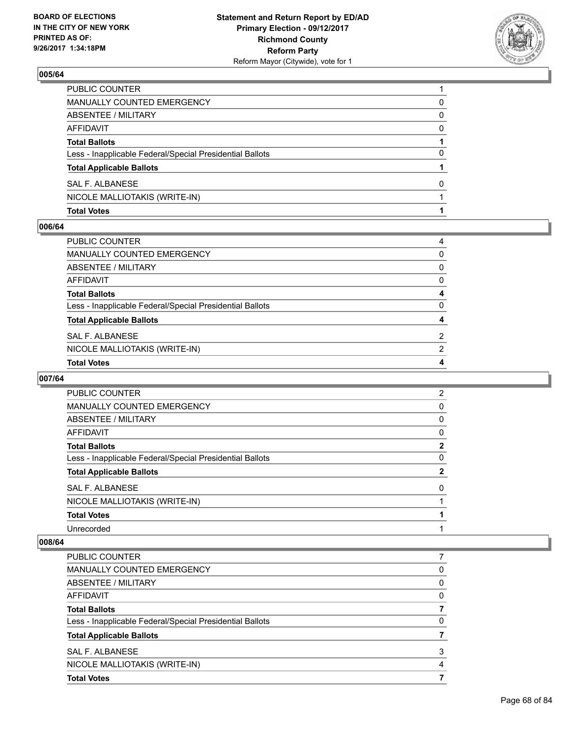### 005/64

| | |
|---|---|
| PUBLIC COUNTER | 1 |
| MANUALLY COUNTED EMERGENCY | 0 |
| ABSENTEE / MILITARY | 0 |
| AFFIDAVIT | 0 |
| **Total Ballots** | **1** |
| Less - Inapplicable Federal/Special Presidential Ballots | 0 |
| **Total Applicable Ballots** | **1** |
| SAL F. ALBANESE | 0 |
| NICOLE MALLIOTAKIS (WRITE-IN) | 1 |
| **Total Votes** | **1** |

### 006/64

| | |
|---|---|
| PUBLIC COUNTER | 4 |
| MANUALLY COUNTED EMERGENCY | 0 |
| ABSENTEE / MILITARY | 0 |
| AFFIDAVIT | 0 |
| **Total Ballots** | **4** |
| Less - Inapplicable Federal/Special Presidential Ballots | 0 |
| **Total Applicable Ballots** | **4** |
| SAL F. ALBANESE | 2 |
| NICOLE MALLIOTAKIS (WRITE-IN) | 2 |
| **Total Votes** | **4** |

### 007/64

| | |
|---|---|
| PUBLIC COUNTER | 2 |
| MANUALLY COUNTED EMERGENCY | 0 |
| ABSENTEE / MILITARY | 0 |
| AFFIDAVIT | 0 |
| **Total Ballots** | **2** |
| Less - Inapplicable Federal/Special Presidential Ballots | 0 |
| **Total Applicable Ballots** | **2** |
| SAL F. ALBANESE | 0 |
| NICOLE MALLIOTAKIS (WRITE-IN) | 1 |
| **Total Votes** | **1** |
| Unrecorded | 1 |

### 008/64

| | |
|---|---|
| PUBLIC COUNTER | 7 |
| MANUALLY COUNTED EMERGENCY | 0 |
| ABSENTEE / MILITARY | 0 |
| AFFIDAVIT | 0 |
| **Total Ballots** | **7** |
| Less - Inapplicable Federal/Special Presidential Ballots | 0 |
| **Total Applicable Ballots** | **7** |
| SAL F. ALBANESE | 3 |
| NICOLE MALLIOTAKIS (WRITE-IN) | 4 |
| **Total Votes** | **7** |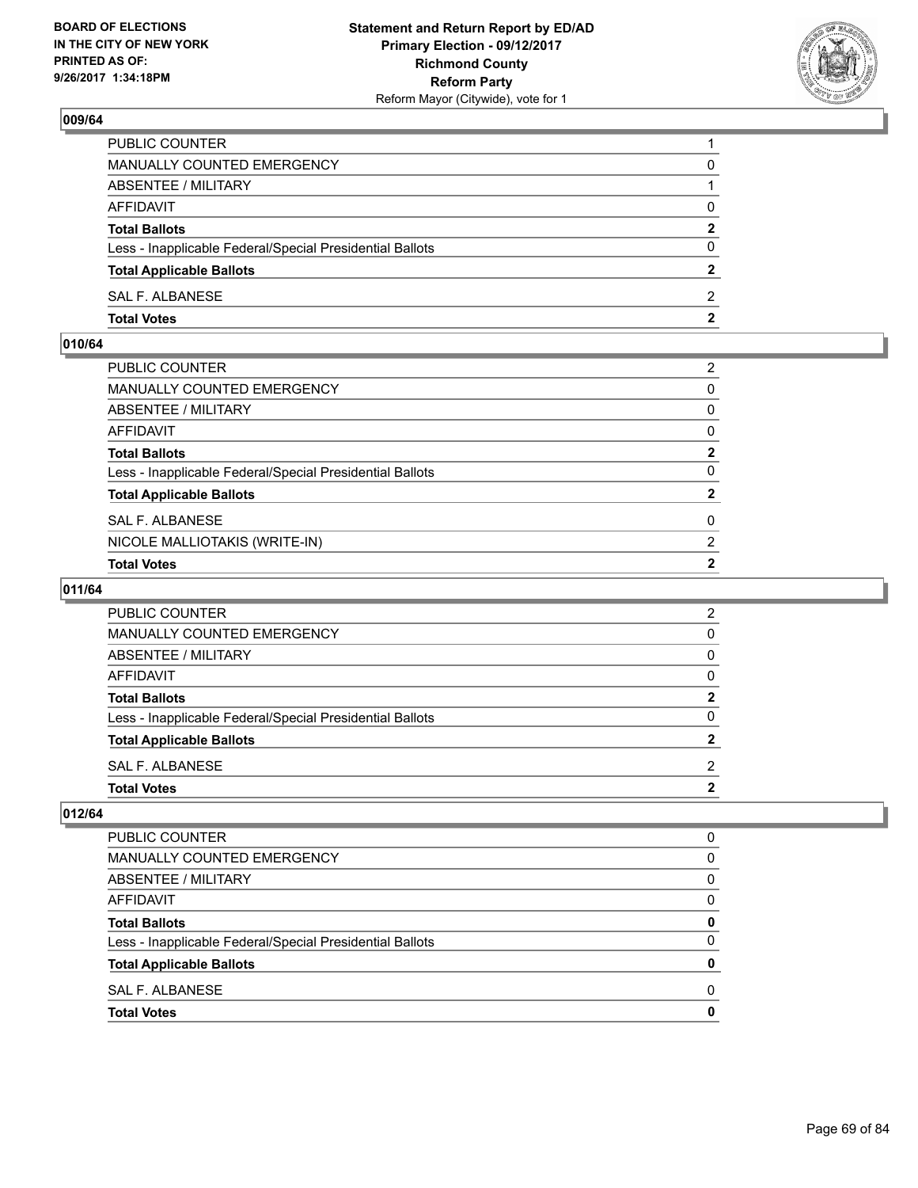## 009/64

| | |
|---|---|
| PUBLIC COUNTER | 1 |
| MANUALLY COUNTED EMERGENCY | 0 |
| ABSENTEE / MILITARY | 1 |
| AFFIDAVIT | 0 |
| **Total Ballots** | **2** |
| Less - Inapplicable Federal/Special Presidential Ballots | 0 |
| **Total Applicable Ballots** | **2** |
| SAL F. ALBANESE | 2 |
| **Total Votes** | **2** |

## 010/64

| | |
|---|---|
| PUBLIC COUNTER | 2 |
| MANUALLY COUNTED EMERGENCY | 0 |
| ABSENTEE / MILITARY | 0 |
| AFFIDAVIT | 0 |
| **Total Ballots** | **2** |
| Less - Inapplicable Federal/Special Presidential Ballots | 0 |
| **Total Applicable Ballots** | **2** |
| SAL F. ALBANESE | 0 |
| NICOLE MALLIOTAKIS (WRITE-IN) | 2 |
| **Total Votes** | **2** |

## 011/64

| | |
|---|---|
| PUBLIC COUNTER | 2 |
| MANUALLY COUNTED EMERGENCY | 0 |
| ABSENTEE / MILITARY | 0 |
| AFFIDAVIT | 0 |
| **Total Ballots** | **2** |
| Less - Inapplicable Federal/Special Presidential Ballots | 0 |
| **Total Applicable Ballots** | **2** |
| SAL F. ALBANESE | 2 |
| **Total Votes** | **2** |

## 012/64

| | |
|---|---|
| PUBLIC COUNTER | 0 |
| MANUALLY COUNTED EMERGENCY | 0 |
| ABSENTEE / MILITARY | 0 |
| AFFIDAVIT | 0 |
| **Total Ballots** | **0** |
| Less - Inapplicable Federal/Special Presidential Ballots | 0 |
| **Total Applicable Ballots** | **0** |
| SAL F. ALBANESE | 0 |
| **Total Votes** | **0** |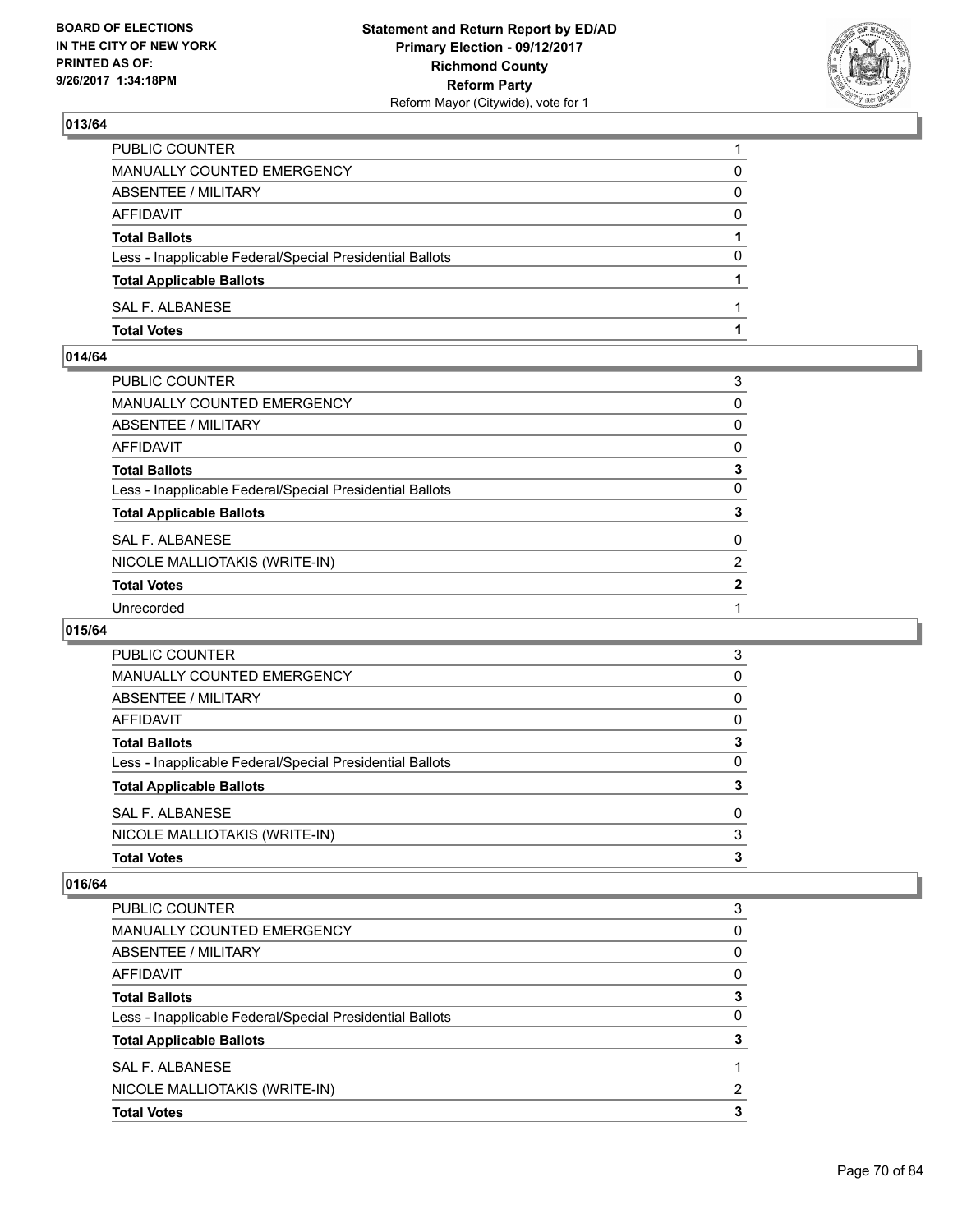## 013/64

| | |
|---|---|
| PUBLIC COUNTER | 1 |
| MANUALLY COUNTED EMERGENCY | 0 |
| ABSENTEE / MILITARY | 0 |
| AFFIDAVIT | 0 |
| **Total Ballots** | **1** |
| Less - Inapplicable Federal/Special Presidential Ballots | 0 |
| **Total Applicable Ballots** | **1** |
| SAL F. ALBANESE | 1 |
| **Total Votes** | **1** |

## 014/64

| | |
|---|---|
| PUBLIC COUNTER | 3 |
| MANUALLY COUNTED EMERGENCY | 0 |
| ABSENTEE / MILITARY | 0 |
| AFFIDAVIT | 0 |
| **Total Ballots** | **3** |
| Less - Inapplicable Federal/Special Presidential Ballots | 0 |
| **Total Applicable Ballots** | **3** |
| SAL F. ALBANESE | 0 |
| NICOLE MALLIOTAKIS (WRITE-IN) | 2 |
| **Total Votes** | **2** |
| Unrecorded | 1 |

## 015/64

| | |
|---|---|
| PUBLIC COUNTER | 3 |
| MANUALLY COUNTED EMERGENCY | 0 |
| ABSENTEE / MILITARY | 0 |
| AFFIDAVIT | 0 |
| **Total Ballots** | **3** |
| Less - Inapplicable Federal/Special Presidential Ballots | 0 |
| **Total Applicable Ballots** | **3** |
| SAL F. ALBANESE | 0 |
| NICOLE MALLIOTAKIS (WRITE-IN) | 3 |
| **Total Votes** | **3** |

## 016/64

| | |
|---|---|
| PUBLIC COUNTER | 3 |
| MANUALLY COUNTED EMERGENCY | 0 |
| ABSENTEE / MILITARY | 0 |
| AFFIDAVIT | 0 |
| **Total Ballots** | **3** |
| Less - Inapplicable Federal/Special Presidential Ballots | 0 |
| **Total Applicable Ballots** | **3** |
| SAL F. ALBANESE | 1 |
| NICOLE MALLIOTAKIS (WRITE-IN) | 2 |
| **Total Votes** | **3** |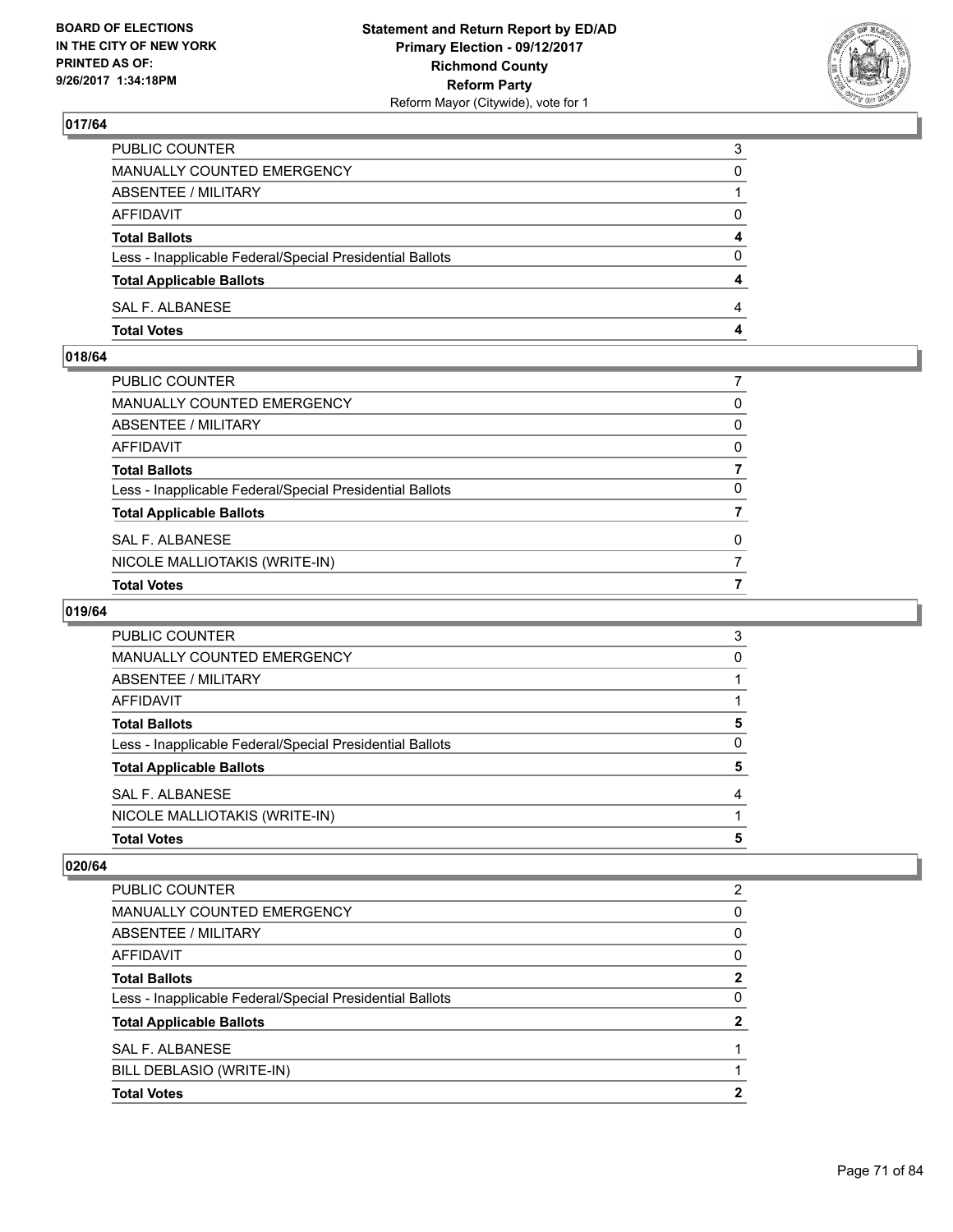BOARD OF ELECTIONS
IN THE CITY OF NEW YORK
PRINTED AS OF:
9/26/2017 1:34:18PM

**Statement and Return Report by ED/AD**
**Primary Election - 09/12/2017**
**Richmond County**
**Reform Party**
Reform Mayor (Citywide), vote for 1

## 017/64

| | |
|---|---|
| PUBLIC COUNTER | 3 |
| MANUALLY COUNTED EMERGENCY | 0 |
| ABSENTEE / MILITARY | 1 |
| AFFIDAVIT | 0 |
| **Total Ballots** | **4** |
| Less - Inapplicable Federal/Special Presidential Ballots | 0 |
| **Total Applicable Ballots** | **4** |
| SAL F. ALBANESE | 4 |
| **Total Votes** | **4** |

## 018/64

| | |
|---|---|
| PUBLIC COUNTER | 7 |
| MANUALLY COUNTED EMERGENCY | 0 |
| ABSENTEE / MILITARY | 0 |
| AFFIDAVIT | 0 |
| **Total Ballots** | **7** |
| Less - Inapplicable Federal/Special Presidential Ballots | 0 |
| **Total Applicable Ballots** | **7** |
| SAL F. ALBANESE | 0 |
| NICOLE MALLIOTAKIS (WRITE-IN) | 7 |
| **Total Votes** | **7** |

## 019/64

| | |
|---|---|
| PUBLIC COUNTER | 3 |
| MANUALLY COUNTED EMERGENCY | 0 |
| ABSENTEE / MILITARY | 1 |
| AFFIDAVIT | 1 |
| **Total Ballots** | **5** |
| Less - Inapplicable Federal/Special Presidential Ballots | 0 |
| **Total Applicable Ballots** | **5** |
| SAL F. ALBANESE | 4 |
| NICOLE MALLIOTAKIS (WRITE-IN) | 1 |
| **Total Votes** | **5** |

## 020/64

| | |
|---|---|
| PUBLIC COUNTER | 2 |
| MANUALLY COUNTED EMERGENCY | 0 |
| ABSENTEE / MILITARY | 0 |
| AFFIDAVIT | 0 |
| **Total Ballots** | **2** |
| Less - Inapplicable Federal/Special Presidential Ballots | 0 |
| **Total Applicable Ballots** | **2** |
| SAL F. ALBANESE | 1 |
| BILL DEBLASIO (WRITE-IN) | 1 |
| **Total Votes** | **2** |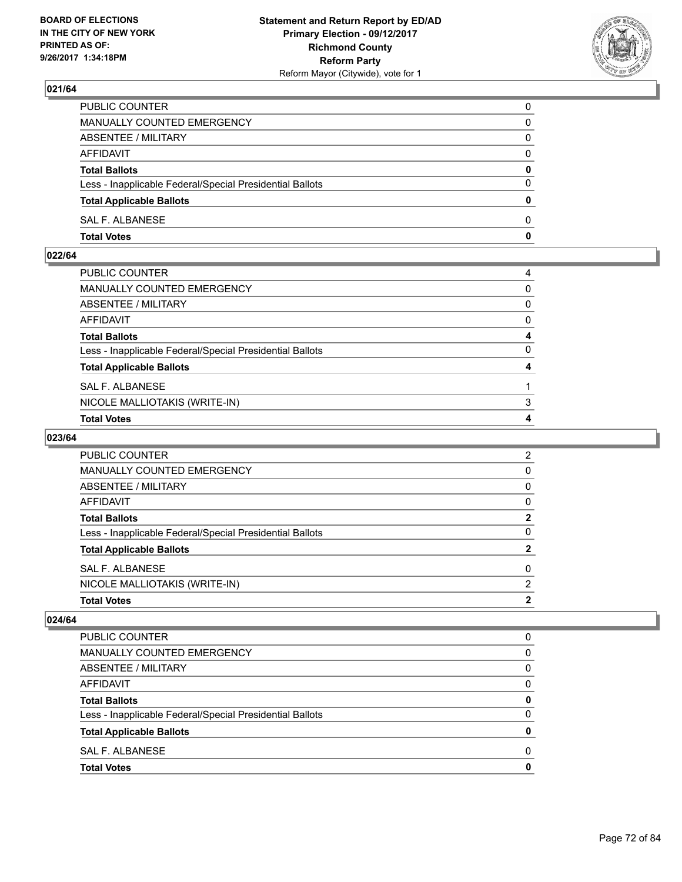BOARD OF ELECTIONS
IN THE CITY OF NEW YORK
PRINTED AS OF:
9/26/2017 1:34:18PM

**Statement and Return Report by ED/AD**
**Primary Election - 09/12/2017**
**Richmond County**
**Reform Party**
Reform Mayor (Citywide), vote for 1

### 021/64

| | |
|---|---|
| PUBLIC COUNTER | 0 |
| MANUALLY COUNTED EMERGENCY | 0 |
| ABSENTEE / MILITARY | 0 |
| AFFIDAVIT | 0 |
| **Total Ballots** | **0** |
| Less - Inapplicable Federal/Special Presidential Ballots | 0 |
| **Total Applicable Ballots** | **0** |
| SAL F. ALBANESE | 0 |
| **Total Votes** | **0** |

### 022/64

| | |
|---|---|
| PUBLIC COUNTER | 4 |
| MANUALLY COUNTED EMERGENCY | 0 |
| ABSENTEE / MILITARY | 0 |
| AFFIDAVIT | 0 |
| **Total Ballots** | **4** |
| Less - Inapplicable Federal/Special Presidential Ballots | 0 |
| **Total Applicable Ballots** | **4** |
| SAL F. ALBANESE | 1 |
| NICOLE MALLIOTAKIS (WRITE-IN) | 3 |
| **Total Votes** | **4** |

### 023/64

| | |
|---|---|
| PUBLIC COUNTER | 2 |
| MANUALLY COUNTED EMERGENCY | 0 |
| ABSENTEE / MILITARY | 0 |
| AFFIDAVIT | 0 |
| **Total Ballots** | **2** |
| Less - Inapplicable Federal/Special Presidential Ballots | 0 |
| **Total Applicable Ballots** | **2** |
| SAL F. ALBANESE | 0 |
| NICOLE MALLIOTAKIS (WRITE-IN) | 2 |
| **Total Votes** | **2** |

### 024/64

| | |
|---|---|
| PUBLIC COUNTER | 0 |
| MANUALLY COUNTED EMERGENCY | 0 |
| ABSENTEE / MILITARY | 0 |
| AFFIDAVIT | 0 |
| **Total Ballots** | **0** |
| Less - Inapplicable Federal/Special Presidential Ballots | 0 |
| **Total Applicable Ballots** | **0** |
| SAL F. ALBANESE | 0 |
| **Total Votes** | **0** |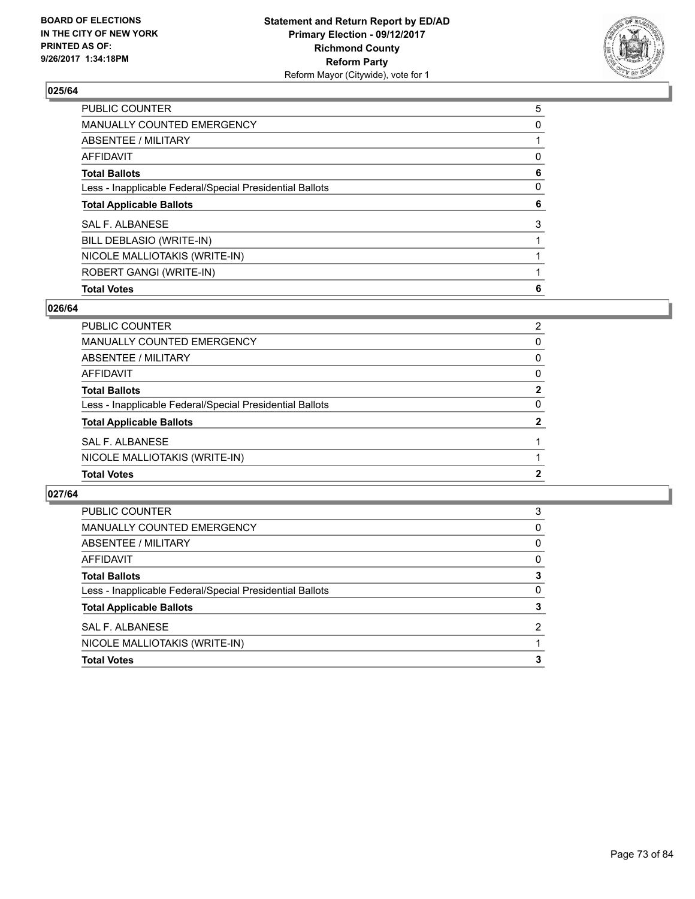BOARD OF ELECTIONS
IN THE CITY OF NEW YORK
PRINTED AS OF:
9/26/2017 1:34:18PM

**Statement and Return Report by ED/AD**
**Primary Election - 09/12/2017**
**Richmond County**
**Reform Party**
Reform Mayor (Citywide), vote for 1

## 025/64

| | |
|---|---|
| PUBLIC COUNTER | 5 |
| MANUALLY COUNTED EMERGENCY | 0 |
| ABSENTEE / MILITARY | 1 |
| AFFIDAVIT | 0 |
| **Total Ballots** | **6** |
| Less - Inapplicable Federal/Special Presidential Ballots | 0 |
| **Total Applicable Ballots** | **6** |
| SAL F. ALBANESE | 3 |
| BILL DEBLASIO (WRITE-IN) | 1 |
| NICOLE MALLIOTAKIS (WRITE-IN) | 1 |
| ROBERT GANGI (WRITE-IN) | 1 |
| **Total Votes** | **6** |

## 026/64

| | |
|---|---|
| PUBLIC COUNTER | 2 |
| MANUALLY COUNTED EMERGENCY | 0 |
| ABSENTEE / MILITARY | 0 |
| AFFIDAVIT | 0 |
| **Total Ballots** | **2** |
| Less - Inapplicable Federal/Special Presidential Ballots | 0 |
| **Total Applicable Ballots** | **2** |
| SAL F. ALBANESE | 1 |
| NICOLE MALLIOTAKIS (WRITE-IN) | 1 |
| **Total Votes** | **2** |

## 027/64

| | |
|---|---|
| PUBLIC COUNTER | 3 |
| MANUALLY COUNTED EMERGENCY | 0 |
| ABSENTEE / MILITARY | 0 |
| AFFIDAVIT | 0 |
| **Total Ballots** | **3** |
| Less - Inapplicable Federal/Special Presidential Ballots | 0 |
| **Total Applicable Ballots** | **3** |
| SAL F. ALBANESE | 2 |
| NICOLE MALLIOTAKIS (WRITE-IN) | 1 |
| **Total Votes** | **3** |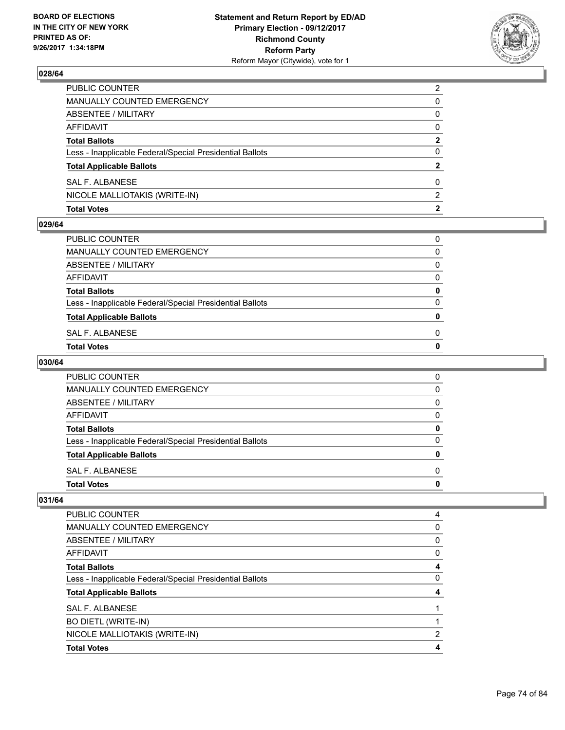**BOARD OF ELECTIONS IN THE CITY OF NEW YORK PRINTED AS OF: 9/26/2017 1:34:18PM**

**Statement and Return Report by ED/AD Primary Election - 09/12/2017 Richmond County Reform Party**
Reform Mayor (Citywide), vote for 1

### 028/64

| | |
|---|---|
| PUBLIC COUNTER | 2 |
| MANUALLY COUNTED EMERGENCY | 0 |
| ABSENTEE / MILITARY | 0 |
| AFFIDAVIT | 0 |
| **Total Ballots** | **2** |
| Less - Inapplicable Federal/Special Presidential Ballots | 0 |
| **Total Applicable Ballots** | **2** |
| SAL F. ALBANESE | 0 |
| NICOLE MALLIOTAKIS (WRITE-IN) | 2 |
| **Total Votes** | **2** |

### 029/64

| | |
|---|---|
| PUBLIC COUNTER | 0 |
| MANUALLY COUNTED EMERGENCY | 0 |
| ABSENTEE / MILITARY | 0 |
| AFFIDAVIT | 0 |
| **Total Ballots** | **0** |
| Less - Inapplicable Federal/Special Presidential Ballots | 0 |
| **Total Applicable Ballots** | **0** |
| SAL F. ALBANESE | 0 |
| **Total Votes** | **0** |

### 030/64

| | |
|---|---|
| PUBLIC COUNTER | 0 |
| MANUALLY COUNTED EMERGENCY | 0 |
| ABSENTEE / MILITARY | 0 |
| AFFIDAVIT | 0 |
| **Total Ballots** | **0** |
| Less - Inapplicable Federal/Special Presidential Ballots | 0 |
| **Total Applicable Ballots** | **0** |
| SAL F. ALBANESE | 0 |
| **Total Votes** | **0** |

### 031/64

| | |
|---|---|
| PUBLIC COUNTER | 4 |
| MANUALLY COUNTED EMERGENCY | 0 |
| ABSENTEE / MILITARY | 0 |
| AFFIDAVIT | 0 |
| **Total Ballots** | **4** |
| Less - Inapplicable Federal/Special Presidential Ballots | 0 |
| **Total Applicable Ballots** | **4** |
| SAL F. ALBANESE | 1 |
| BO DIETL (WRITE-IN) | 1 |
| NICOLE MALLIOTAKIS (WRITE-IN) | 2 |
| **Total Votes** | **4** |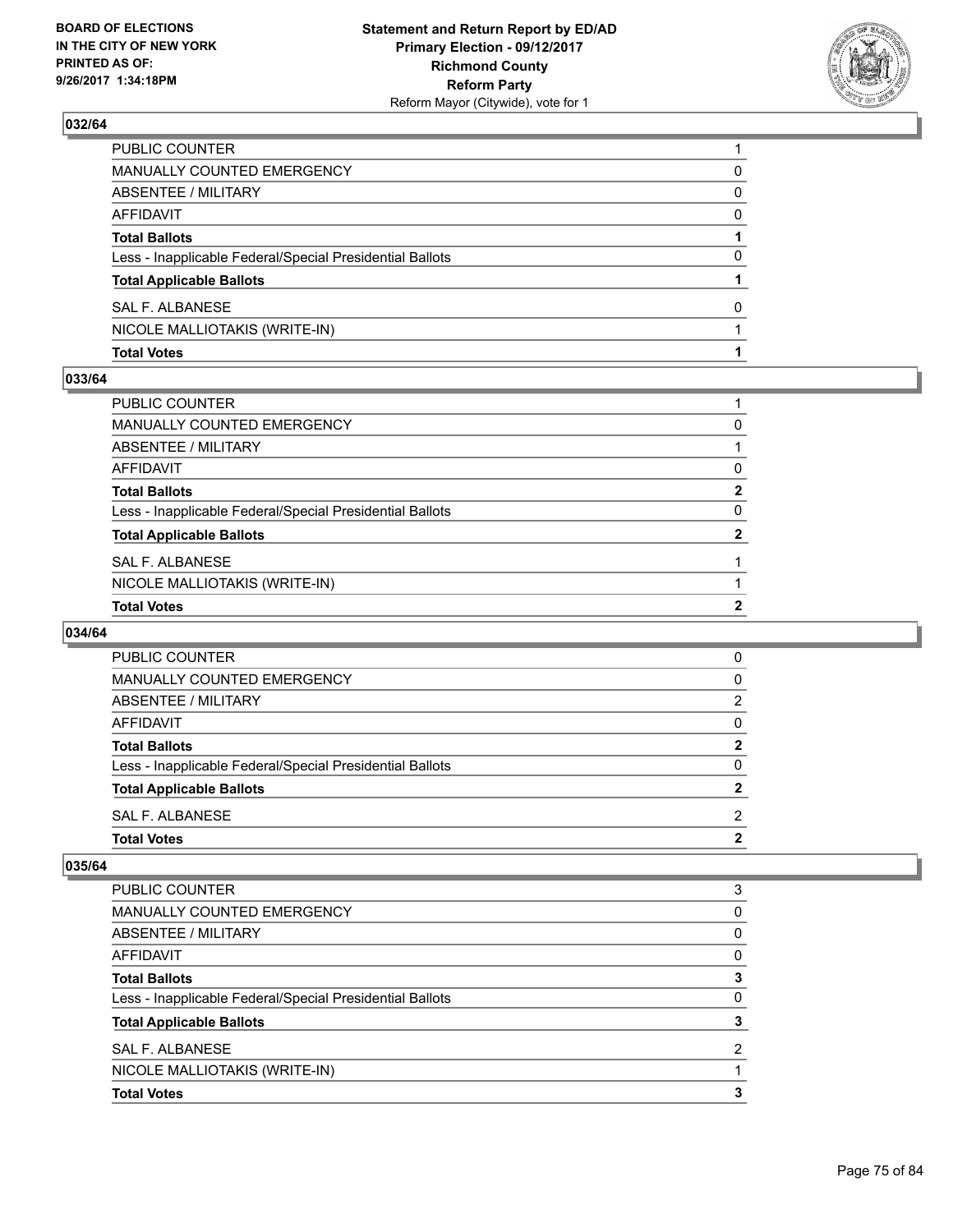## 032/64

| | |
|---|---|
| PUBLIC COUNTER | 1 |
| MANUALLY COUNTED EMERGENCY | 0 |
| ABSENTEE / MILITARY | 0 |
| AFFIDAVIT | 0 |
| **Total Ballots** | **1** |
| Less - Inapplicable Federal/Special Presidential Ballots | 0 |
| **Total Applicable Ballots** | **1** |
| SAL F. ALBANESE | 0 |
| NICOLE MALLIOTAKIS (WRITE-IN) | 1 |
| **Total Votes** | **1** |

## 033/64

| | |
|---|---|
| PUBLIC COUNTER | 1 |
| MANUALLY COUNTED EMERGENCY | 0 |
| ABSENTEE / MILITARY | 1 |
| AFFIDAVIT | 0 |
| **Total Ballots** | **2** |
| Less - Inapplicable Federal/Special Presidential Ballots | 0 |
| **Total Applicable Ballots** | **2** |
| SAL F. ALBANESE | 1 |
| NICOLE MALLIOTAKIS (WRITE-IN) | 1 |
| **Total Votes** | **2** |

## 034/64

| | |
|---|---|
| PUBLIC COUNTER | 0 |
| MANUALLY COUNTED EMERGENCY | 0 |
| ABSENTEE / MILITARY | 2 |
| AFFIDAVIT | 0 |
| **Total Ballots** | **2** |
| Less - Inapplicable Federal/Special Presidential Ballots | 0 |
| **Total Applicable Ballots** | **2** |
| SAL F. ALBANESE | 2 |
| **Total Votes** | **2** |

## 035/64

| | |
|---|---|
| PUBLIC COUNTER | 3 |
| MANUALLY COUNTED EMERGENCY | 0 |
| ABSENTEE / MILITARY | 0 |
| AFFIDAVIT | 0 |
| **Total Ballots** | **3** |
| Less - Inapplicable Federal/Special Presidential Ballots | 0 |
| **Total Applicable Ballots** | **3** |
| SAL F. ALBANESE | 2 |
| NICOLE MALLIOTAKIS (WRITE-IN) | 1 |
| **Total Votes** | **3** |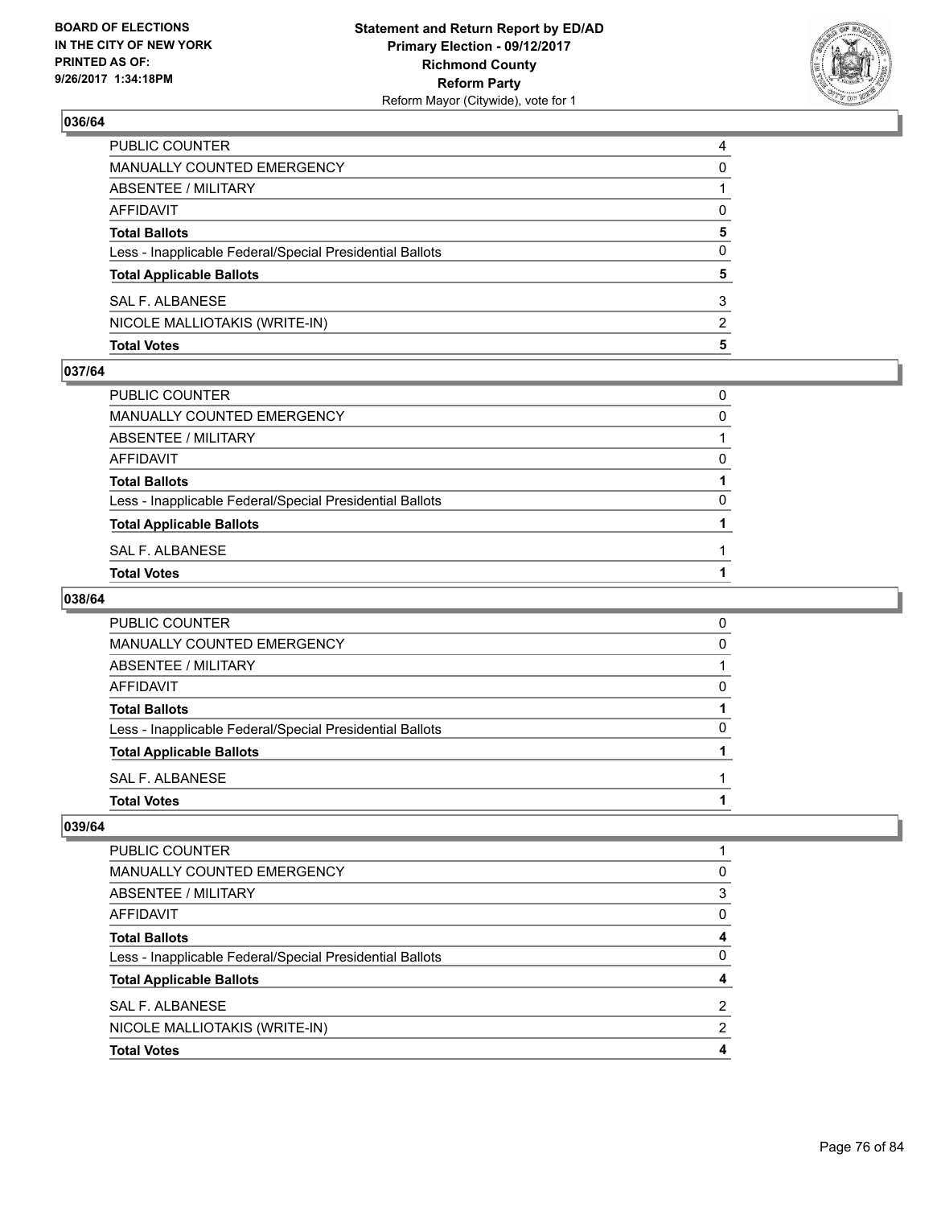## 036/64

| | |
|---|---|
| PUBLIC COUNTER | 4 |
| MANUALLY COUNTED EMERGENCY | 0 |
| ABSENTEE / MILITARY | 1 |
| AFFIDAVIT | 0 |
| **Total Ballots** | **5** |
| Less - Inapplicable Federal/Special Presidential Ballots | 0 |
| **Total Applicable Ballots** | **5** |
| SAL F. ALBANESE | 3 |
| NICOLE MALLIOTAKIS (WRITE-IN) | 2 |
| **Total Votes** | **5** |

## 037/64

| | |
|---|---|
| PUBLIC COUNTER | 0 |
| MANUALLY COUNTED EMERGENCY | 0 |
| ABSENTEE / MILITARY | 1 |
| AFFIDAVIT | 0 |
| **Total Ballots** | **1** |
| Less - Inapplicable Federal/Special Presidential Ballots | 0 |
| **Total Applicable Ballots** | **1** |
| SAL F. ALBANESE | 1 |
| **Total Votes** | **1** |

## 038/64

| | |
|---|---|
| PUBLIC COUNTER | 0 |
| MANUALLY COUNTED EMERGENCY | 0 |
| ABSENTEE / MILITARY | 1 |
| AFFIDAVIT | 0 |
| **Total Ballots** | **1** |
| Less - Inapplicable Federal/Special Presidential Ballots | 0 |
| **Total Applicable Ballots** | **1** |
| SAL F. ALBANESE | 1 |
| **Total Votes** | **1** |

## 039/64

| | |
|---|---|
| PUBLIC COUNTER | 1 |
| MANUALLY COUNTED EMERGENCY | 0 |
| ABSENTEE / MILITARY | 3 |
| AFFIDAVIT | 0 |
| **Total Ballots** | **4** |
| Less - Inapplicable Federal/Special Presidential Ballots | 0 |
| **Total Applicable Ballots** | **4** |
| SAL F. ALBANESE | 2 |
| NICOLE MALLIOTAKIS (WRITE-IN) | 2 |
| **Total Votes** | **4** |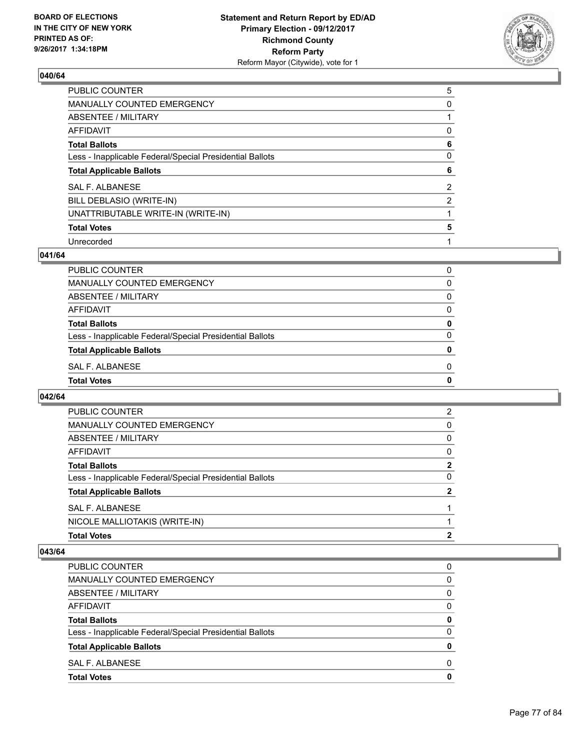**040/64**

| | |
|---|---|
| PUBLIC COUNTER | 5 |
| MANUALLY COUNTED EMERGENCY | 0 |
| ABSENTEE / MILITARY | 1 |
| AFFIDAVIT | 0 |
| **Total Ballots** | **6** |
| Less - Inapplicable Federal/Special Presidential Ballots | 0 |
| **Total Applicable Ballots** | **6** |
| SAL F. ALBANESE | 2 |
| BILL DEBLASIO (WRITE-IN) | 2 |
| UNATTRIBUTABLE WRITE-IN (WRITE-IN) | 1 |
| **Total Votes** | **5** |
| Unrecorded | 1 |

**041/64**

| | |
|---|---|
| PUBLIC COUNTER | 0 |
| MANUALLY COUNTED EMERGENCY | 0 |
| ABSENTEE / MILITARY | 0 |
| AFFIDAVIT | 0 |
| **Total Ballots** | **0** |
| Less - Inapplicable Federal/Special Presidential Ballots | 0 |
| **Total Applicable Ballots** | **0** |
| SAL F. ALBANESE | 0 |
| **Total Votes** | **0** |

**042/64**

| | |
|---|---|
| PUBLIC COUNTER | 2 |
| MANUALLY COUNTED EMERGENCY | 0 |
| ABSENTEE / MILITARY | 0 |
| AFFIDAVIT | 0 |
| **Total Ballots** | **2** |
| Less - Inapplicable Federal/Special Presidential Ballots | 0 |
| **Total Applicable Ballots** | **2** |
| SAL F. ALBANESE | 1 |
| NICOLE MALLIOTAKIS (WRITE-IN) | 1 |
| **Total Votes** | **2** |

**043/64**

| | |
|---|---|
| PUBLIC COUNTER | 0 |
| MANUALLY COUNTED EMERGENCY | 0 |
| ABSENTEE / MILITARY | 0 |
| AFFIDAVIT | 0 |
| **Total Ballots** | **0** |
| Less - Inapplicable Federal/Special Presidential Ballots | 0 |
| **Total Applicable Ballots** | **0** |
| SAL F. ALBANESE | 0 |
| **Total Votes** | **0** |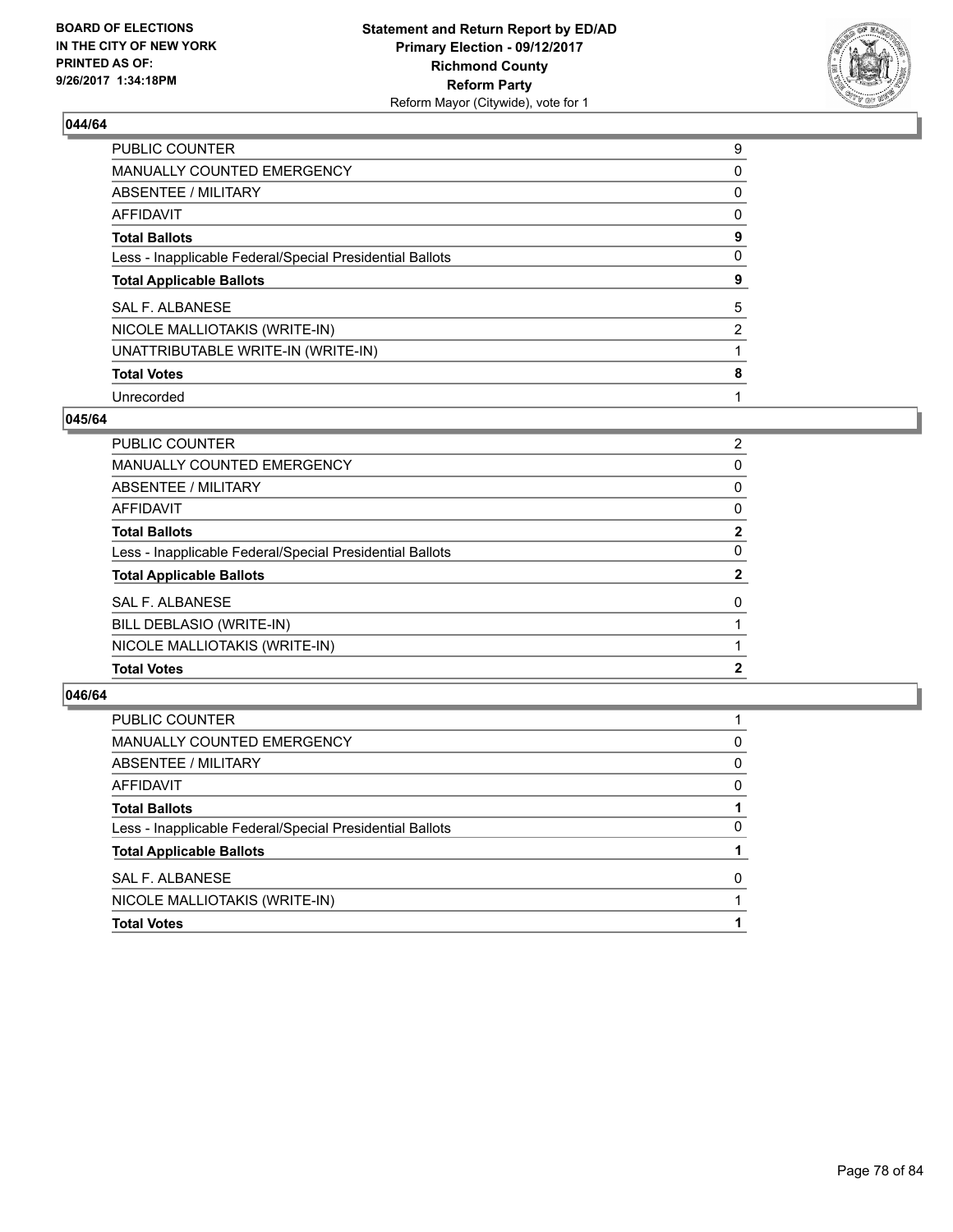BOARD OF ELECTIONS
IN THE CITY OF NEW YORK
PRINTED AS OF:
9/26/2017 1:34:18PM

**Statement and Return Report by ED/AD**
**Primary Election - 09/12/2017**
**Richmond County**
**Reform Party**
Reform Mayor (Citywide), vote for 1

### 044/64

| | |
|---|---|
| PUBLIC COUNTER | 9 |
| MANUALLY COUNTED EMERGENCY | 0 |
| ABSENTEE / MILITARY | 0 |
| AFFIDAVIT | 0 |
| **Total Ballots** | **9** |
| Less - Inapplicable Federal/Special Presidential Ballots | 0 |
| **Total Applicable Ballots** | **9** |
| SAL F. ALBANESE | 5 |
| NICOLE MALLIOTAKIS (WRITE-IN) | 2 |
| UNATTRIBUTABLE WRITE-IN (WRITE-IN) | 1 |
| **Total Votes** | **8** |
| Unrecorded | 1 |

### 045/64

| | |
|---|---|
| PUBLIC COUNTER | 2 |
| MANUALLY COUNTED EMERGENCY | 0 |
| ABSENTEE / MILITARY | 0 |
| AFFIDAVIT | 0 |
| **Total Ballots** | **2** |
| Less - Inapplicable Federal/Special Presidential Ballots | 0 |
| **Total Applicable Ballots** | **2** |
| SAL F. ALBANESE | 0 |
| BILL DEBLASIO (WRITE-IN) | 1 |
| NICOLE MALLIOTAKIS (WRITE-IN) | 1 |
| **Total Votes** | **2** |

### 046/64

| | |
|---|---|
| PUBLIC COUNTER | 1 |
| MANUALLY COUNTED EMERGENCY | 0 |
| ABSENTEE / MILITARY | 0 |
| AFFIDAVIT | 0 |
| **Total Ballots** | **1** |
| Less - Inapplicable Federal/Special Presidential Ballots | 0 |
| **Total Applicable Ballots** | **1** |
| SAL F. ALBANESE | 0 |
| NICOLE MALLIOTAKIS (WRITE-IN) | 1 |
| **Total Votes** | **1** |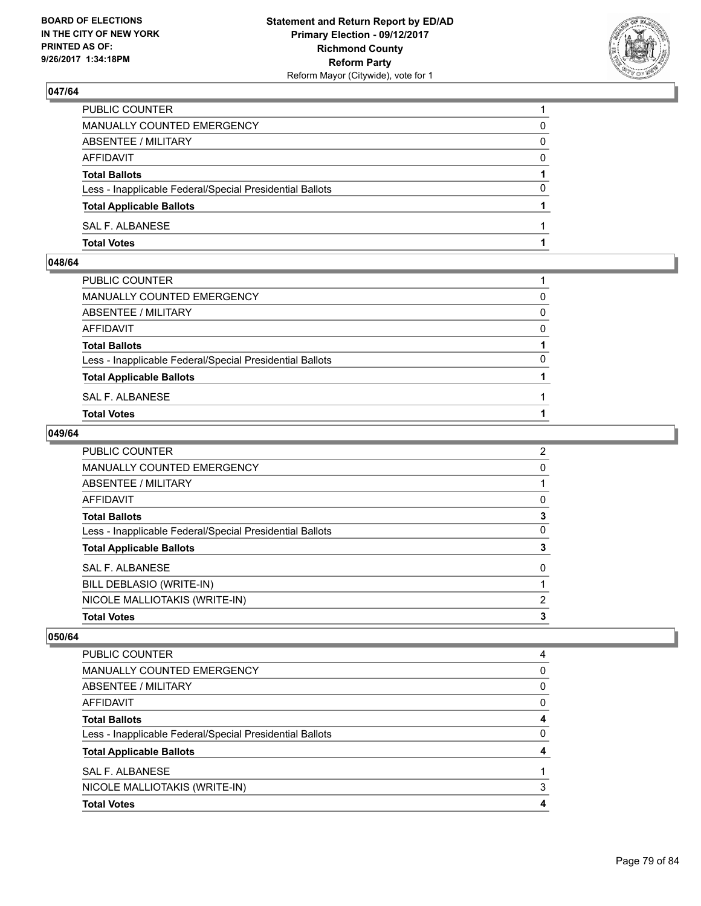## 047/64

| | |
|---|---|
| PUBLIC COUNTER | 1 |
| MANUALLY COUNTED EMERGENCY | 0 |
| ABSENTEE / MILITARY | 0 |
| AFFIDAVIT | 0 |
| **Total Ballots** | **1** |
| Less - Inapplicable Federal/Special Presidential Ballots | 0 |
| **Total Applicable Ballots** | **1** |
| SAL F. ALBANESE | 1 |
| **Total Votes** | **1** |

## 048/64

| | |
|---|---|
| PUBLIC COUNTER | 1 |
| MANUALLY COUNTED EMERGENCY | 0 |
| ABSENTEE / MILITARY | 0 |
| AFFIDAVIT | 0 |
| **Total Ballots** | **1** |
| Less - Inapplicable Federal/Special Presidential Ballots | 0 |
| **Total Applicable Ballots** | **1** |
| SAL F. ALBANESE | 1 |
| **Total Votes** | **1** |

## 049/64

| | |
|---|---|
| PUBLIC COUNTER | 2 |
| MANUALLY COUNTED EMERGENCY | 0 |
| ABSENTEE / MILITARY | 1 |
| AFFIDAVIT | 0 |
| **Total Ballots** | **3** |
| Less - Inapplicable Federal/Special Presidential Ballots | 0 |
| **Total Applicable Ballots** | **3** |
| SAL F. ALBANESE | 0 |
| BILL DEBLASIO (WRITE-IN) | 1 |
| NICOLE MALLIOTAKIS (WRITE-IN) | 2 |
| **Total Votes** | **3** |

## 050/64

| | |
|---|---|
| PUBLIC COUNTER | 4 |
| MANUALLY COUNTED EMERGENCY | 0 |
| ABSENTEE / MILITARY | 0 |
| AFFIDAVIT | 0 |
| **Total Ballots** | **4** |
| Less - Inapplicable Federal/Special Presidential Ballots | 0 |
| **Total Applicable Ballots** | **4** |
| SAL F. ALBANESE | 1 |
| NICOLE MALLIOTAKIS (WRITE-IN) | 3 |
| **Total Votes** | **4** |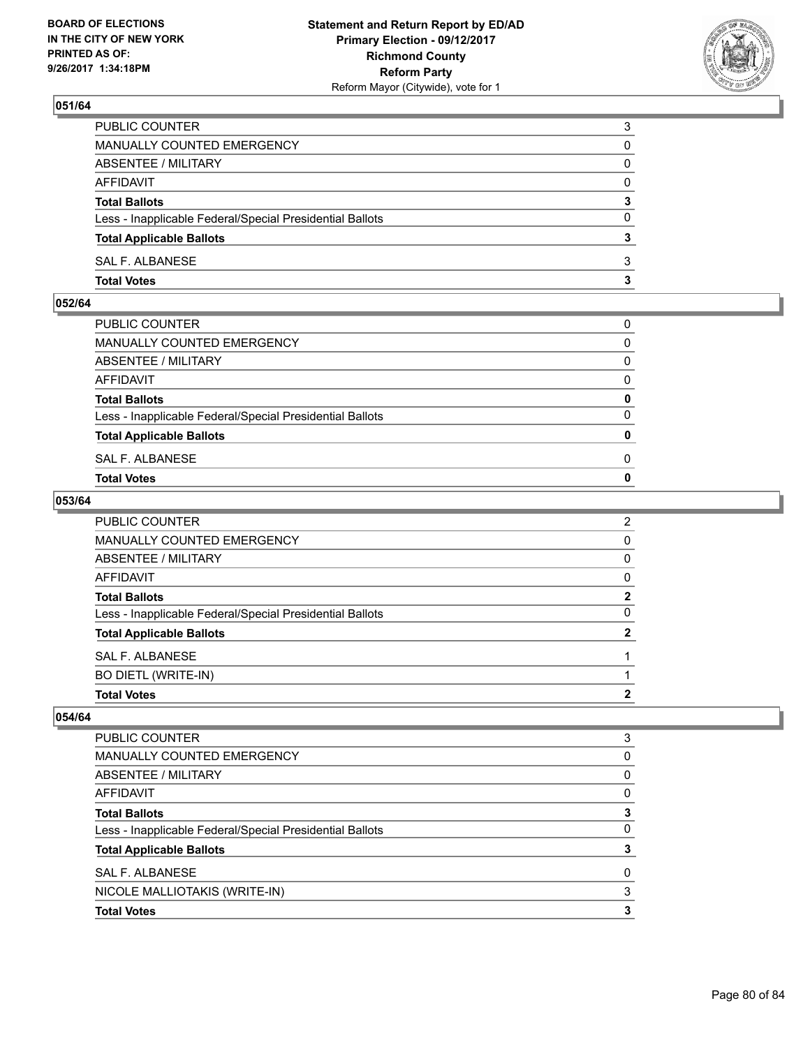## 051/64

| | |
|---|---|
| PUBLIC COUNTER | 3 |
| MANUALLY COUNTED EMERGENCY | 0 |
| ABSENTEE / MILITARY | 0 |
| AFFIDAVIT | 0 |
| **Total Ballots** | **3** |
| Less - Inapplicable Federal/Special Presidential Ballots | 0 |
| **Total Applicable Ballots** | **3** |
| SAL F. ALBANESE | 3 |
| **Total Votes** | **3** |

## 052/64

| | |
|---|---|
| PUBLIC COUNTER | 0 |
| MANUALLY COUNTED EMERGENCY | 0 |
| ABSENTEE / MILITARY | 0 |
| AFFIDAVIT | 0 |
| **Total Ballots** | **0** |
| Less - Inapplicable Federal/Special Presidential Ballots | 0 |
| **Total Applicable Ballots** | **0** |
| SAL F. ALBANESE | 0 |
| **Total Votes** | **0** |

## 053/64

| | |
|---|---|
| PUBLIC COUNTER | 2 |
| MANUALLY COUNTED EMERGENCY | 0 |
| ABSENTEE / MILITARY | 0 |
| AFFIDAVIT | 0 |
| **Total Ballots** | **2** |
| Less - Inapplicable Federal/Special Presidential Ballots | 0 |
| **Total Applicable Ballots** | **2** |
| SAL F. ALBANESE | 1 |
| BO DIETL (WRITE-IN) | 1 |
| **Total Votes** | **2** |

## 054/64

| | |
|---|---|
| PUBLIC COUNTER | 3 |
| MANUALLY COUNTED EMERGENCY | 0 |
| ABSENTEE / MILITARY | 0 |
| AFFIDAVIT | 0 |
| **Total Ballots** | **3** |
| Less - Inapplicable Federal/Special Presidential Ballots | 0 |
| **Total Applicable Ballots** | **3** |
| SAL F. ALBANESE | 0 |
| NICOLE MALLIOTAKIS (WRITE-IN) | 3 |
| **Total Votes** | **3** |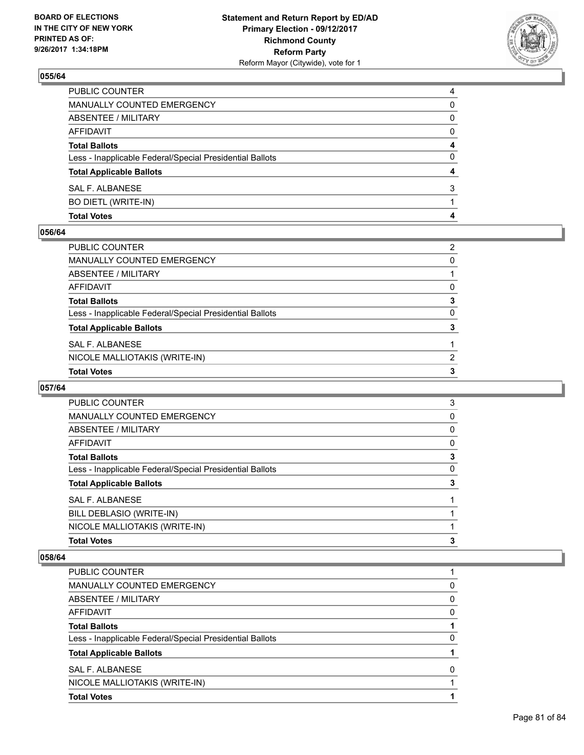### 055/64

| | |
|---|---|
| PUBLIC COUNTER | 4 |
| MANUALLY COUNTED EMERGENCY | 0 |
| ABSENTEE / MILITARY | 0 |
| AFFIDAVIT | 0 |
| **Total Ballots** | **4** |
| Less - Inapplicable Federal/Special Presidential Ballots | 0 |
| **Total Applicable Ballots** | **4** |
| SAL F. ALBANESE | 3 |
| BO DIETL (WRITE-IN) | 1 |
| **Total Votes** | **4** |

### 056/64

| | |
|---|---|
| PUBLIC COUNTER | 2 |
| MANUALLY COUNTED EMERGENCY | 0 |
| ABSENTEE / MILITARY | 1 |
| AFFIDAVIT | 0 |
| **Total Ballots** | **3** |
| Less - Inapplicable Federal/Special Presidential Ballots | 0 |
| **Total Applicable Ballots** | **3** |
| SAL F. ALBANESE | 1 |
| NICOLE MALLIOTAKIS (WRITE-IN) | 2 |
| **Total Votes** | **3** |

### 057/64

| | |
|---|---|
| PUBLIC COUNTER | 3 |
| MANUALLY COUNTED EMERGENCY | 0 |
| ABSENTEE / MILITARY | 0 |
| AFFIDAVIT | 0 |
| **Total Ballots** | **3** |
| Less - Inapplicable Federal/Special Presidential Ballots | 0 |
| **Total Applicable Ballots** | **3** |
| SAL F. ALBANESE | 1 |
| BILL DEBLASIO (WRITE-IN) | 1 |
| NICOLE MALLIOTAKIS (WRITE-IN) | 1 |
| **Total Votes** | **3** |

### 058/64

| | |
|---|---|
| PUBLIC COUNTER | 1 |
| MANUALLY COUNTED EMERGENCY | 0 |
| ABSENTEE / MILITARY | 0 |
| AFFIDAVIT | 0 |
| **Total Ballots** | **1** |
| Less - Inapplicable Federal/Special Presidential Ballots | 0 |
| **Total Applicable Ballots** | **1** |
| SAL F. ALBANESE | 0 |
| NICOLE MALLIOTAKIS (WRITE-IN) | 1 |
| **Total Votes** | **1** |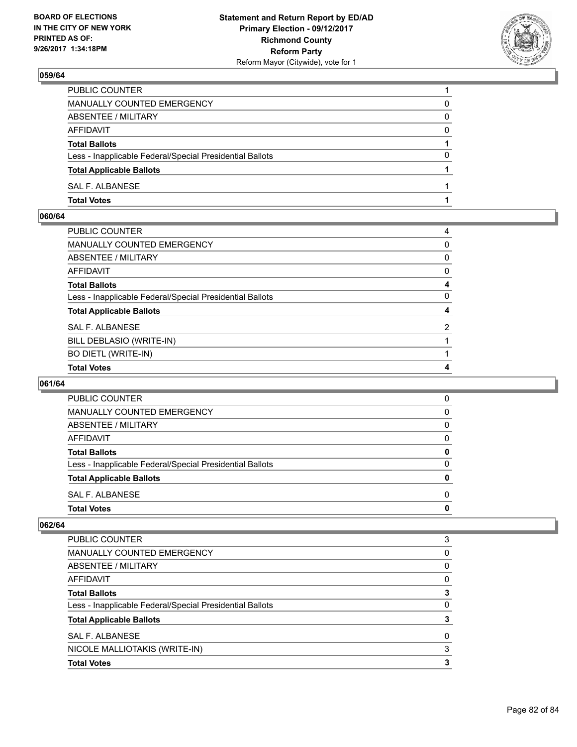## 059/64

| | |
|---|---|
| PUBLIC COUNTER | 1 |
| MANUALLY COUNTED EMERGENCY | 0 |
| ABSENTEE / MILITARY | 0 |
| AFFIDAVIT | 0 |
| **Total Ballots** | **1** |
| Less - Inapplicable Federal/Special Presidential Ballots | 0 |
| **Total Applicable Ballots** | **1** |
| SAL F. ALBANESE | 1 |
| **Total Votes** | **1** |

## 060/64

| | |
|---|---|
| PUBLIC COUNTER | 4 |
| MANUALLY COUNTED EMERGENCY | 0 |
| ABSENTEE / MILITARY | 0 |
| AFFIDAVIT | 0 |
| **Total Ballots** | **4** |
| Less - Inapplicable Federal/Special Presidential Ballots | 0 |
| **Total Applicable Ballots** | **4** |
| SAL F. ALBANESE | 2 |
| BILL DEBLASIO (WRITE-IN) | 1 |
| BO DIETL (WRITE-IN) | 1 |
| **Total Votes** | **4** |

## 061/64

| | |
|---|---|
| PUBLIC COUNTER | 0 |
| MANUALLY COUNTED EMERGENCY | 0 |
| ABSENTEE / MILITARY | 0 |
| AFFIDAVIT | 0 |
| **Total Ballots** | **0** |
| Less - Inapplicable Federal/Special Presidential Ballots | 0 |
| **Total Applicable Ballots** | **0** |
| SAL F. ALBANESE | 0 |
| **Total Votes** | **0** |

## 062/64

| | |
|---|---|
| PUBLIC COUNTER | 3 |
| MANUALLY COUNTED EMERGENCY | 0 |
| ABSENTEE / MILITARY | 0 |
| AFFIDAVIT | 0 |
| **Total Ballots** | **3** |
| Less - Inapplicable Federal/Special Presidential Ballots | 0 |
| **Total Applicable Ballots** | **3** |
| SAL F. ALBANESE | 0 |
| NICOLE MALLIOTAKIS (WRITE-IN) | 3 |
| **Total Votes** | **3** |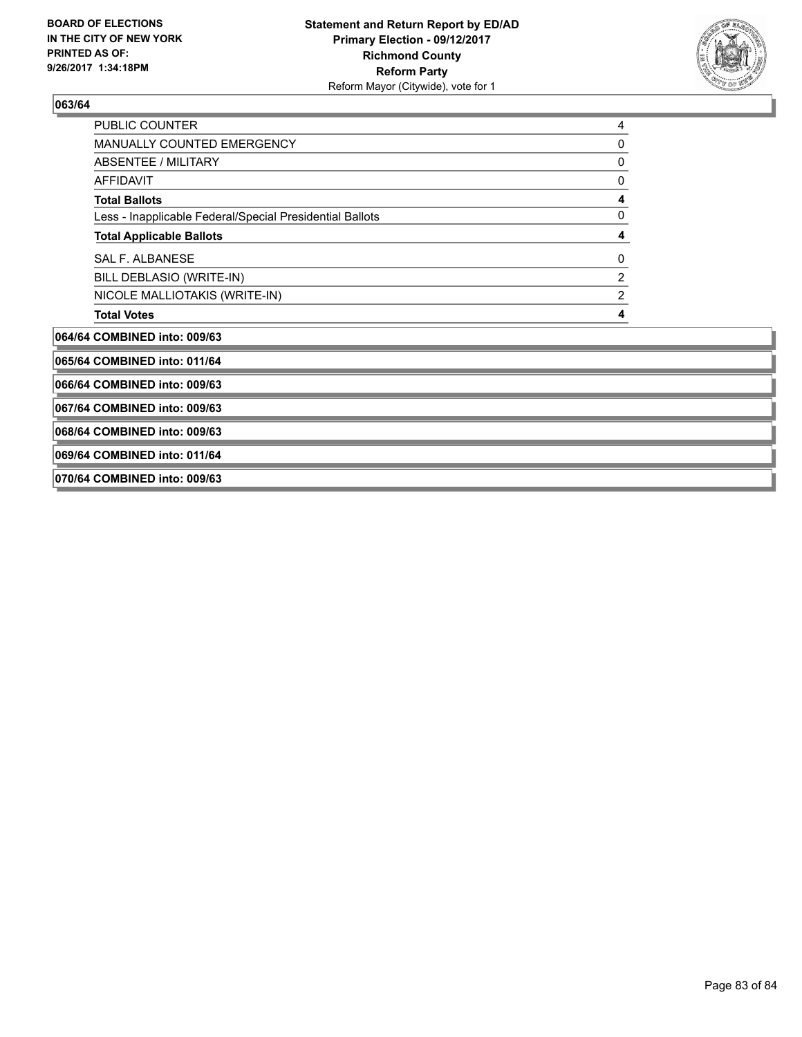**063/64**

| | |
|---|---|
| PUBLIC COUNTER | 4 |
| MANUALLY COUNTED EMERGENCY | 0 |
| ABSENTEE / MILITARY | 0 |
| AFFIDAVIT | 0 |
| **Total Ballots** | **4** |
| Less - Inapplicable Federal/Special Presidential Ballots | 0 |
| **Total Applicable Ballots** | **4** |
| SAL F. ALBANESE | 0 |
| BILL DEBLASIO (WRITE-IN) | 2 |
| NICOLE MALLIOTAKIS (WRITE-IN) | 2 |
| **Total Votes** | **4** |

**064/64 COMBINED into: 009/63**

**065/64 COMBINED into: 011/64**

**066/64 COMBINED into: 009/63**

**067/64 COMBINED into: 009/63**

**068/64 COMBINED into: 009/63**

**069/64 COMBINED into: 011/64**

**070/64 COMBINED into: 009/63**